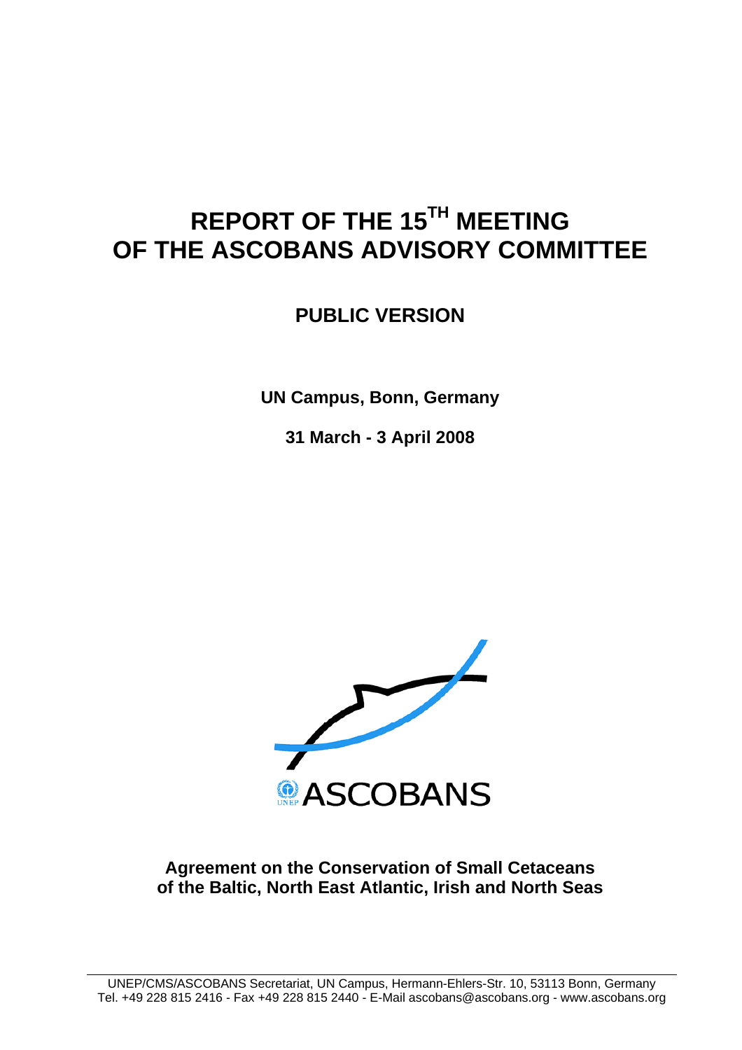# REPORT OF THE 15TH MEETING OF THE ASCOBANS ADVISORY COMMITTEE

## PUBLIC VERSION

**UN Campus, Bonn, Germany**

**31 March - 3 April 2008**

ASCOBANS

**Agreement on the Conservation of Small Cetaceans of the Baltic, North East Atlantic, Irish and North Seas**

UNEP/CMS/ASCOBANS Secretariat, UN Campus, Hermann-Ehlers-Str. 10, 53113 Bonn, Germany
Tel. +49 228 815 2416 - Fax +49 228 815 2440 - E-Mail ascobans@ascobans.org - www.ascobans.org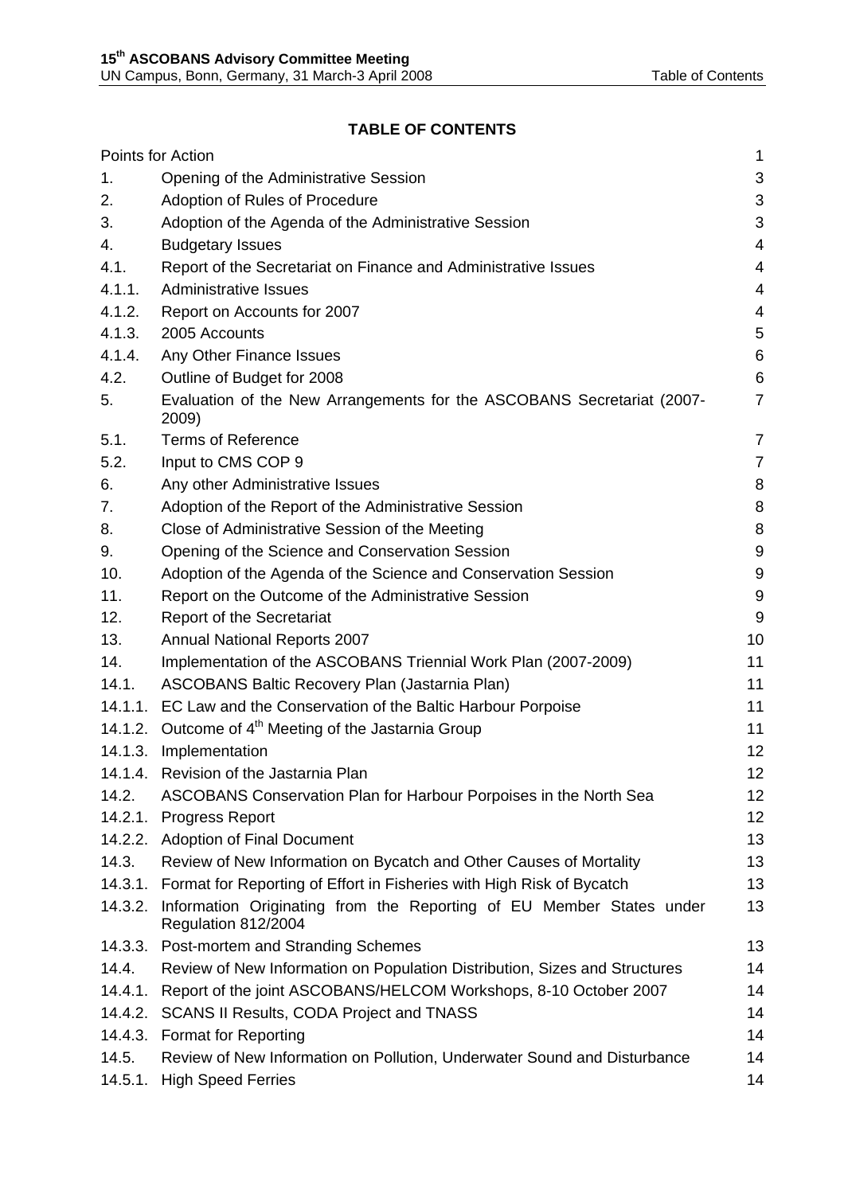## TABLE OF CONTENTS

| | | |
|---|---|---|
| Points for Action | | 1 |
| 1. | Opening of the Administrative Session | 3 |
| 2. | Adoption of Rules of Procedure | 3 |
| 3. | Adoption of the Agenda of the Administrative Session | 3 |
| 4. | Budgetary Issues | 4 |
| 4.1. | Report of the Secretariat on Finance and Administrative Issues | 4 |
| 4.1.1. | Administrative Issues | 4 |
| 4.1.2. | Report on Accounts for 2007 | 4 |
| 4.1.3. | 2005 Accounts | 5 |
| 4.1.4. | Any Other Finance Issues | 6 |
| 4.2. | Outline of Budget for 2008 | 6 |
| 5. | Evaluation of the New Arrangements for the ASCOBANS Secretariat (2007-2009) | 7 |
| 5.1. | Terms of Reference | 7 |
| 5.2. | Input to CMS COP 9 | 7 |
| 6. | Any other Administrative Issues | 8 |
| 7. | Adoption of the Report of the Administrative Session | 8 |
| 8. | Close of Administrative Session of the Meeting | 8 |
| 9. | Opening of the Science and Conservation Session | 9 |
| 10. | Adoption of the Agenda of the Science and Conservation Session | 9 |
| 11. | Report on the Outcome of the Administrative Session | 9 |
| 12. | Report of the Secretariat | 9 |
| 13. | Annual National Reports 2007 | 10 |
| 14. | Implementation of the ASCOBANS Triennial Work Plan (2007-2009) | 11 |
| 14.1. | ASCOBANS Baltic Recovery Plan (Jastarnia Plan) | 11 |
| 14.1.1. | EC Law and the Conservation of the Baltic Harbour Porpoise | 11 |
| 14.1.2. | Outcome of 4th Meeting of the Jastarnia Group | 11 |
| 14.1.3. | Implementation | 12 |
| 14.1.4. | Revision of the Jastarnia Plan | 12 |
| 14.2. | ASCOBANS Conservation Plan for Harbour Porpoises in the North Sea | 12 |
| 14.2.1. | Progress Report | 12 |
| 14.2.2. | Adoption of Final Document | 13 |
| 14.3. | Review of New Information on Bycatch and Other Causes of Mortality | 13 |
| 14.3.1. | Format for Reporting of Effort in Fisheries with High Risk of Bycatch | 13 |
| 14.3.2. | Information Originating from the Reporting of EU Member States under Regulation 812/2004 | 13 |
| 14.3.3. | Post-mortem and Stranding Schemes | 13 |
| 14.4. | Review of New Information on Population Distribution, Sizes and Structures | 14 |
| 14.4.1. | Report of the joint ASCOBANS/HELCOM Workshops, 8-10 October 2007 | 14 |
| 14.4.2. | SCANS II Results, CODA Project and TNASS | 14 |
| 14.4.3. | Format for Reporting | 14 |
| 14.5. | Review of New Information on Pollution, Underwater Sound and Disturbance | 14 |
| 14.5.1. | High Speed Ferries | 14 |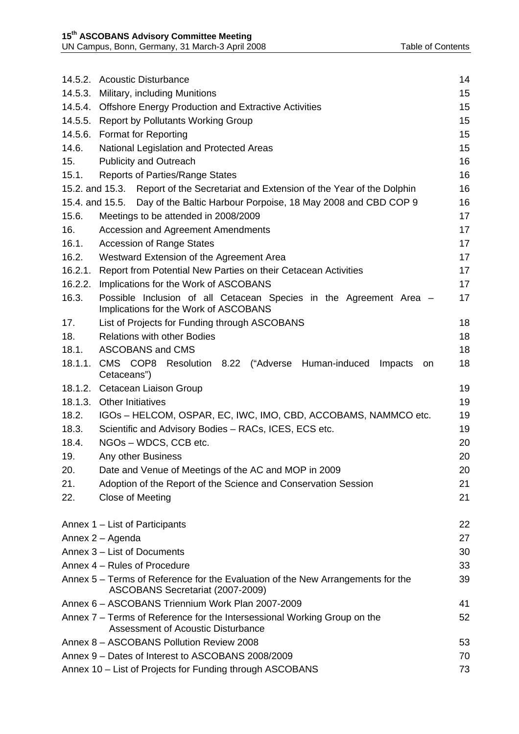| | | |
|---|---|---|
| 14.5.2. | Acoustic Disturbance | 14 |
| 14.5.3. | Military, including Munitions | 15 |
| 14.5.4. | Offshore Energy Production and Extractive Activities | 15 |
| 14.5.5. | Report by Pollutants Working Group | 15 |
| 14.5.6. | Format for Reporting | 15 |
| 14.6. | National Legislation and Protected Areas | 15 |
| 15. | Publicity and Outreach | 16 |
| 15.1. | Reports of Parties/Range States | 16 |
| 15.2. and 15.3. | Report of the Secretariat and Extension of the Year of the Dolphin | 16 |
| 15.4. and 15.5. | Day of the Baltic Harbour Porpoise, 18 May 2008 and CBD COP 9 | 16 |
| 15.6. | Meetings to be attended in 2008/2009 | 17 |
| 16. | Accession and Agreement Amendments | 17 |
| 16.1. | Accession of Range States | 17 |
| 16.2. | Westward Extension of the Agreement Area | 17 |
| 16.2.1. | Report from Potential New Parties on their Cetacean Activities | 17 |
| 16.2.2. | Implications for the Work of ASCOBANS | 17 |
| 16.3. | Possible Inclusion of all Cetacean Species in the Agreement Area – Implications for the Work of ASCOBANS | 17 |
| 17. | List of Projects for Funding through ASCOBANS | 18 |
| 18. | Relations with other Bodies | 18 |
| 18.1. | ASCOBANS and CMS | 18 |
| 18.1.1. | CMS COP8 Resolution 8.22 ("Adverse Human-induced Impacts on Cetaceans") | 18 |
| 18.1.2. | Cetacean Liaison Group | 19 |
| 18.1.3. | Other Initiatives | 19 |
| 18.2. | IGOs – HELCOM, OSPAR, EC, IWC, IMO, CBD, ACCOBAMS, NAMMCO etc. | 19 |
| 18.3. | Scientific and Advisory Bodies – RACs, ICES, ECS etc. | 19 |
| 18.4. | NGOs – WDCS, CCB etc. | 20 |
| 19. | Any other Business | 20 |
| 20. | Date and Venue of Meetings of the AC and MOP in 2009 | 20 |
| 21. | Adoption of the Report of the Science and Conservation Session | 21 |
| 22. | Close of Meeting | 21 |

| | |
|---|---|
| Annex 1 – List of Participants | 22 |
| Annex 2 – Agenda | 27 |
| Annex 3 – List of Documents | 30 |
| Annex 4 – Rules of Procedure | 33 |
| Annex 5 – Terms of Reference for the Evaluation of the New Arrangements for the ASCOBANS Secretariat (2007-2009) | 39 |
| Annex 6 – ASCOBANS Triennium Work Plan 2007-2009 | 41 |
| Annex 7 – Terms of Reference for the Intersessional Working Group on the Assessment of Acoustic Disturbance | 52 |
| Annex 8 – ASCOBANS Pollution Review 2008 | 53 |
| Annex 9 – Dates of Interest to ASCOBANS 2008/2009 | 70 |
| Annex 10 – List of Projects for Funding through ASCOBANS | 73 |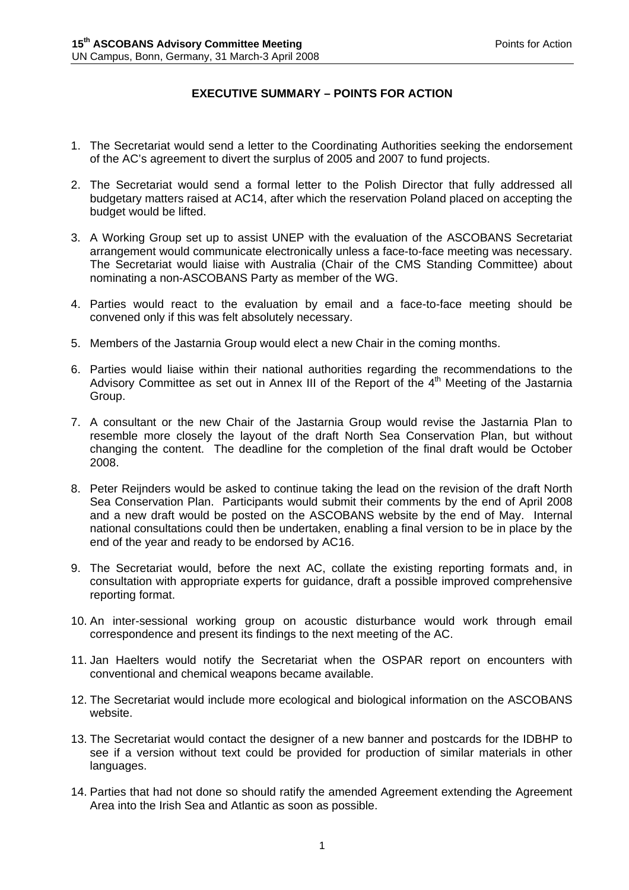# EXECUTIVE SUMMARY – POINTS FOR ACTION

1. The Secretariat would send a letter to the Coordinating Authorities seeking the endorsement of the AC's agreement to divert the surplus of 2005 and 2007 to fund projects.

2. The Secretariat would send a formal letter to the Polish Director that fully addressed all budgetary matters raised at AC14, after which the reservation Poland placed on accepting the budget would be lifted.

3. A Working Group set up to assist UNEP with the evaluation of the ASCOBANS Secretariat arrangement would communicate electronically unless a face-to-face meeting was necessary. The Secretariat would liaise with Australia (Chair of the CMS Standing Committee) about nominating a non-ASCOBANS Party as member of the WG.

4. Parties would react to the evaluation by email and a face-to-face meeting should be convened only if this was felt absolutely necessary.

5. Members of the Jastarnia Group would elect a new Chair in the coming months.

6. Parties would liaise within their national authorities regarding the recommendations to the Advisory Committee as set out in Annex III of the Report of the 4th Meeting of the Jastarnia Group.

7. A consultant or the new Chair of the Jastarnia Group would revise the Jastarnia Plan to resemble more closely the layout of the draft North Sea Conservation Plan, but without changing the content. The deadline for the completion of the final draft would be October 2008.

8. Peter Reijnders would be asked to continue taking the lead on the revision of the draft North Sea Conservation Plan. Participants would submit their comments by the end of April 2008 and a new draft would be posted on the ASCOBANS website by the end of May. Internal national consultations could then be undertaken, enabling a final version to be in place by the end of the year and ready to be endorsed by AC16.

9. The Secretariat would, before the next AC, collate the existing reporting formats and, in consultation with appropriate experts for guidance, draft a possible improved comprehensive reporting format.

10. An inter-sessional working group on acoustic disturbance would work through email correspondence and present its findings to the next meeting of the AC.

11. Jan Haelters would notify the Secretariat when the OSPAR report on encounters with conventional and chemical weapons became available.

12. The Secretariat would include more ecological and biological information on the ASCOBANS website.

13. The Secretariat would contact the designer of a new banner and postcards for the IDBHP to see if a version without text could be provided for production of similar materials in other languages.

14. Parties that had not done so should ratify the amended Agreement extending the Agreement Area into the Irish Sea and Atlantic as soon as possible.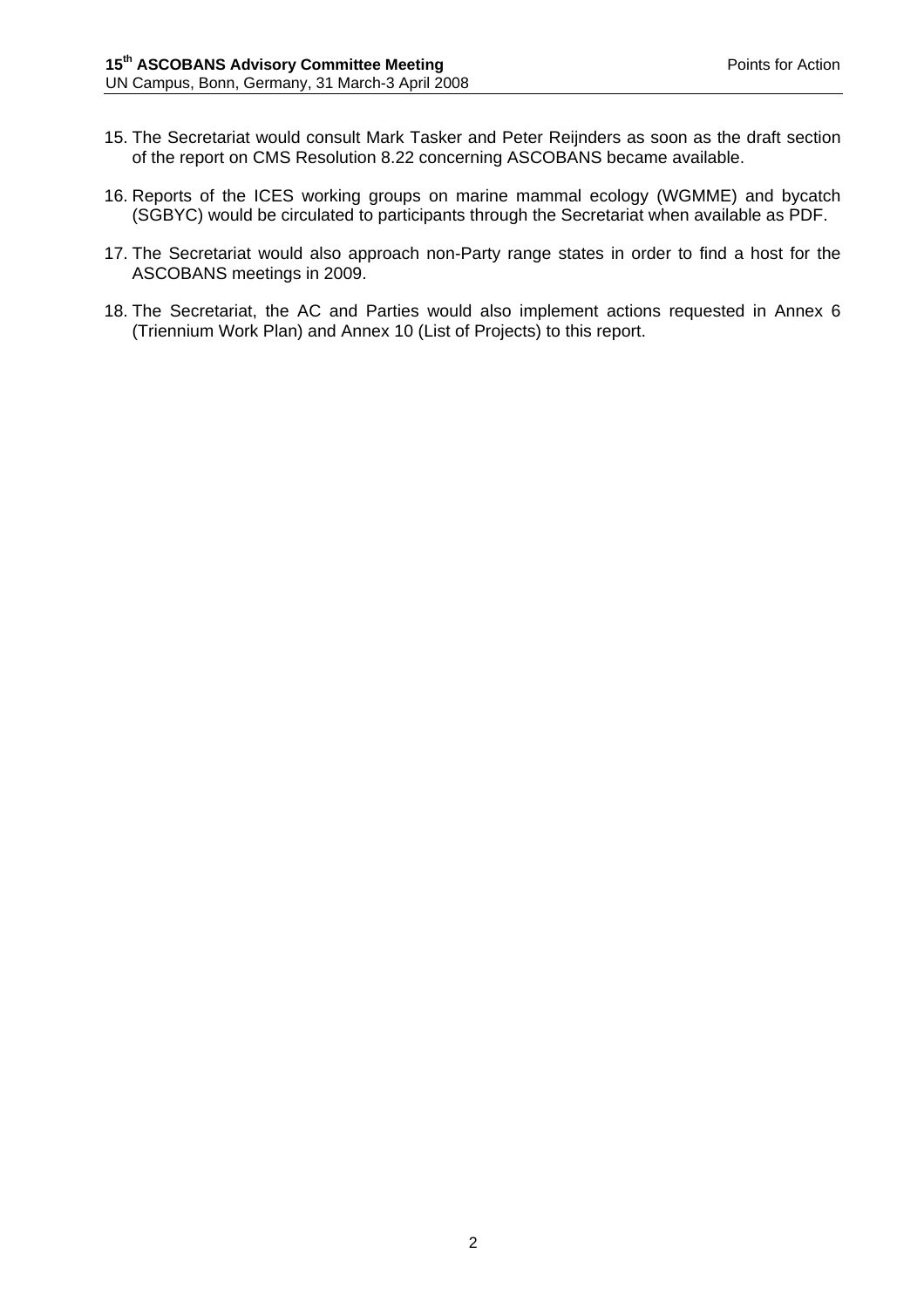15. The Secretariat would consult Mark Tasker and Peter Reijnders as soon as the draft section of the report on CMS Resolution 8.22 concerning ASCOBANS became available.

16. Reports of the ICES working groups on marine mammal ecology (WGMME) and bycatch (SGBYC) would be circulated to participants through the Secretariat when available as PDF.

17. The Secretariat would also approach non-Party range states in order to find a host for the ASCOBANS meetings in 2009.

18. The Secretariat, the AC and Parties would also implement actions requested in Annex 6 (Triennium Work Plan) and Annex 10 (List of Projects) to this report.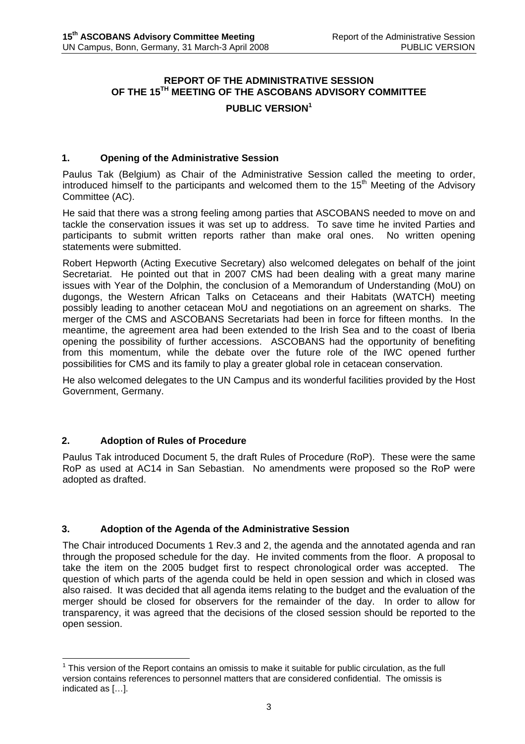# REPORT OF THE ADMINISTRATIVE SESSION OF THE 15TH MEETING OF THE ASCOBANS ADVISORY COMMITTEE

**PUBLIC VERSION**[1]

## 1. Opening of the Administrative Session

Paulus Tak (Belgium) as Chair of the Administrative Session called the meeting to order, introduced himself to the participants and welcomed them to the 15th Meeting of the Advisory Committee (AC).

He said that there was a strong feeling among parties that ASCOBANS needed to move on and tackle the conservation issues it was set up to address. To save time he invited Parties and participants to submit written reports rather than make oral ones. No written opening statements were submitted.

Robert Hepworth (Acting Executive Secretary) also welcomed delegates on behalf of the joint Secretariat. He pointed out that in 2007 CMS had been dealing with a great many marine issues with Year of the Dolphin, the conclusion of a Memorandum of Understanding (MoU) on dugongs, the Western African Talks on Cetaceans and their Habitats (WATCH) meeting possibly leading to another cetacean MoU and negotiations on an agreement on sharks. The merger of the CMS and ASCOBANS Secretariats had been in force for fifteen months. In the meantime, the agreement area had been extended to the Irish Sea and to the coast of Iberia opening the possibility of further accessions. ASCOBANS had the opportunity of benefiting from this momentum, while the debate over the future role of the IWC opened further possibilities for CMS and its family to play a greater global role in cetacean conservation.

He also welcomed delegates to the UN Campus and its wonderful facilities provided by the Host Government, Germany.

## 2. Adoption of Rules of Procedure

Paulus Tak introduced Document 5, the draft Rules of Procedure (RoP). These were the same RoP as used at AC14 in San Sebastian. No amendments were proposed so the RoP were adopted as drafted.

## 3. Adoption of the Agenda of the Administrative Session

The Chair introduced Documents 1 Rev.3 and 2, the agenda and the annotated agenda and ran through the proposed schedule for the day. He invited comments from the floor. A proposal to take the item on the 2005 budget first to respect chronological order was accepted. The question of which parts of the agenda could be held in open session and which in closed was also raised. It was decided that all agenda items relating to the budget and the evaluation of the merger should be closed for observers for the remainder of the day. In order to allow for transparency, it was agreed that the decisions of the closed session should be reported to the open session.

---

[1] This version of the Report contains an omissis to make it suitable for public circulation, as the full version contains references to personnel matters that are considered confidential. The omissis is indicated as […].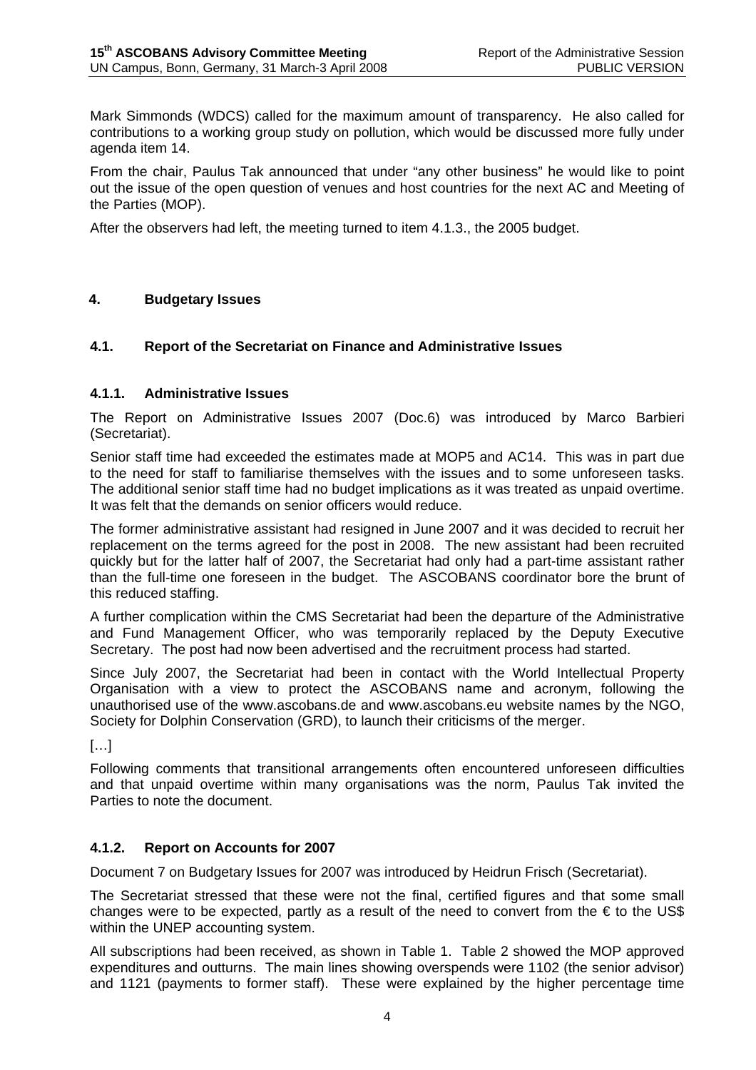Mark Simmonds (WDCS) called for the maximum amount of transparency. He also called for contributions to a working group study on pollution, which would be discussed more fully under agenda item 14.

From the chair, Paulus Tak announced that under “any other business” he would like to point out the issue of the open question of venues and host countries for the next AC and Meeting of the Parties (MOP).

After the observers had left, the meeting turned to item 4.1.3., the 2005 budget.

## 4. Budgetary Issues

### 4.1. Report of the Secretariat on Finance and Administrative Issues

#### 4.1.1. Administrative Issues

The Report on Administrative Issues 2007 (Doc.6) was introduced by Marco Barbieri (Secretariat).

Senior staff time had exceeded the estimates made at MOP5 and AC14. This was in part due to the need for staff to familiarise themselves with the issues and to some unforeseen tasks. The additional senior staff time had no budget implications as it was treated as unpaid overtime. It was felt that the demands on senior officers would reduce.

The former administrative assistant had resigned in June 2007 and it was decided to recruit her replacement on the terms agreed for the post in 2008. The new assistant had been recruited quickly but for the latter half of 2007, the Secretariat had only had a part-time assistant rather than the full-time one foreseen in the budget. The ASCOBANS coordinator bore the brunt of this reduced staffing.

A further complication within the CMS Secretariat had been the departure of the Administrative and Fund Management Officer, who was temporarily replaced by the Deputy Executive Secretary. The post had now been advertised and the recruitment process had started.

Since July 2007, the Secretariat had been in contact with the World Intellectual Property Organisation with a view to protect the ASCOBANS name and acronym, following the unauthorised use of the www.ascobans.de and www.ascobans.eu website names by the NGO, Society for Dolphin Conservation (GRD), to launch their criticisms of the merger.

[…]

Following comments that transitional arrangements often encountered unforeseen difficulties and that unpaid overtime within many organisations was the norm, Paulus Tak invited the Parties to note the document.

#### 4.1.2. Report on Accounts for 2007

Document 7 on Budgetary Issues for 2007 was introduced by Heidrun Frisch (Secretariat).

The Secretariat stressed that these were not the final, certified figures and that some small changes were to be expected, partly as a result of the need to convert from the € to the US$ within the UNEP accounting system.

All subscriptions had been received, as shown in Table 1. Table 2 showed the MOP approved expenditures and outturns. The main lines showing overspends were 1102 (the senior advisor) and 1121 (payments to former staff). These were explained by the higher percentage time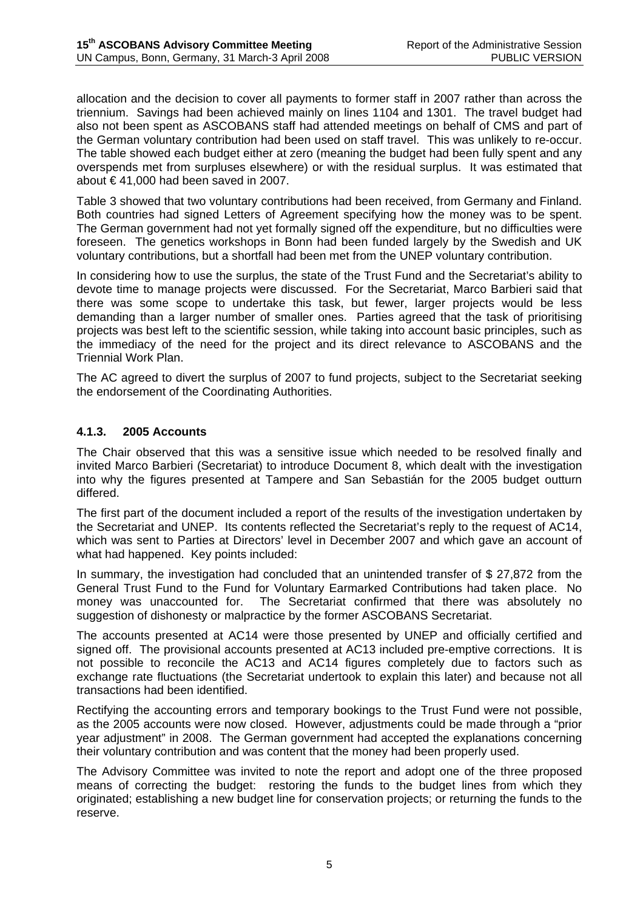allocation and the decision to cover all payments to former staff in 2007 rather than across the triennium. Savings had been achieved mainly on lines 1104 and 1301. The travel budget had also not been spent as ASCOBANS staff had attended meetings on behalf of CMS and part of the German voluntary contribution had been used on staff travel. This was unlikely to re-occur. The table showed each budget either at zero (meaning the budget had been fully spent and any overspends met from surpluses elsewhere) or with the residual surplus. It was estimated that about € 41,000 had been saved in 2007.

Table 3 showed that two voluntary contributions had been received, from Germany and Finland. Both countries had signed Letters of Agreement specifying how the money was to be spent. The German government had not yet formally signed off the expenditure, but no difficulties were foreseen. The genetics workshops in Bonn had been funded largely by the Swedish and UK voluntary contributions, but a shortfall had been met from the UNEP voluntary contribution.

In considering how to use the surplus, the state of the Trust Fund and the Secretariat's ability to devote time to manage projects were discussed. For the Secretariat, Marco Barbieri said that there was some scope to undertake this task, but fewer, larger projects would be less demanding than a larger number of smaller ones. Parties agreed that the task of prioritising projects was best left to the scientific session, while taking into account basic principles, such as the immediacy of the need for the project and its direct relevance to ASCOBANS and the Triennial Work Plan.

The AC agreed to divert the surplus of 2007 to fund projects, subject to the Secretariat seeking the endorsement of the Coordinating Authorities.

### 4.1.3. 2005 Accounts

The Chair observed that this was a sensitive issue which needed to be resolved finally and invited Marco Barbieri (Secretariat) to introduce Document 8, which dealt with the investigation into why the figures presented at Tampere and San Sebastián for the 2005 budget outturn differed.

The first part of the document included a report of the results of the investigation undertaken by the Secretariat and UNEP. Its contents reflected the Secretariat's reply to the request of AC14, which was sent to Parties at Directors' level in December 2007 and which gave an account of what had happened. Key points included:

In summary, the investigation had concluded that an unintended transfer of $ 27,872 from the General Trust Fund to the Fund for Voluntary Earmarked Contributions had taken place. No money was unaccounted for. The Secretariat confirmed that there was absolutely no suggestion of dishonesty or malpractice by the former ASCOBANS Secretariat.

The accounts presented at AC14 were those presented by UNEP and officially certified and signed off. The provisional accounts presented at AC13 included pre-emptive corrections. It is not possible to reconcile the AC13 and AC14 figures completely due to factors such as exchange rate fluctuations (the Secretariat undertook to explain this later) and because not all transactions had been identified.

Rectifying the accounting errors and temporary bookings to the Trust Fund were not possible, as the 2005 accounts were now closed. However, adjustments could be made through a "prior year adjustment" in 2008. The German government had accepted the explanations concerning their voluntary contribution and was content that the money had been properly used.

The Advisory Committee was invited to note the report and adopt one of the three proposed means of correcting the budget: restoring the funds to the budget lines from which they originated; establishing a new budget line for conservation projects; or returning the funds to the reserve.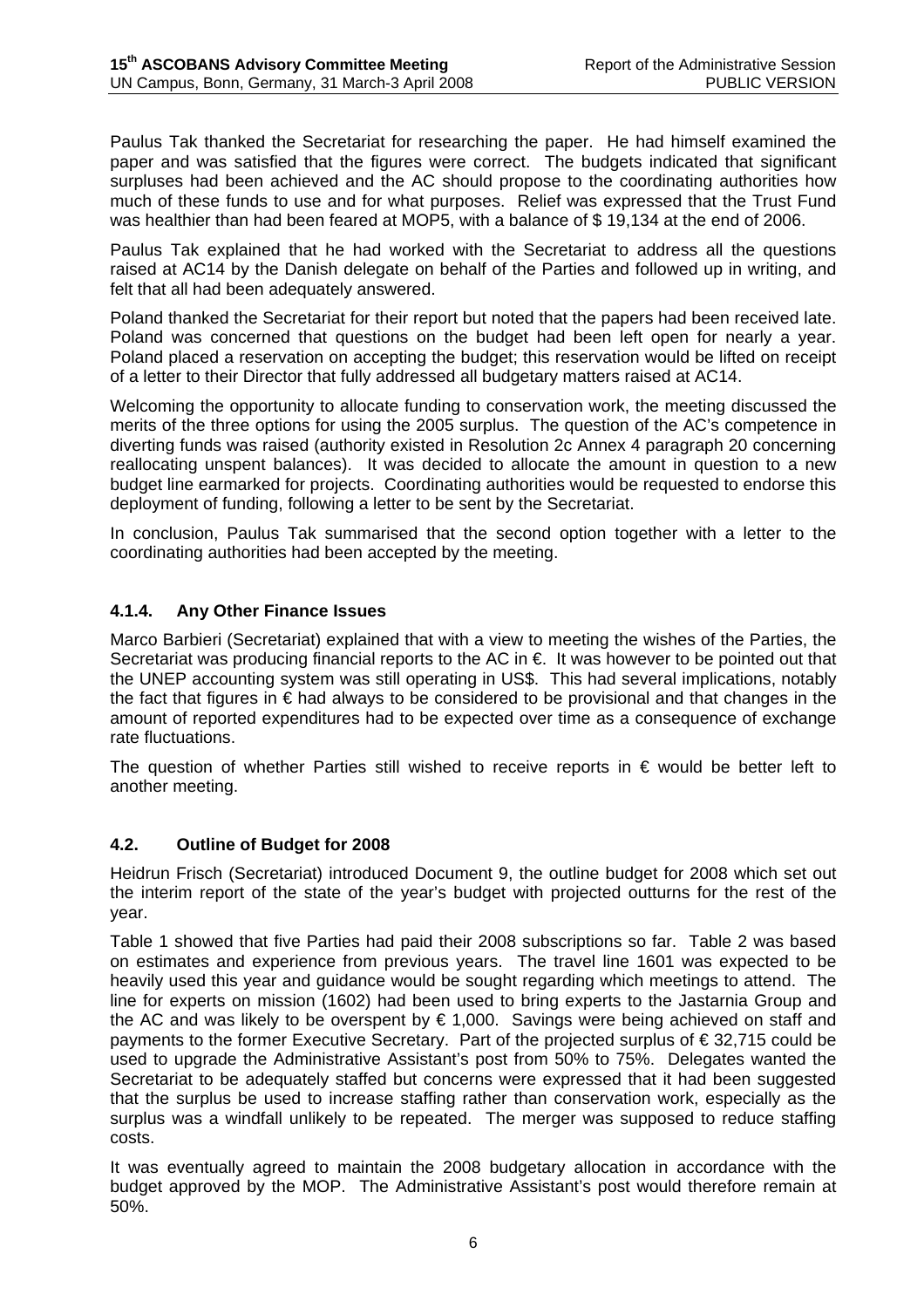Paulus Tak thanked the Secretariat for researching the paper. He had himself examined the paper and was satisfied that the figures were correct. The budgets indicated that significant surpluses had been achieved and the AC should propose to the coordinating authorities how much of these funds to use and for what purposes. Relief was expressed that the Trust Fund was healthier than had been feared at MOP5, with a balance of $ 19,134 at the end of 2006.

Paulus Tak explained that he had worked with the Secretariat to address all the questions raised at AC14 by the Danish delegate on behalf of the Parties and followed up in writing, and felt that all had been adequately answered.

Poland thanked the Secretariat for their report but noted that the papers had been received late. Poland was concerned that questions on the budget had been left open for nearly a year. Poland placed a reservation on accepting the budget; this reservation would be lifted on receipt of a letter to their Director that fully addressed all budgetary matters raised at AC14.

Welcoming the opportunity to allocate funding to conservation work, the meeting discussed the merits of the three options for using the 2005 surplus. The question of the AC's competence in diverting funds was raised (authority existed in Resolution 2c Annex 4 paragraph 20 concerning reallocating unspent balances). It was decided to allocate the amount in question to a new budget line earmarked for projects. Coordinating authorities would be requested to endorse this deployment of funding, following a letter to be sent by the Secretariat.

In conclusion, Paulus Tak summarised that the second option together with a letter to the coordinating authorities had been accepted by the meeting.

### 4.1.4. Any Other Finance Issues

Marco Barbieri (Secretariat) explained that with a view to meeting the wishes of the Parties, the Secretariat was producing financial reports to the AC in €. It was however to be pointed out that the UNEP accounting system was still operating in US$. This had several implications, notably the fact that figures in € had always to be considered to be provisional and that changes in the amount of reported expenditures had to be expected over time as a consequence of exchange rate fluctuations.

The question of whether Parties still wished to receive reports in € would be better left to another meeting.

### 4.2. Outline of Budget for 2008

Heidrun Frisch (Secretariat) introduced Document 9, the outline budget for 2008 which set out the interim report of the state of the year's budget with projected outturns for the rest of the year.

Table 1 showed that five Parties had paid their 2008 subscriptions so far. Table 2 was based on estimates and experience from previous years. The travel line 1601 was expected to be heavily used this year and guidance would be sought regarding which meetings to attend. The line for experts on mission (1602) had been used to bring experts to the Jastarnia Group and the AC and was likely to be overspent by € 1,000. Savings were being achieved on staff and payments to the former Executive Secretary. Part of the projected surplus of € 32,715 could be used to upgrade the Administrative Assistant's post from 50% to 75%. Delegates wanted the Secretariat to be adequately staffed but concerns were expressed that it had been suggested that the surplus be used to increase staffing rather than conservation work, especially as the surplus was a windfall unlikely to be repeated. The merger was supposed to reduce staffing costs.

It was eventually agreed to maintain the 2008 budgetary allocation in accordance with the budget approved by the MOP. The Administrative Assistant's post would therefore remain at 50%.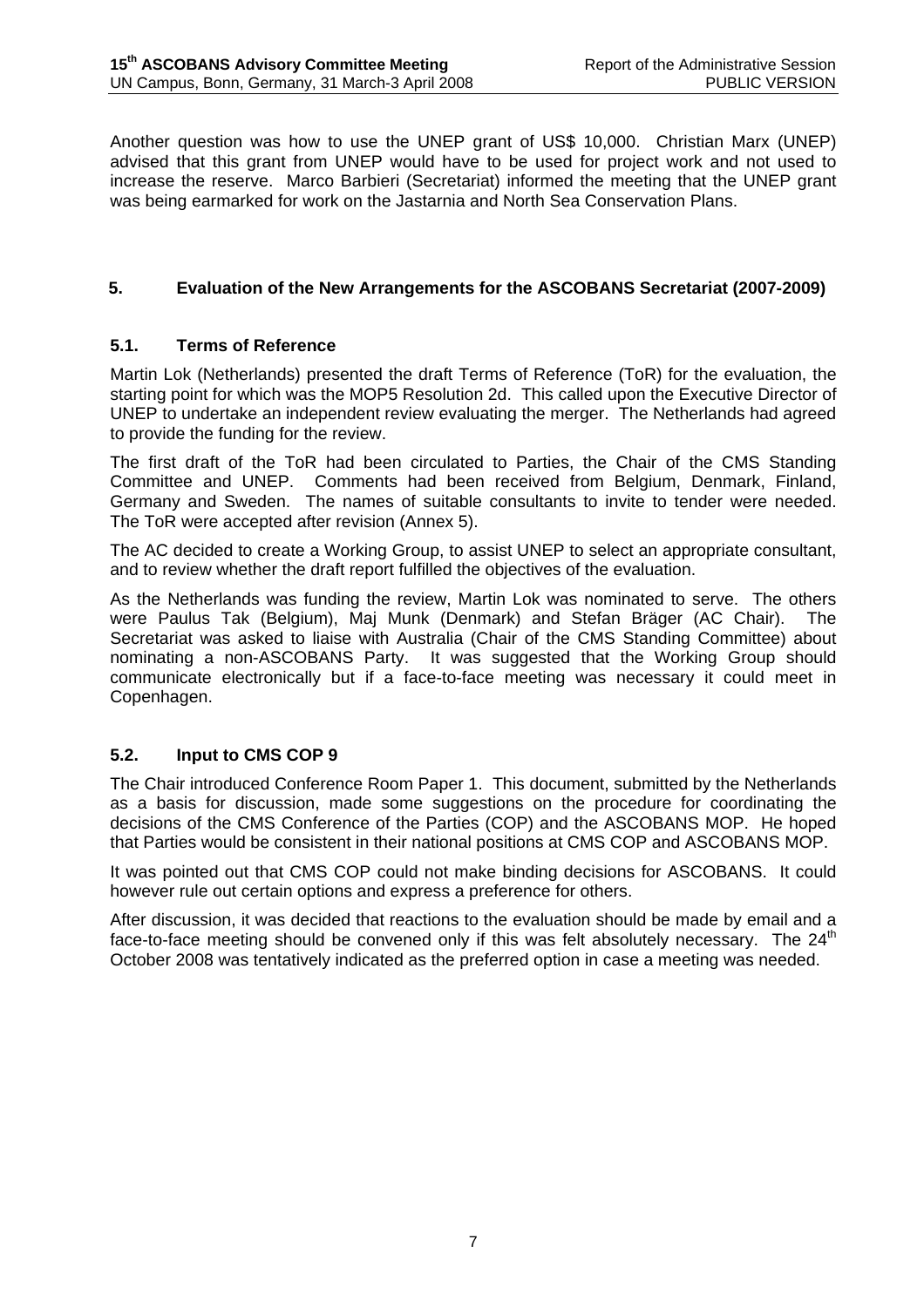Another question was how to use the UNEP grant of US$ 10,000. Christian Marx (UNEP) advised that this grant from UNEP would have to be used for project work and not used to increase the reserve. Marco Barbieri (Secretariat) informed the meeting that the UNEP grant was being earmarked for work on the Jastarnia and North Sea Conservation Plans.

## 5. Evaluation of the New Arrangements for the ASCOBANS Secretariat (2007-2009)

### 5.1. Terms of Reference

Martin Lok (Netherlands) presented the draft Terms of Reference (ToR) for the evaluation, the starting point for which was the MOP5 Resolution 2d. This called upon the Executive Director of UNEP to undertake an independent review evaluating the merger. The Netherlands had agreed to provide the funding for the review.

The first draft of the ToR had been circulated to Parties, the Chair of the CMS Standing Committee and UNEP. Comments had been received from Belgium, Denmark, Finland, Germany and Sweden. The names of suitable consultants to invite to tender were needed. The ToR were accepted after revision (Annex 5).

The AC decided to create a Working Group, to assist UNEP to select an appropriate consultant, and to review whether the draft report fulfilled the objectives of the evaluation.

As the Netherlands was funding the review, Martin Lok was nominated to serve. The others were Paulus Tak (Belgium), Maj Munk (Denmark) and Stefan Bräger (AC Chair). The Secretariat was asked to liaise with Australia (Chair of the CMS Standing Committee) about nominating a non-ASCOBANS Party. It was suggested that the Working Group should communicate electronically but if a face-to-face meeting was necessary it could meet in Copenhagen.

### 5.2. Input to CMS COP 9

The Chair introduced Conference Room Paper 1. This document, submitted by the Netherlands as a basis for discussion, made some suggestions on the procedure for coordinating the decisions of the CMS Conference of the Parties (COP) and the ASCOBANS MOP. He hoped that Parties would be consistent in their national positions at CMS COP and ASCOBANS MOP.

It was pointed out that CMS COP could not make binding decisions for ASCOBANS. It could however rule out certain options and express a preference for others.

After discussion, it was decided that reactions to the evaluation should be made by email and a face-to-face meeting should be convened only if this was felt absolutely necessary. The 24th October 2008 was tentatively indicated as the preferred option in case a meeting was needed.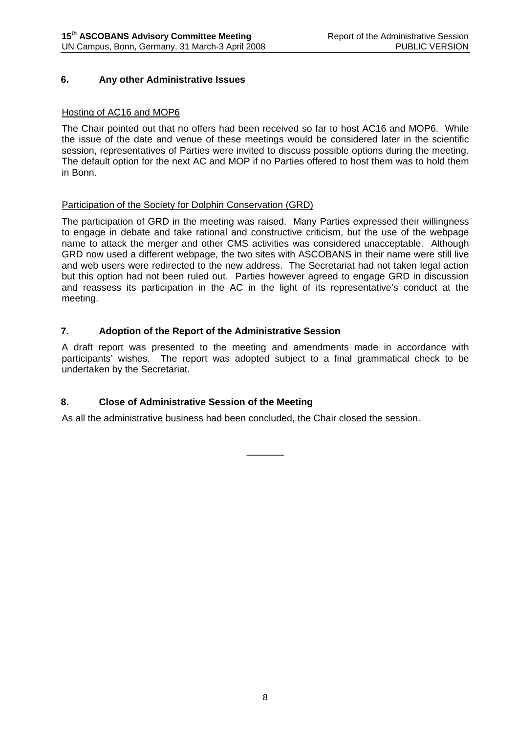## 6. Any other Administrative Issues

Hosting of AC16 and MOP6

The Chair pointed out that no offers had been received so far to host AC16 and MOP6. While the issue of the date and venue of these meetings would be considered later in the scientific session, representatives of Parties were invited to discuss possible options during the meeting. The default option for the next AC and MOP if no Parties offered to host them was to hold them in Bonn.

Participation of the Society for Dolphin Conservation (GRD)

The participation of GRD in the meeting was raised. Many Parties expressed their willingness to engage in debate and take rational and constructive criticism, but the use of the webpage name to attack the merger and other CMS activities was considered unacceptable. Although GRD now used a different webpage, the two sites with ASCOBANS in their name were still live and web users were redirected to the new address. The Secretariat had not taken legal action but this option had not been ruled out. Parties however agreed to engage GRD in discussion and reassess its participation in the AC in the light of its representative's conduct at the meeting.

## 7. Adoption of the Report of the Administrative Session

A draft report was presented to the meeting and amendments made in accordance with participants' wishes. The report was adopted subject to a final grammatical check to be undertaken by the Secretariat.

## 8. Close of Administrative Session of the Meeting

As all the administrative business had been concluded, the Chair closed the session.

_______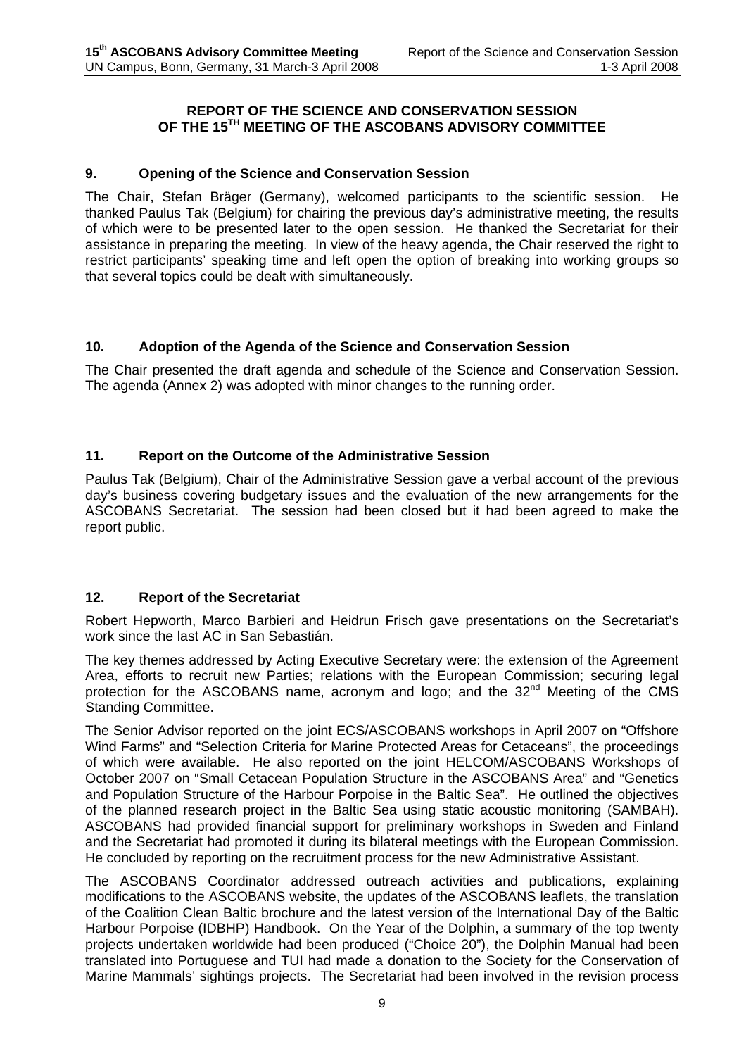**REPORT OF THE SCIENCE AND CONSERVATION SESSION OF THE 15TH MEETING OF THE ASCOBANS ADVISORY COMMITTEE**

## 9. Opening of the Science and Conservation Session

The Chair, Stefan Bräger (Germany), welcomed participants to the scientific session. He thanked Paulus Tak (Belgium) for chairing the previous day's administrative meeting, the results of which were to be presented later to the open session. He thanked the Secretariat for their assistance in preparing the meeting. In view of the heavy agenda, the Chair reserved the right to restrict participants' speaking time and left open the option of breaking into working groups so that several topics could be dealt with simultaneously.

## 10. Adoption of the Agenda of the Science and Conservation Session

The Chair presented the draft agenda and schedule of the Science and Conservation Session. The agenda (Annex 2) was adopted with minor changes to the running order.

## 11. Report on the Outcome of the Administrative Session

Paulus Tak (Belgium), Chair of the Administrative Session gave a verbal account of the previous day's business covering budgetary issues and the evaluation of the new arrangements for the ASCOBANS Secretariat. The session had been closed but it had been agreed to make the report public.

## 12. Report of the Secretariat

Robert Hepworth, Marco Barbieri and Heidrun Frisch gave presentations on the Secretariat's work since the last AC in San Sebastián.

The key themes addressed by Acting Executive Secretary were: the extension of the Agreement Area, efforts to recruit new Parties; relations with the European Commission; securing legal protection for the ASCOBANS name, acronym and logo; and the 32nd Meeting of the CMS Standing Committee.

The Senior Advisor reported on the joint ECS/ASCOBANS workshops in April 2007 on "Offshore Wind Farms" and "Selection Criteria for Marine Protected Areas for Cetaceans", the proceedings of which were available. He also reported on the joint HELCOM/ASCOBANS Workshops of October 2007 on "Small Cetacean Population Structure in the ASCOBANS Area" and "Genetics and Population Structure of the Harbour Porpoise in the Baltic Sea". He outlined the objectives of the planned research project in the Baltic Sea using static acoustic monitoring (SAMBAH). ASCOBANS had provided financial support for preliminary workshops in Sweden and Finland and the Secretariat had promoted it during its bilateral meetings with the European Commission. He concluded by reporting on the recruitment process for the new Administrative Assistant.

The ASCOBANS Coordinator addressed outreach activities and publications, explaining modifications to the ASCOBANS website, the updates of the ASCOBANS leaflets, the translation of the Coalition Clean Baltic brochure and the latest version of the International Day of the Baltic Harbour Porpoise (IDBHP) Handbook. On the Year of the Dolphin, a summary of the top twenty projects undertaken worldwide had been produced ("Choice 20"), the Dolphin Manual had been translated into Portuguese and TUI had made a donation to the Society for the Conservation of Marine Mammals' sightings projects. The Secretariat had been involved in the revision process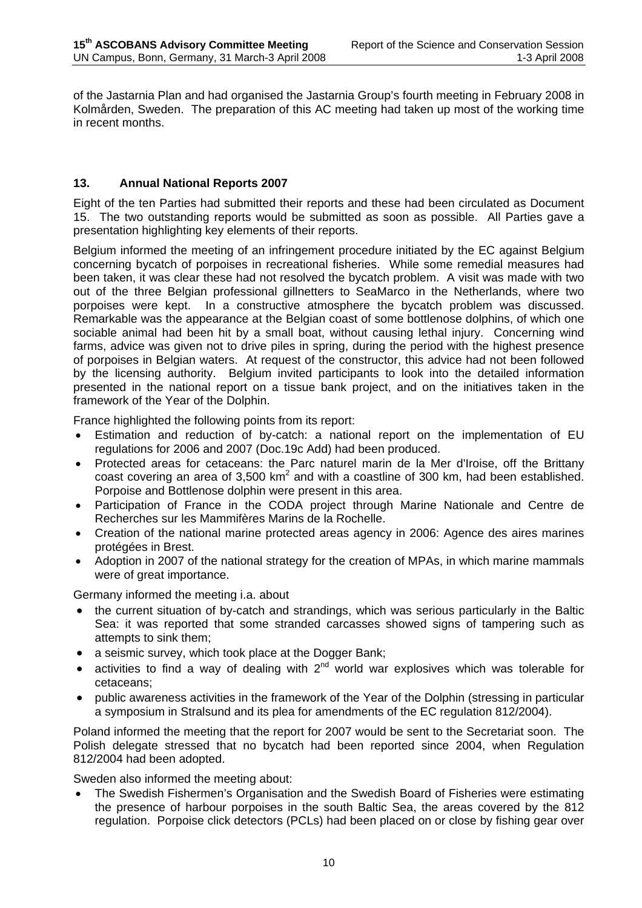of the Jastarnia Plan and had organised the Jastarnia Group's fourth meeting in February 2008 in Kolmården, Sweden. The preparation of this AC meeting had taken up most of the working time in recent months.

## 13. Annual National Reports 2007

Eight of the ten Parties had submitted their reports and these had been circulated as Document 15. The two outstanding reports would be submitted as soon as possible. All Parties gave a presentation highlighting key elements of their reports.

Belgium informed the meeting of an infringement procedure initiated by the EC against Belgium concerning bycatch of porpoises in recreational fisheries. While some remedial measures had been taken, it was clear these had not resolved the bycatch problem. A visit was made with two out of the three Belgian professional gillnetters to SeaMarco in the Netherlands, where two porpoises were kept. In a constructive atmosphere the bycatch problem was discussed. Remarkable was the appearance at the Belgian coast of some bottlenose dolphins, of which one sociable animal had been hit by a small boat, without causing lethal injury. Concerning wind farms, advice was given not to drive piles in spring, during the period with the highest presence of porpoises in Belgian waters. At request of the constructor, this advice had not been followed by the licensing authority. Belgium invited participants to look into the detailed information presented in the national report on a tissue bank project, and on the initiatives taken in the framework of the Year of the Dolphin.

France highlighted the following points from its report:

- Estimation and reduction of by-catch: a national report on the implementation of EU regulations for 2006 and 2007 (Doc.19c Add) had been produced.
- Protected areas for cetaceans: the Parc naturel marin de la Mer d'Iroise, off the Brittany coast covering an area of 3,500 km$^2$ and with a coastline of 300 km, had been established. Porpoise and Bottlenose dolphin were present in this area.
- Participation of France in the CODA project through Marine Nationale and Centre de Recherches sur les Mammifères Marins de la Rochelle.
- Creation of the national marine protected areas agency in 2006: Agence des aires marines protégées in Brest.
- Adoption in 2007 of the national strategy for the creation of MPAs, in which marine mammals were of great importance.

Germany informed the meeting i.a. about

- the current situation of by-catch and strandings, which was serious particularly in the Baltic Sea: it was reported that some stranded carcasses showed signs of tampering such as attempts to sink them;
- a seismic survey, which took place at the Dogger Bank;
- activities to find a way of dealing with 2nd world war explosives which was tolerable for cetaceans;
- public awareness activities in the framework of the Year of the Dolphin (stressing in particular a symposium in Stralsund and its plea for amendments of the EC regulation 812/2004).

Poland informed the meeting that the report for 2007 would be sent to the Secretariat soon. The Polish delegate stressed that no bycatch had been reported since 2004, when Regulation 812/2004 had been adopted.

Sweden also informed the meeting about:

- The Swedish Fishermen's Organisation and the Swedish Board of Fisheries were estimating the presence of harbour porpoises in the south Baltic Sea, the areas covered by the 812 regulation. Porpoise click detectors (PCLs) had been placed on or close by fishing gear over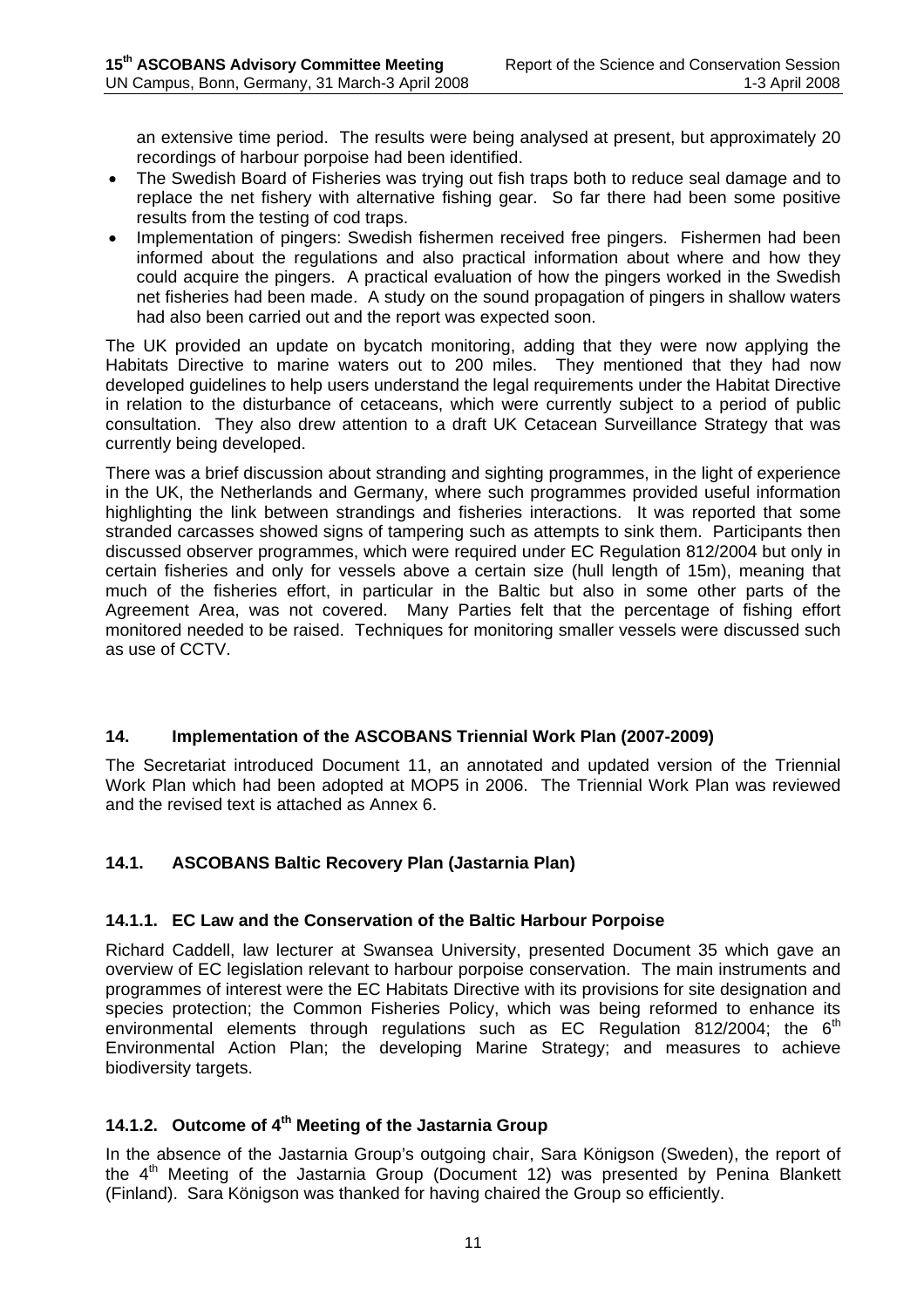an extensive time period. The results were being analysed at present, but approximately 20 recordings of harbour porpoise had been identified.

- The Swedish Board of Fisheries was trying out fish traps both to reduce seal damage and to replace the net fishery with alternative fishing gear. So far there had been some positive results from the testing of cod traps.
- Implementation of pingers: Swedish fishermen received free pingers. Fishermen had been informed about the regulations and also practical information about where and how they could acquire the pingers. A practical evaluation of how the pingers worked in the Swedish net fisheries had been made. A study on the sound propagation of pingers in shallow waters had also been carried out and the report was expected soon.

The UK provided an update on bycatch monitoring, adding that they were now applying the Habitats Directive to marine waters out to 200 miles. They mentioned that they had now developed guidelines to help users understand the legal requirements under the Habitat Directive in relation to the disturbance of cetaceans, which were currently subject to a period of public consultation. They also drew attention to a draft UK Cetacean Surveillance Strategy that was currently being developed.

There was a brief discussion about stranding and sighting programmes, in the light of experience in the UK, the Netherlands and Germany, where such programmes provided useful information highlighting the link between strandings and fisheries interactions. It was reported that some stranded carcasses showed signs of tampering such as attempts to sink them. Participants then discussed observer programmes, which were required under EC Regulation 812/2004 but only in certain fisheries and only for vessels above a certain size (hull length of 15m), meaning that much of the fisheries effort, in particular in the Baltic but also in some other parts of the Agreement Area, was not covered. Many Parties felt that the percentage of fishing effort monitored needed to be raised. Techniques for monitoring smaller vessels were discussed such as use of CCTV.

## 14. Implementation of the ASCOBANS Triennial Work Plan (2007-2009)

The Secretariat introduced Document 11, an annotated and updated version of the Triennial Work Plan which had been adopted at MOP5 in 2006. The Triennial Work Plan was reviewed and the revised text is attached as Annex 6.

### 14.1. ASCOBANS Baltic Recovery Plan (Jastarnia Plan)

#### 14.1.1. EC Law and the Conservation of the Baltic Harbour Porpoise

Richard Caddell, law lecturer at Swansea University, presented Document 35 which gave an overview of EC legislation relevant to harbour porpoise conservation. The main instruments and programmes of interest were the EC Habitats Directive with its provisions for site designation and species protection; the Common Fisheries Policy, which was being reformed to enhance its environmental elements through regulations such as EC Regulation 812/2004; the 6th Environmental Action Plan; the developing Marine Strategy; and measures to achieve biodiversity targets.

#### 14.1.2. Outcome of 4th Meeting of the Jastarnia Group

In the absence of the Jastarnia Group's outgoing chair, Sara Königson (Sweden), the report of the 4th Meeting of the Jastarnia Group (Document 12) was presented by Penina Blankett (Finland). Sara Königson was thanked for having chaired the Group so efficiently.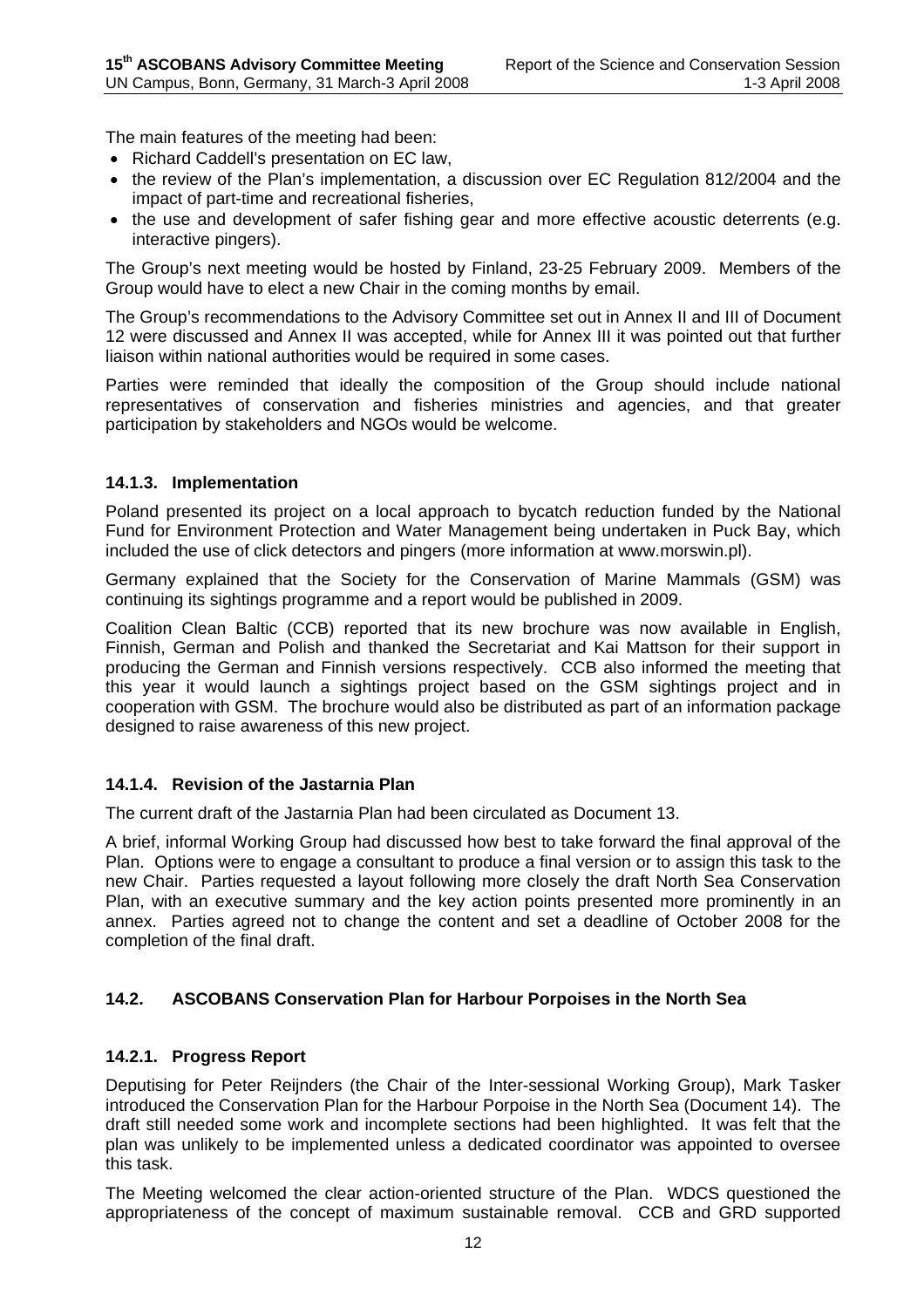The main features of the meeting had been:

- Richard Caddell's presentation on EC law,
- the review of the Plan's implementation, a discussion over EC Regulation 812/2004 and the impact of part-time and recreational fisheries,
- the use and development of safer fishing gear and more effective acoustic deterrents (e.g. interactive pingers).

The Group's next meeting would be hosted by Finland, 23-25 February 2009. Members of the Group would have to elect a new Chair in the coming months by email.

The Group's recommendations to the Advisory Committee set out in Annex II and III of Document 12 were discussed and Annex II was accepted, while for Annex III it was pointed out that further liaison within national authorities would be required in some cases.

Parties were reminded that ideally the composition of the Group should include national representatives of conservation and fisheries ministries and agencies, and that greater participation by stakeholders and NGOs would be welcome.

### 14.1.3. Implementation

Poland presented its project on a local approach to bycatch reduction funded by the National Fund for Environment Protection and Water Management being undertaken in Puck Bay, which included the use of click detectors and pingers (more information at www.morswin.pl).

Germany explained that the Society for the Conservation of Marine Mammals (GSM) was continuing its sightings programme and a report would be published in 2009.

Coalition Clean Baltic (CCB) reported that its new brochure was now available in English, Finnish, German and Polish and thanked the Secretariat and Kai Mattson for their support in producing the German and Finnish versions respectively. CCB also informed the meeting that this year it would launch a sightings project based on the GSM sightings project and in cooperation with GSM. The brochure would also be distributed as part of an information package designed to raise awareness of this new project.

### 14.1.4. Revision of the Jastarnia Plan

The current draft of the Jastarnia Plan had been circulated as Document 13.

A brief, informal Working Group had discussed how best to take forward the final approval of the Plan. Options were to engage a consultant to produce a final version or to assign this task to the new Chair. Parties requested a layout following more closely the draft North Sea Conservation Plan, with an executive summary and the key action points presented more prominently in an annex. Parties agreed not to change the content and set a deadline of October 2008 for the completion of the final draft.

## 14.2. ASCOBANS Conservation Plan for Harbour Porpoises in the North Sea

### 14.2.1. Progress Report

Deputising for Peter Reijnders (the Chair of the Inter-sessional Working Group), Mark Tasker introduced the Conservation Plan for the Harbour Porpoise in the North Sea (Document 14). The draft still needed some work and incomplete sections had been highlighted. It was felt that the plan was unlikely to be implemented unless a dedicated coordinator was appointed to oversee this task.

The Meeting welcomed the clear action-oriented structure of the Plan. WDCS questioned the appropriateness of the concept of maximum sustainable removal. CCB and GRD supported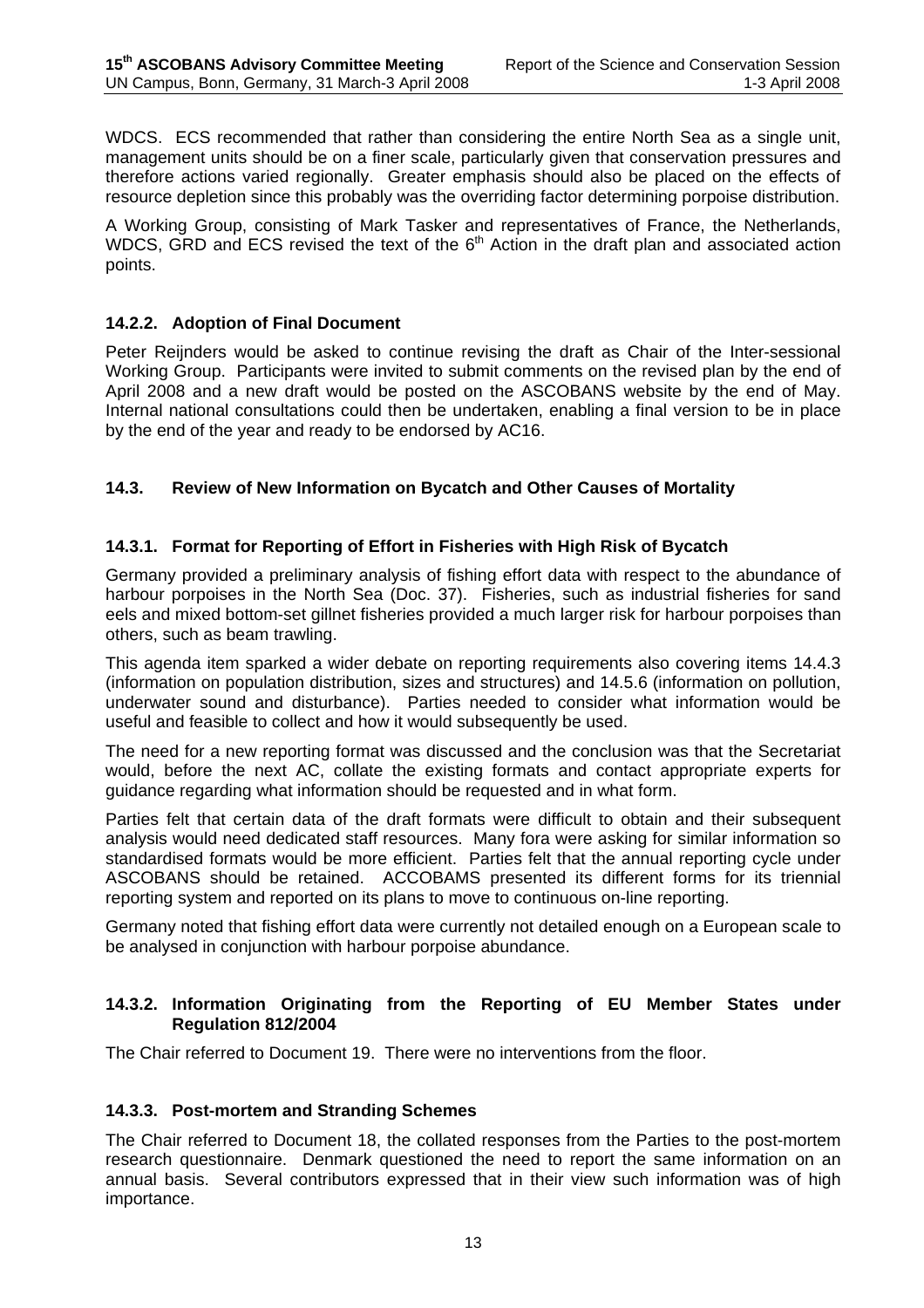WDCS. ECS recommended that rather than considering the entire North Sea as a single unit, management units should be on a finer scale, particularly given that conservation pressures and therefore actions varied regionally. Greater emphasis should also be placed on the effects of resource depletion since this probably was the overriding factor determining porpoise distribution.

A Working Group, consisting of Mark Tasker and representatives of France, the Netherlands, WDCS, GRD and ECS revised the text of the 6th Action in the draft plan and associated action points.

### 14.2.2. Adoption of Final Document

Peter Reijnders would be asked to continue revising the draft as Chair of the Inter-sessional Working Group. Participants were invited to submit comments on the revised plan by the end of April 2008 and a new draft would be posted on the ASCOBANS website by the end of May. Internal national consultations could then be undertaken, enabling a final version to be in place by the end of the year and ready to be endorsed by AC16.

## 14.3. Review of New Information on Bycatch and Other Causes of Mortality

### 14.3.1. Format for Reporting of Effort in Fisheries with High Risk of Bycatch

Germany provided a preliminary analysis of fishing effort data with respect to the abundance of harbour porpoises in the North Sea (Doc. 37). Fisheries, such as industrial fisheries for sand eels and mixed bottom-set gillnet fisheries provided a much larger risk for harbour porpoises than others, such as beam trawling.

This agenda item sparked a wider debate on reporting requirements also covering items 14.4.3 (information on population distribution, sizes and structures) and 14.5.6 (information on pollution, underwater sound and disturbance). Parties needed to consider what information would be useful and feasible to collect and how it would subsequently be used.

The need for a new reporting format was discussed and the conclusion was that the Secretariat would, before the next AC, collate the existing formats and contact appropriate experts for guidance regarding what information should be requested and in what form.

Parties felt that certain data of the draft formats were difficult to obtain and their subsequent analysis would need dedicated staff resources. Many fora were asking for similar information so standardised formats would be more efficient. Parties felt that the annual reporting cycle under ASCOBANS should be retained. ACCOBAMS presented its different forms for its triennial reporting system and reported on its plans to move to continuous on-line reporting.

Germany noted that fishing effort data were currently not detailed enough on a European scale to be analysed in conjunction with harbour porpoise abundance.

### 14.3.2. Information Originating from the Reporting of EU Member States under Regulation 812/2004

The Chair referred to Document 19. There were no interventions from the floor.

### 14.3.3. Post-mortem and Stranding Schemes

The Chair referred to Document 18, the collated responses from the Parties to the post-mortem research questionnaire. Denmark questioned the need to report the same information on an annual basis. Several contributors expressed that in their view such information was of high importance.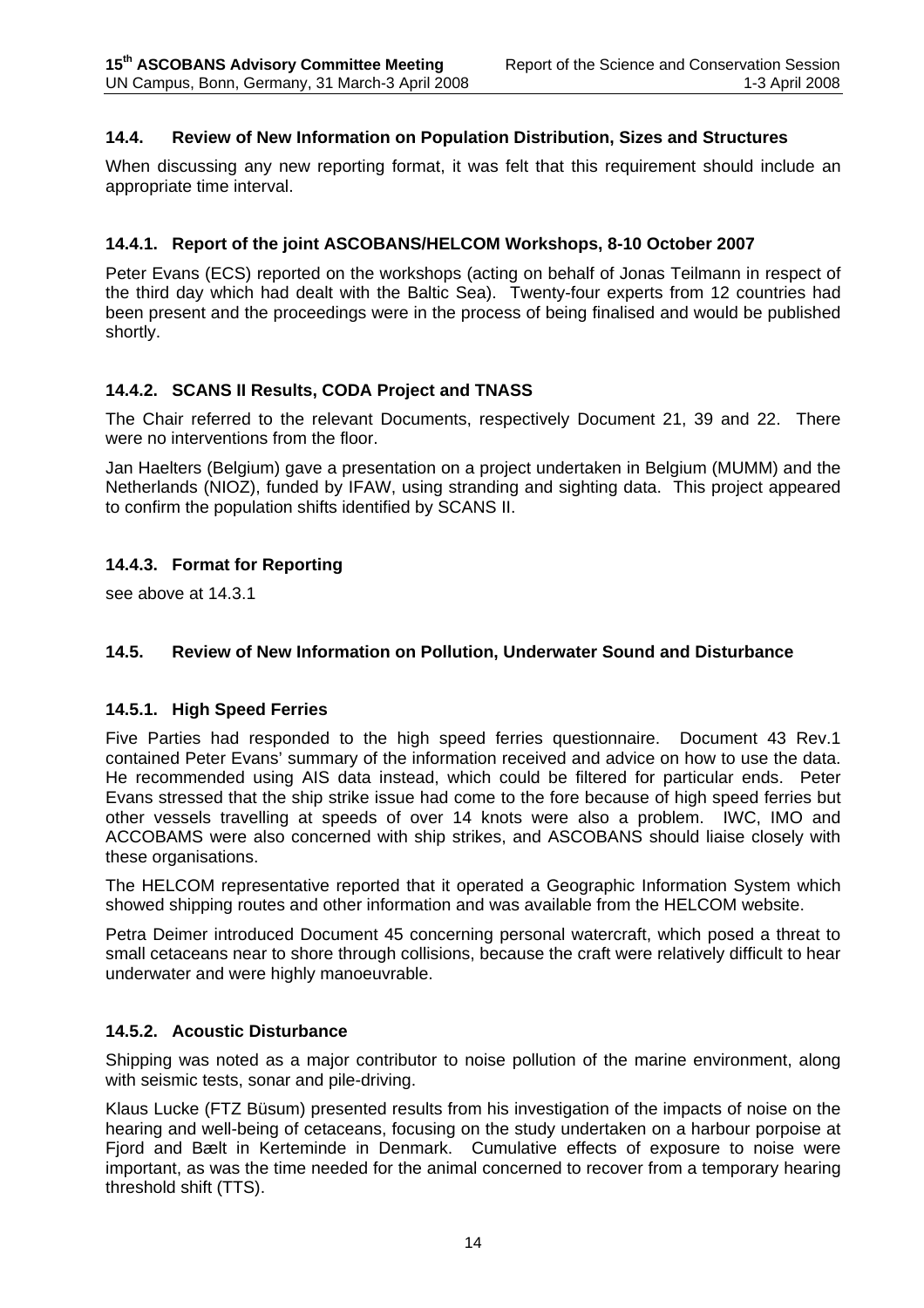### 14.4. Review of New Information on Population Distribution, Sizes and Structures

When discussing any new reporting format, it was felt that this requirement should include an appropriate time interval.

#### 14.4.1. Report of the joint ASCOBANS/HELCOM Workshops, 8-10 October 2007

Peter Evans (ECS) reported on the workshops (acting on behalf of Jonas Teilmann in respect of the third day which had dealt with the Baltic Sea). Twenty-four experts from 12 countries had been present and the proceedings were in the process of being finalised and would be published shortly.

#### 14.4.2. SCANS II Results, CODA Project and TNASS

The Chair referred to the relevant Documents, respectively Document 21, 39 and 22. There were no interventions from the floor.

Jan Haelters (Belgium) gave a presentation on a project undertaken in Belgium (MUMM) and the Netherlands (NIOZ), funded by IFAW, using stranding and sighting data. This project appeared to confirm the population shifts identified by SCANS II.

#### 14.4.3. Format for Reporting

see above at 14.3.1

### 14.5. Review of New Information on Pollution, Underwater Sound and Disturbance

#### 14.5.1. High Speed Ferries

Five Parties had responded to the high speed ferries questionnaire. Document 43 Rev.1 contained Peter Evans' summary of the information received and advice on how to use the data. He recommended using AIS data instead, which could be filtered for particular ends. Peter Evans stressed that the ship strike issue had come to the fore because of high speed ferries but other vessels travelling at speeds of over 14 knots were also a problem. IWC, IMO and ACCOBAMS were also concerned with ship strikes, and ASCOBANS should liaise closely with these organisations.

The HELCOM representative reported that it operated a Geographic Information System which showed shipping routes and other information and was available from the HELCOM website.

Petra Deimer introduced Document 45 concerning personal watercraft, which posed a threat to small cetaceans near to shore through collisions, because the craft were relatively difficult to hear underwater and were highly manoeuvrable.

#### 14.5.2. Acoustic Disturbance

Shipping was noted as a major contributor to noise pollution of the marine environment, along with seismic tests, sonar and pile-driving.

Klaus Lucke (FTZ Büsum) presented results from his investigation of the impacts of noise on the hearing and well-being of cetaceans, focusing on the study undertaken on a harbour porpoise at Fjord and Bælt in Kerteminde in Denmark. Cumulative effects of exposure to noise were important, as was the time needed for the animal concerned to recover from a temporary hearing threshold shift (TTS).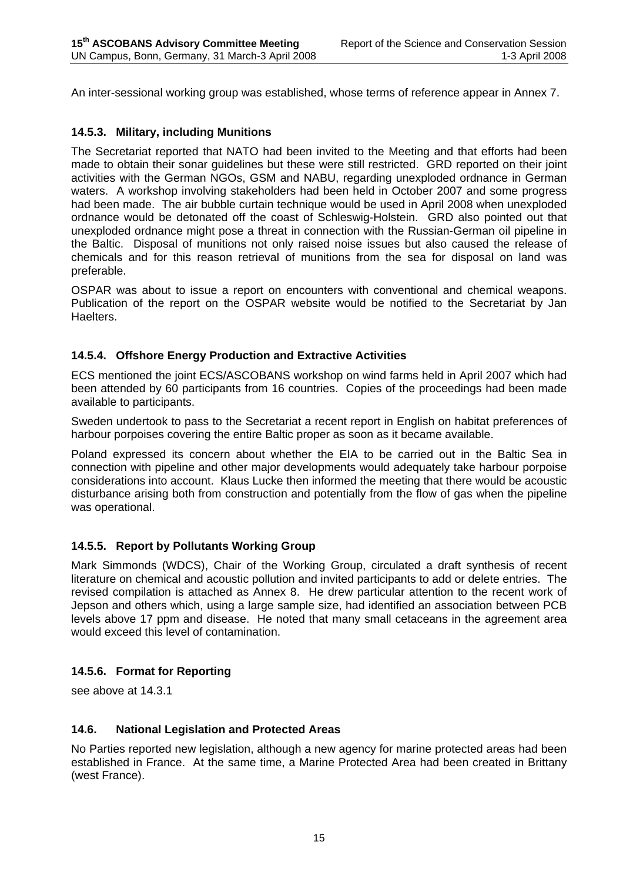An inter-sessional working group was established, whose terms of reference appear in Annex 7.

### 14.5.3. Military, including Munitions

The Secretariat reported that NATO had been invited to the Meeting and that efforts had been made to obtain their sonar guidelines but these were still restricted. GRD reported on their joint activities with the German NGOs, GSM and NABU, regarding unexploded ordnance in German waters. A workshop involving stakeholders had been held in October 2007 and some progress had been made. The air bubble curtain technique would be used in April 2008 when unexploded ordnance would be detonated off the coast of Schleswig-Holstein. GRD also pointed out that unexploded ordnance might pose a threat in connection with the Russian-German oil pipeline in the Baltic. Disposal of munitions not only raised noise issues but also caused the release of chemicals and for this reason retrieval of munitions from the sea for disposal on land was preferable.

OSPAR was about to issue a report on encounters with conventional and chemical weapons. Publication of the report on the OSPAR website would be notified to the Secretariat by Jan Haelters.

### 14.5.4. Offshore Energy Production and Extractive Activities

ECS mentioned the joint ECS/ASCOBANS workshop on wind farms held in April 2007 which had been attended by 60 participants from 16 countries. Copies of the proceedings had been made available to participants.

Sweden undertook to pass to the Secretariat a recent report in English on habitat preferences of harbour porpoises covering the entire Baltic proper as soon as it became available.

Poland expressed its concern about whether the EIA to be carried out in the Baltic Sea in connection with pipeline and other major developments would adequately take harbour porpoise considerations into account. Klaus Lucke then informed the meeting that there would be acoustic disturbance arising both from construction and potentially from the flow of gas when the pipeline was operational.

### 14.5.5. Report by Pollutants Working Group

Mark Simmonds (WDCS), Chair of the Working Group, circulated a draft synthesis of recent literature on chemical and acoustic pollution and invited participants to add or delete entries. The revised compilation is attached as Annex 8. He drew particular attention to the recent work of Jepson and others which, using a large sample size, had identified an association between PCB levels above 17 ppm and disease. He noted that many small cetaceans in the agreement area would exceed this level of contamination.

### 14.5.6. Format for Reporting

see above at 14.3.1

### 14.6. National Legislation and Protected Areas

No Parties reported new legislation, although a new agency for marine protected areas had been established in France. At the same time, a Marine Protected Area had been created in Brittany (west France).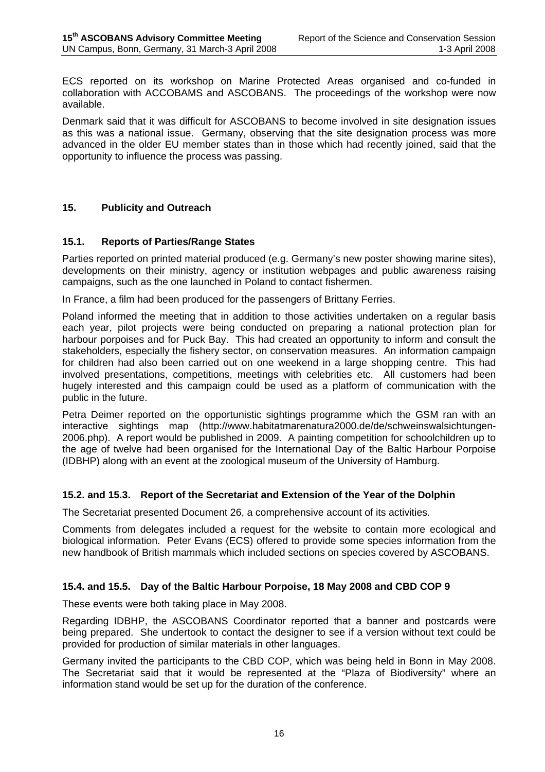ECS reported on its workshop on Marine Protected Areas organised and co-funded in collaboration with ACCOBAMS and ASCOBANS. The proceedings of the workshop were now available.

Denmark said that it was difficult for ASCOBANS to become involved in site designation issues as this was a national issue. Germany, observing that the site designation process was more advanced in the older EU member states than in those which had recently joined, said that the opportunity to influence the process was passing.

## 15. Publicity and Outreach

### 15.1. Reports of Parties/Range States

Parties reported on printed material produced (e.g. Germany's new poster showing marine sites), developments on their ministry, agency or institution webpages and public awareness raising campaigns, such as the one launched in Poland to contact fishermen.

In France, a film had been produced for the passengers of Brittany Ferries.

Poland informed the meeting that in addition to those activities undertaken on a regular basis each year, pilot projects were being conducted on preparing a national protection plan for harbour porpoises and for Puck Bay. This had created an opportunity to inform and consult the stakeholders, especially the fishery sector, on conservation measures. An information campaign for children had also been carried out on one weekend in a large shopping centre. This had involved presentations, competitions, meetings with celebrities etc. All customers had been hugely interested and this campaign could be used as a platform of communication with the public in the future.

Petra Deimer reported on the opportunistic sightings programme which the GSM ran with an interactive sightings map (http://www.habitatmarenatura2000.de/de/schweinswalsichtungen-2006.php). A report would be published in 2009. A painting competition for schoolchildren up to the age of twelve had been organised for the International Day of the Baltic Harbour Porpoise (IDBHP) along with an event at the zoological museum of the University of Hamburg.

### 15.2. and 15.3. Report of the Secretariat and Extension of the Year of the Dolphin

The Secretariat presented Document 26, a comprehensive account of its activities.

Comments from delegates included a request for the website to contain more ecological and biological information. Peter Evans (ECS) offered to provide some species information from the new handbook of British mammals which included sections on species covered by ASCOBANS.

### 15.4. and 15.5. Day of the Baltic Harbour Porpoise, 18 May 2008 and CBD COP 9

These events were both taking place in May 2008.

Regarding IDBHP, the ASCOBANS Coordinator reported that a banner and postcards were being prepared. She undertook to contact the designer to see if a version without text could be provided for production of similar materials in other languages.

Germany invited the participants to the CBD COP, which was being held in Bonn in May 2008. The Secretariat said that it would be represented at the "Plaza of Biodiversity" where an information stand would be set up for the duration of the conference.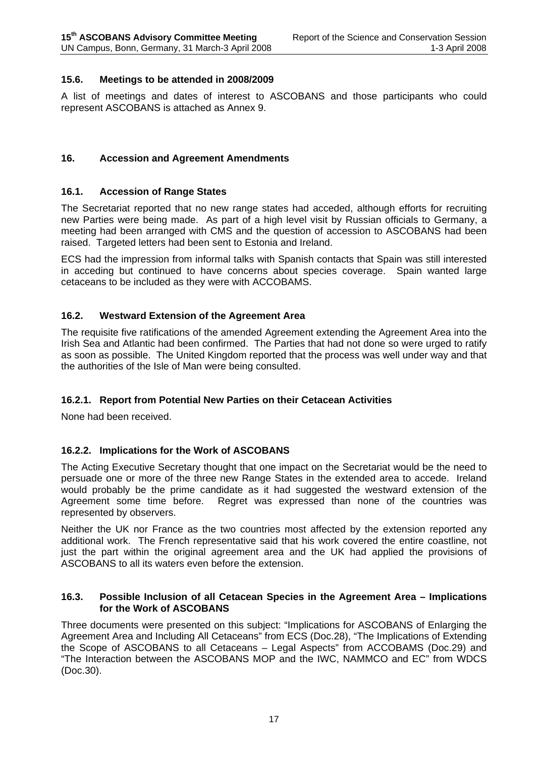### 15.6. Meetings to be attended in 2008/2009

A list of meetings and dates of interest to ASCOBANS and those participants who could represent ASCOBANS is attached as Annex 9.

## 16. Accession and Agreement Amendments

### 16.1. Accession of Range States

The Secretariat reported that no new range states had acceded, although efforts for recruiting new Parties were being made. As part of a high level visit by Russian officials to Germany, a meeting had been arranged with CMS and the question of accession to ASCOBANS had been raised. Targeted letters had been sent to Estonia and Ireland.

ECS had the impression from informal talks with Spanish contacts that Spain was still interested in acceding but continued to have concerns about species coverage. Spain wanted large cetaceans to be included as they were with ACCOBAMS.

### 16.2. Westward Extension of the Agreement Area

The requisite five ratifications of the amended Agreement extending the Agreement Area into the Irish Sea and Atlantic had been confirmed. The Parties that had not done so were urged to ratify as soon as possible. The United Kingdom reported that the process was well under way and that the authorities of the Isle of Man were being consulted.

#### 16.2.1. Report from Potential New Parties on their Cetacean Activities

None had been received.

#### 16.2.2. Implications for the Work of ASCOBANS

The Acting Executive Secretary thought that one impact on the Secretariat would be the need to persuade one or more of the three new Range States in the extended area to accede. Ireland would probably be the prime candidate as it had suggested the westward extension of the Agreement some time before. Regret was expressed than none of the countries was represented by observers.

Neither the UK nor France as the two countries most affected by the extension reported any additional work. The French representative said that his work covered the entire coastline, not just the part within the original agreement area and the UK had applied the provisions of ASCOBANS to all its waters even before the extension.

### 16.3. Possible Inclusion of all Cetacean Species in the Agreement Area – Implications for the Work of ASCOBANS

Three documents were presented on this subject: "Implications for ASCOBANS of Enlarging the Agreement Area and Including All Cetaceans" from ECS (Doc.28), "The Implications of Extending the Scope of ASCOBANS to all Cetaceans – Legal Aspects" from ACCOBAMS (Doc.29) and "The Interaction between the ASCOBANS MOP and the IWC, NAMMCO and EC" from WDCS (Doc.30).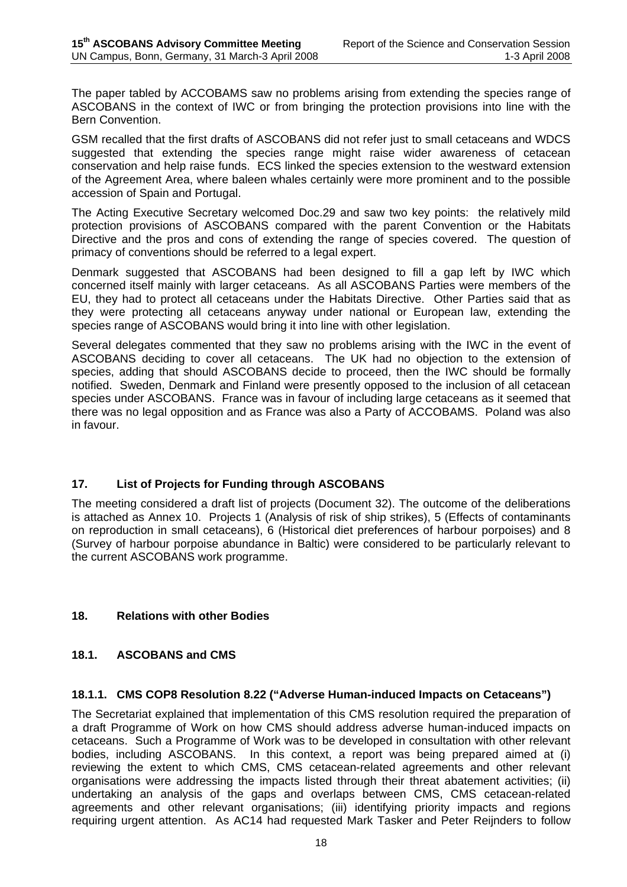The paper tabled by ACCOBAMS saw no problems arising from extending the species range of ASCOBANS in the context of IWC or from bringing the protection provisions into line with the Bern Convention.

GSM recalled that the first drafts of ASCOBANS did not refer just to small cetaceans and WDCS suggested that extending the species range might raise wider awareness of cetacean conservation and help raise funds. ECS linked the species extension to the westward extension of the Agreement Area, where baleen whales certainly were more prominent and to the possible accession of Spain and Portugal.

The Acting Executive Secretary welcomed Doc.29 and saw two key points: the relatively mild protection provisions of ASCOBANS compared with the parent Convention or the Habitats Directive and the pros and cons of extending the range of species covered. The question of primacy of conventions should be referred to a legal expert.

Denmark suggested that ASCOBANS had been designed to fill a gap left by IWC which concerned itself mainly with larger cetaceans. As all ASCOBANS Parties were members of the EU, they had to protect all cetaceans under the Habitats Directive. Other Parties said that as they were protecting all cetaceans anyway under national or European law, extending the species range of ASCOBANS would bring it into line with other legislation.

Several delegates commented that they saw no problems arising with the IWC in the event of ASCOBANS deciding to cover all cetaceans. The UK had no objection to the extension of species, adding that should ASCOBANS decide to proceed, then the IWC should be formally notified. Sweden, Denmark and Finland were presently opposed to the inclusion of all cetacean species under ASCOBANS. France was in favour of including large cetaceans as it seemed that there was no legal opposition and as France was also a Party of ACCOBAMS. Poland was also in favour.

## 17. List of Projects for Funding through ASCOBANS

The meeting considered a draft list of projects (Document 32). The outcome of the deliberations is attached as Annex 10. Projects 1 (Analysis of risk of ship strikes), 5 (Effects of contaminants on reproduction in small cetaceans), 6 (Historical diet preferences of harbour porpoises) and 8 (Survey of harbour porpoise abundance in Baltic) were considered to be particularly relevant to the current ASCOBANS work programme.

## 18. Relations with other Bodies

### 18.1. ASCOBANS and CMS

#### 18.1.1. CMS COP8 Resolution 8.22 ("Adverse Human-induced Impacts on Cetaceans")

The Secretariat explained that implementation of this CMS resolution required the preparation of a draft Programme of Work on how CMS should address adverse human-induced impacts on cetaceans. Such a Programme of Work was to be developed in consultation with other relevant bodies, including ASCOBANS. In this context, a report was being prepared aimed at (i) reviewing the extent to which CMS, CMS cetacean-related agreements and other relevant organisations were addressing the impacts listed through their threat abatement activities; (ii) undertaking an analysis of the gaps and overlaps between CMS, CMS cetacean-related agreements and other relevant organisations; (iii) identifying priority impacts and regions requiring urgent attention. As AC14 had requested Mark Tasker and Peter Reijnders to follow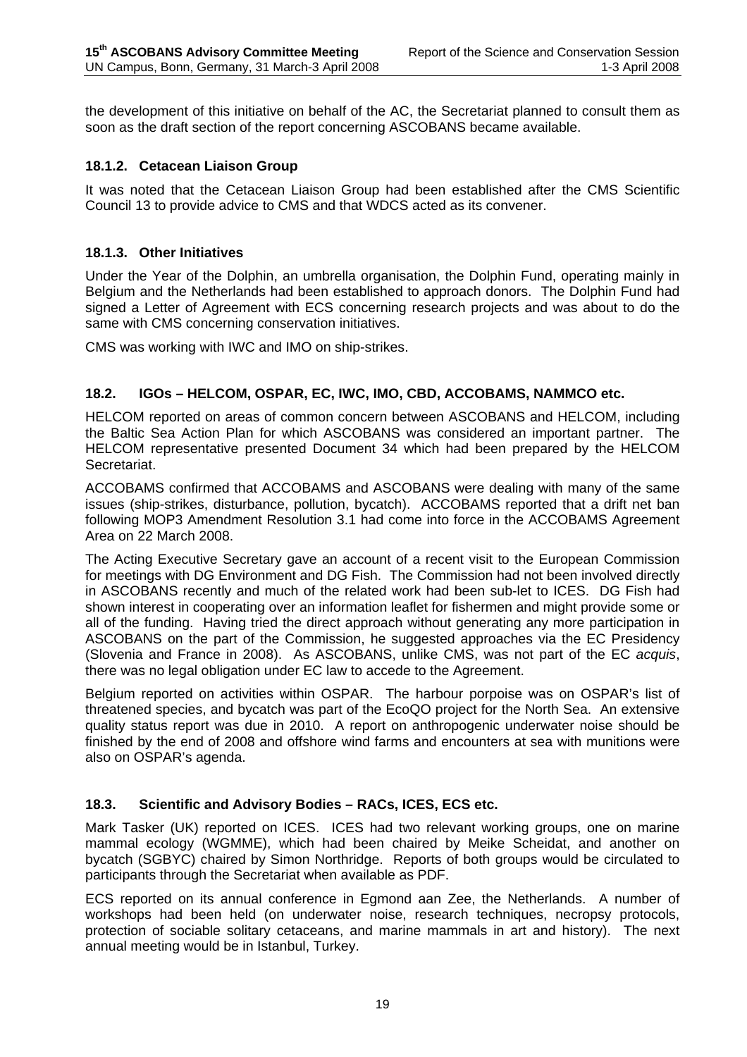the development of this initiative on behalf of the AC, the Secretariat planned to consult them as soon as the draft section of the report concerning ASCOBANS became available.

### 18.1.2. Cetacean Liaison Group

It was noted that the Cetacean Liaison Group had been established after the CMS Scientific Council 13 to provide advice to CMS and that WDCS acted as its convener.

### 18.1.3. Other Initiatives

Under the Year of the Dolphin, an umbrella organisation, the Dolphin Fund, operating mainly in Belgium and the Netherlands had been established to approach donors. The Dolphin Fund had signed a Letter of Agreement with ECS concerning research projects and was about to do the same with CMS concerning conservation initiatives.

CMS was working with IWC and IMO on ship-strikes.

## 18.2. IGOs – HELCOM, OSPAR, EC, IWC, IMO, CBD, ACCOBAMS, NAMMCO etc.

HELCOM reported on areas of common concern between ASCOBANS and HELCOM, including the Baltic Sea Action Plan for which ASCOBANS was considered an important partner. The HELCOM representative presented Document 34 which had been prepared by the HELCOM Secretariat.

ACCOBAMS confirmed that ACCOBAMS and ASCOBANS were dealing with many of the same issues (ship-strikes, disturbance, pollution, bycatch). ACCOBAMS reported that a drift net ban following MOP3 Amendment Resolution 3.1 had come into force in the ACCOBAMS Agreement Area on 22 March 2008.

The Acting Executive Secretary gave an account of a recent visit to the European Commission for meetings with DG Environment and DG Fish. The Commission had not been involved directly in ASCOBANS recently and much of the related work had been sub-let to ICES. DG Fish had shown interest in cooperating over an information leaflet for fishermen and might provide some or all of the funding. Having tried the direct approach without generating any more participation in ASCOBANS on the part of the Commission, he suggested approaches via the EC Presidency (Slovenia and France in 2008). As ASCOBANS, unlike CMS, was not part of the EC *acquis*, there was no legal obligation under EC law to accede to the Agreement.

Belgium reported on activities within OSPAR. The harbour porpoise was on OSPAR's list of threatened species, and bycatch was part of the EcoQO project for the North Sea. An extensive quality status report was due in 2010. A report on anthropogenic underwater noise should be finished by the end of 2008 and offshore wind farms and encounters at sea with munitions were also on OSPAR's agenda.

## 18.3. Scientific and Advisory Bodies – RACs, ICES, ECS etc.

Mark Tasker (UK) reported on ICES. ICES had two relevant working groups, one on marine mammal ecology (WGMME), which had been chaired by Meike Scheidat, and another on bycatch (SGBYC) chaired by Simon Northridge. Reports of both groups would be circulated to participants through the Secretariat when available as PDF.

ECS reported on its annual conference in Egmond aan Zee, the Netherlands. A number of workshops had been held (on underwater noise, research techniques, necropsy protocols, protection of sociable solitary cetaceans, and marine mammals in art and history). The next annual meeting would be in Istanbul, Turkey.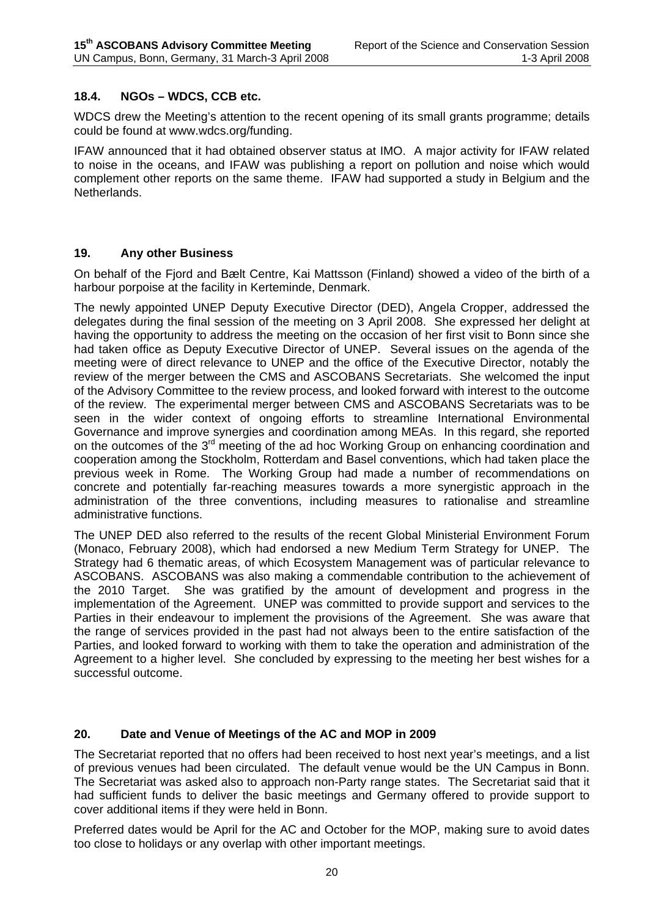### 18.4. NGOs – WDCS, CCB etc.

WDCS drew the Meeting's attention to the recent opening of its small grants programme; details could be found at www.wdcs.org/funding.

IFAW announced that it had obtained observer status at IMO. A major activity for IFAW related to noise in the oceans, and IFAW was publishing a report on pollution and noise which would complement other reports on the same theme. IFAW had supported a study in Belgium and the Netherlands.

## 19. Any other Business

On behalf of the Fjord and Bælt Centre, Kai Mattsson (Finland) showed a video of the birth of a harbour porpoise at the facility in Kerteminde, Denmark.

The newly appointed UNEP Deputy Executive Director (DED), Angela Cropper, addressed the delegates during the final session of the meeting on 3 April 2008. She expressed her delight at having the opportunity to address the meeting on the occasion of her first visit to Bonn since she had taken office as Deputy Executive Director of UNEP. Several issues on the agenda of the meeting were of direct relevance to UNEP and the office of the Executive Director, notably the review of the merger between the CMS and ASCOBANS Secretariats. She welcomed the input of the Advisory Committee to the review process, and looked forward with interest to the outcome of the review. The experimental merger between CMS and ASCOBANS Secretariats was to be seen in the wider context of ongoing efforts to streamline International Environmental Governance and improve synergies and coordination among MEAs. In this regard, she reported on the outcomes of the 3rd meeting of the ad hoc Working Group on enhancing coordination and cooperation among the Stockholm, Rotterdam and Basel conventions, which had taken place the previous week in Rome. The Working Group had made a number of recommendations on concrete and potentially far-reaching measures towards a more synergistic approach in the administration of the three conventions, including measures to rationalise and streamline administrative functions.

The UNEP DED also referred to the results of the recent Global Ministerial Environment Forum (Monaco, February 2008), which had endorsed a new Medium Term Strategy for UNEP. The Strategy had 6 thematic areas, of which Ecosystem Management was of particular relevance to ASCOBANS. ASCOBANS was also making a commendable contribution to the achievement of the 2010 Target. She was gratified by the amount of development and progress in the implementation of the Agreement. UNEP was committed to provide support and services to the Parties in their endeavour to implement the provisions of the Agreement. She was aware that the range of services provided in the past had not always been to the entire satisfaction of the Parties, and looked forward to working with them to take the operation and administration of the Agreement to a higher level. She concluded by expressing to the meeting her best wishes for a successful outcome.

## 20. Date and Venue of Meetings of the AC and MOP in 2009

The Secretariat reported that no offers had been received to host next year's meetings, and a list of previous venues had been circulated. The default venue would be the UN Campus in Bonn. The Secretariat was asked also to approach non-Party range states. The Secretariat said that it had sufficient funds to deliver the basic meetings and Germany offered to provide support to cover additional items if they were held in Bonn.

Preferred dates would be April for the AC and October for the MOP, making sure to avoid dates too close to holidays or any overlap with other important meetings.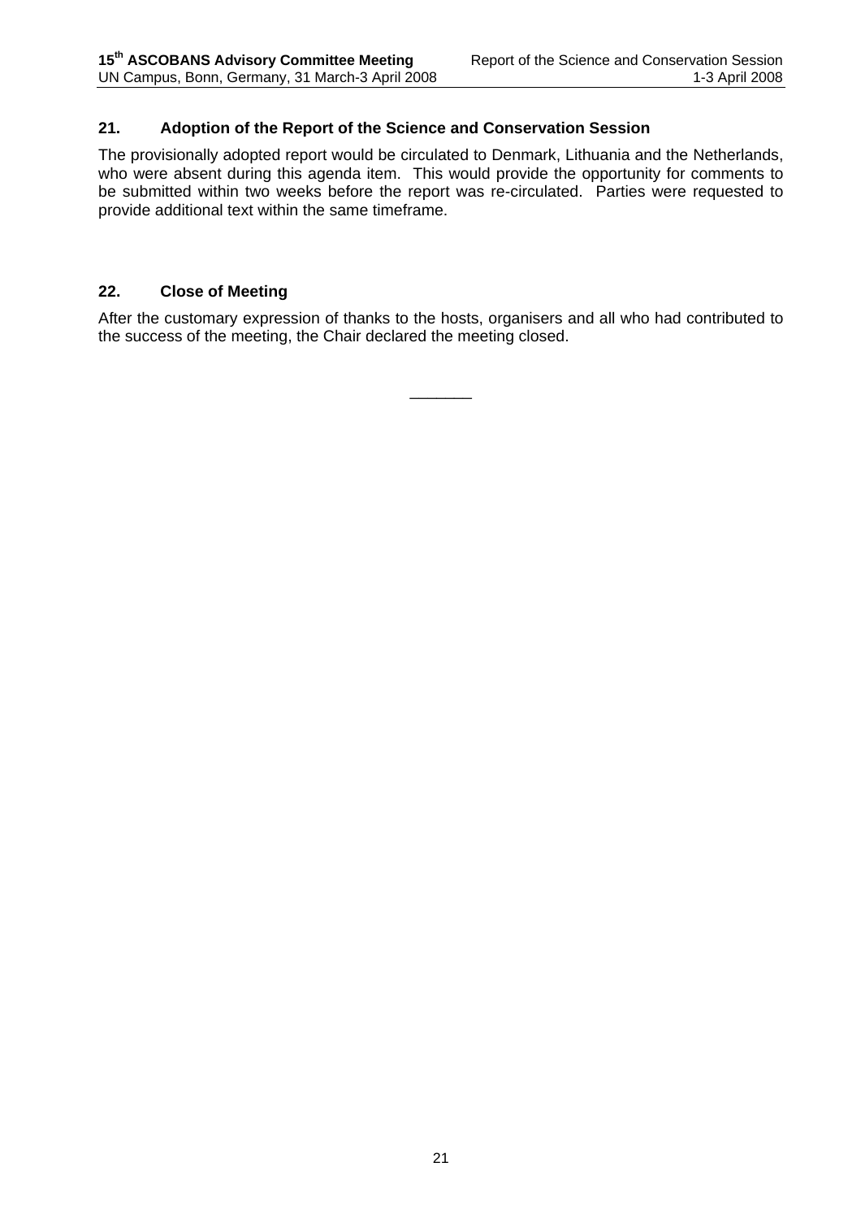## 21. Adoption of the Report of the Science and Conservation Session

The provisionally adopted report would be circulated to Denmark, Lithuania and the Netherlands, who were absent during this agenda item. This would provide the opportunity for comments to be submitted within two weeks before the report was re-circulated. Parties were requested to provide additional text within the same timeframe.

## 22. Close of Meeting

After the customary expression of thanks to the hosts, organisers and all who had contributed to the success of the meeting, the Chair declared the meeting closed.

_______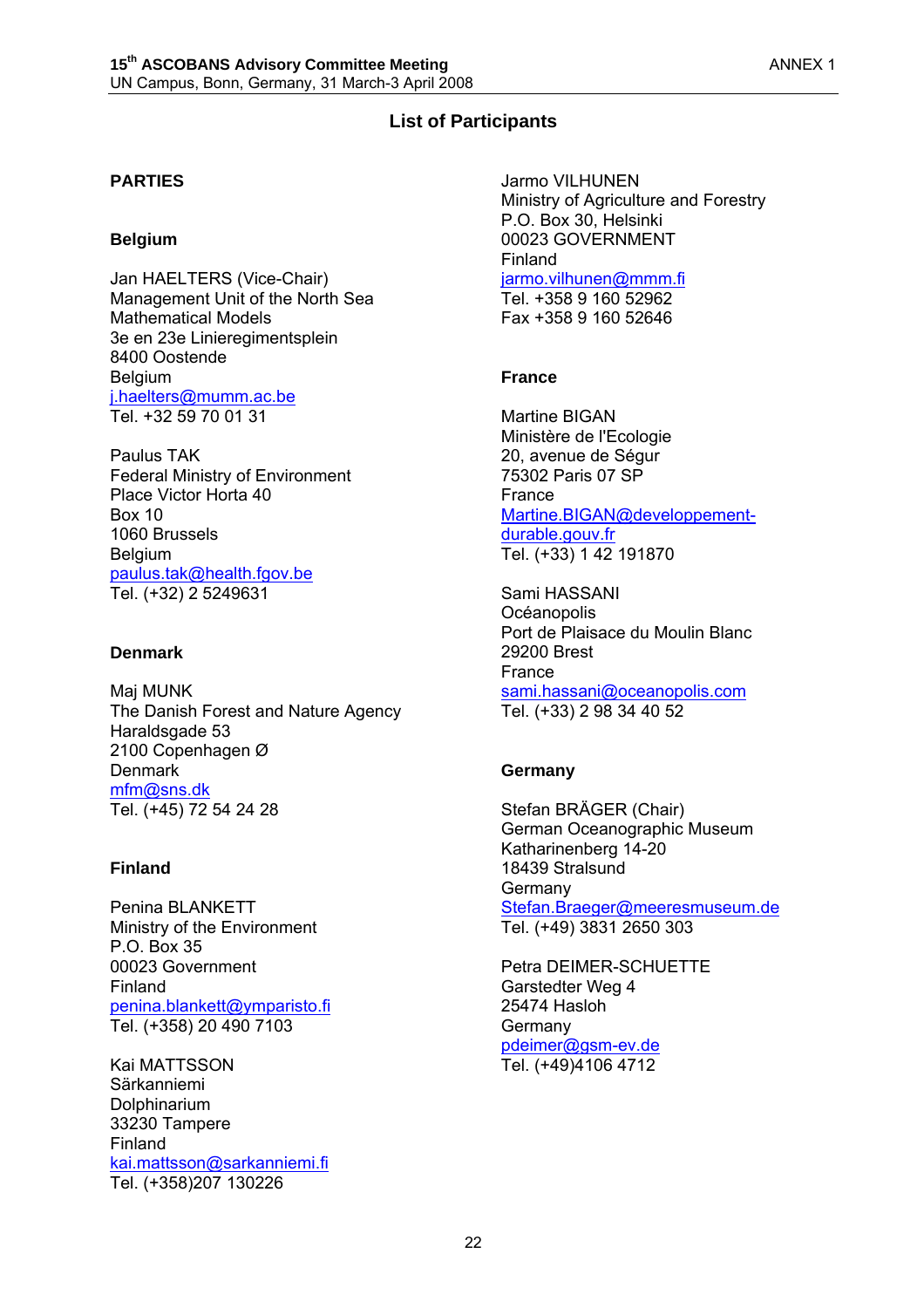## List of Participants

### PARTIES

#### Belgium

Jan HAELTERS (Vice-Chair)
Management Unit of the North Sea
Mathematical Models
3e en 23e Linieregimentsplein
8400 Oostende
Belgium
j.haelters@mumm.ac.be
Tel. +32 59 70 01 31

Paulus TAK
Federal Ministry of Environment
Place Victor Horta 40
Box 10
1060 Brussels
Belgium
paulus.tak@health.fgov.be
Tel. (+32) 2 5249631

#### Denmark

Maj MUNK
The Danish Forest and Nature Agency
Haraldsgade 53
2100 Copenhagen Ø
Denmark
mfm@sns.dk
Tel. (+45) 72 54 24 28

#### Finland

Penina BLANKETT
Ministry of the Environment
P.O. Box 35
00023 Government
Finland
penina.blankett@ymparisto.fi
Tel. (+358) 20 490 7103

Kai MATTSSON
Särkanniemi
Dolphinarium
33230 Tampere
Finland
kai.mattsson@sarkanniemi.fi
Tel. (+358)207 130226

Jarmo VILHUNEN
Ministry of Agriculture and Forestry
P.O. Box 30, Helsinki
00023 GOVERNMENT
Finland
jarmo.vilhunen@mmm.fi
Tel. +358 9 160 52962
Fax +358 9 160 52646

#### France

Martine BIGAN
Ministère de l'Ecologie
20, avenue de Ségur
75302 Paris 07 SP
France
Martine.BIGAN@developpement-durable.gouv.fr
Tel. (+33) 1 42 191870

Sami HASSANI
Océanopolis
Port de Plaisace du Moulin Blanc
29200 Brest
France
sami.hassani@oceanopolis.com
Tel. (+33) 2 98 34 40 52

#### Germany

Stefan BRÄGER (Chair)
German Oceanographic Museum
Katharinenberg 14-20
18439 Stralsund
Germany
Stefan.Braeger@meeresmuseum.de
Tel. (+49) 3831 2650 303

Petra DEIMER-SCHUETTE
Garstedter Weg 4
25474 Hasloh
Germany
pdeimer@gsm-ev.de
Tel. (+49)4106 4712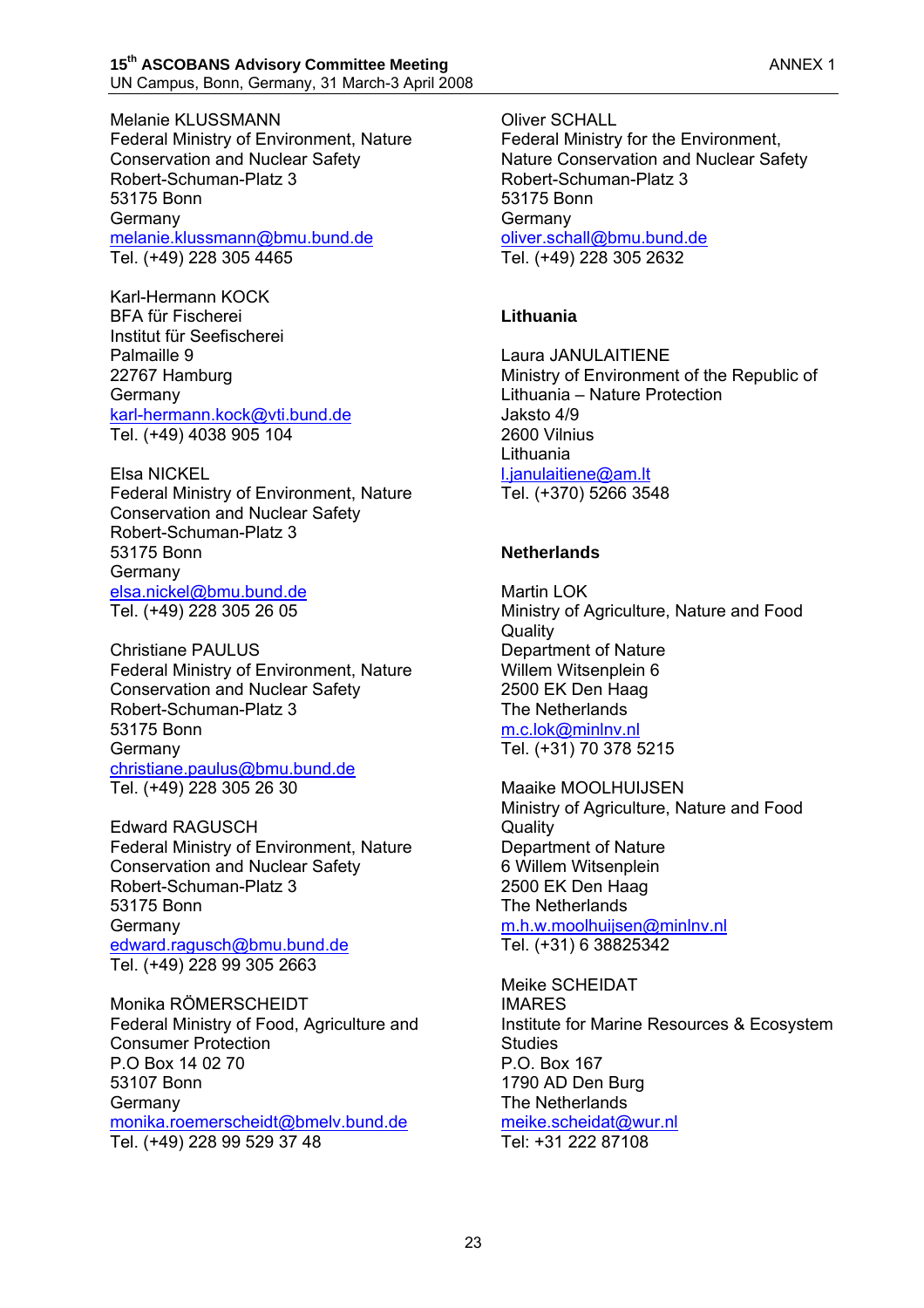Melanie KLUSSMANN
Federal Ministry of Environment, Nature Conservation and Nuclear Safety
Robert-Schuman-Platz 3
53175 Bonn
Germany
melanie.klussmann@bmu.bund.de
Tel. (+49) 228 305 4465

Karl-Hermann KOCK
BFA für Fischerei
Institut für Seefischerei
Palmaille 9
22767 Hamburg
Germany
karl-hermann.kock@vti.bund.de
Tel. (+49) 4038 905 104

Elsa NICKEL
Federal Ministry of Environment, Nature Conservation and Nuclear Safety
Robert-Schuman-Platz 3
53175 Bonn
Germany
elsa.nickel@bmu.bund.de
Tel. (+49) 228 305 26 05

Christiane PAULUS
Federal Ministry of Environment, Nature Conservation and Nuclear Safety
Robert-Schuman-Platz 3
53175 Bonn
Germany
christiane.paulus@bmu.bund.de
Tel. (+49) 228 305 26 30

Edward RAGUSCH
Federal Ministry of Environment, Nature Conservation and Nuclear Safety
Robert-Schuman-Platz 3
53175 Bonn
Germany
edward.ragusch@bmu.bund.de
Tel. (+49) 228 99 305 2663

Monika RÖMERSCHEIDT
Federal Ministry of Food, Agriculture and Consumer Protection
P.O Box 14 02 70
53107 Bonn
Germany
monika.roemerscheidt@bmelv.bund.de
Tel. (+49) 228 99 529 37 48

Oliver SCHALL
Federal Ministry for the Environment, Nature Conservation and Nuclear Safety
Robert-Schuman-Platz 3
53175 Bonn
Germany
oliver.schall@bmu.bund.de
Tel. (+49) 228 305 2632

**Lithuania**

Laura JANULAITIENE
Ministry of Environment of the Republic of Lithuania – Nature Protection
Jaksto 4/9
2600 Vilnius
Lithuania
l.janulaitiene@am.lt
Tel. (+370) 5266 3548

**Netherlands**

Martin LOK
Ministry of Agriculture, Nature and Food Quality
Department of Nature
Willem Witsenplein 6
2500 EK Den Haag
The Netherlands
m.c.lok@minlnv.nl
Tel. (+31) 70 378 5215

Maaike MOOLHUIJSEN
Ministry of Agriculture, Nature and Food Quality
Department of Nature
6 Willem Witsenplein
2500 EK Den Haag
The Netherlands
m.h.w.moolhuijsen@minlnv.nl
Tel. (+31) 6 38825342

Meike SCHEIDAT
IMARES
Institute for Marine Resources & Ecosystem Studies
P.O. Box 167
1790 AD Den Burg
The Netherlands
meike.scheidat@wur.nl
Tel: +31 222 87108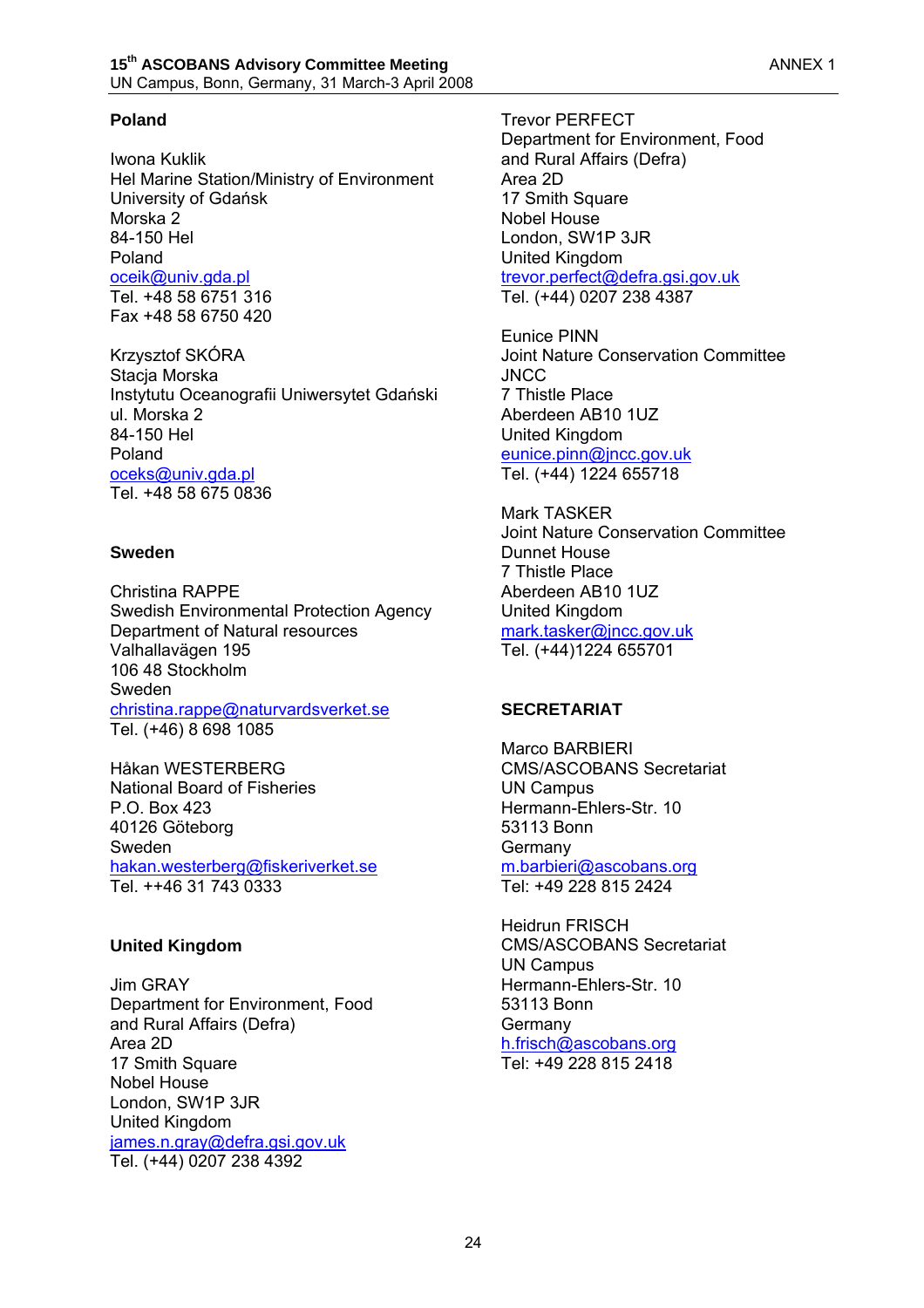**Poland**

Iwona Kuklik
Hel Marine Station/Ministry of Environment
University of Gdańsk
Morska 2
84-150 Hel
Poland
oceik@univ.gda.pl
Tel. +48 58 6751 316
Fax +48 58 6750 420

Krzysztof SKÓRA
Stacja Morska
Instytutu Oceanografii Uniwersytet Gdański
ul. Morska 2
84-150 Hel
Poland
oceks@univ.gda.pl
Tel. +48 58 675 0836

**Sweden**

Christina RAPPE
Swedish Environmental Protection Agency
Department of Natural resources
Valhallavägen 195
106 48 Stockholm
Sweden
christina.rappe@naturvardsverket.se
Tel. (+46) 8 698 1085

Håkan WESTERBERG
National Board of Fisheries
P.O. Box 423
40126 Göteborg
Sweden
hakan.westerberg@fiskeriverket.se
Tel. ++46 31 743 0333

**United Kingdom**

Jim GRAY
Department for Environment, Food
and Rural Affairs (Defra)
Area 2D
17 Smith Square
Nobel House
London, SW1P 3JR
United Kingdom
james.n.gray@defra.gsi.gov.uk
Tel. (+44) 0207 238 4392

Trevor PERFECT
Department for Environment, Food
and Rural Affairs (Defra)
Area 2D
17 Smith Square
Nobel House
London, SW1P 3JR
United Kingdom
trevor.perfect@defra.gsi.gov.uk
Tel. (+44) 0207 238 4387

Eunice PINN
Joint Nature Conservation Committee
JNCC
7 Thistle Place
Aberdeen AB10 1UZ
United Kingdom
eunice.pinn@jncc.gov.uk
Tel. (+44) 1224 655718

Mark TASKER
Joint Nature Conservation Committee
Dunnet House
7 Thistle Place
Aberdeen AB10 1UZ
United Kingdom
mark.tasker@jncc.gov.uk
Tel. (+44)1224 655701

**SECRETARIAT**

Marco BARBIERI
CMS/ASCOBANS Secretariat
UN Campus
Hermann-Ehlers-Str. 10
53113 Bonn
Germany
m.barbieri@ascobans.org
Tel: +49 228 815 2424

Heidrun FRISCH
CMS/ASCOBANS Secretariat
UN Campus
Hermann-Ehlers-Str. 10
53113 Bonn
Germany
h.frisch@ascobans.org
Tel: +49 228 815 2418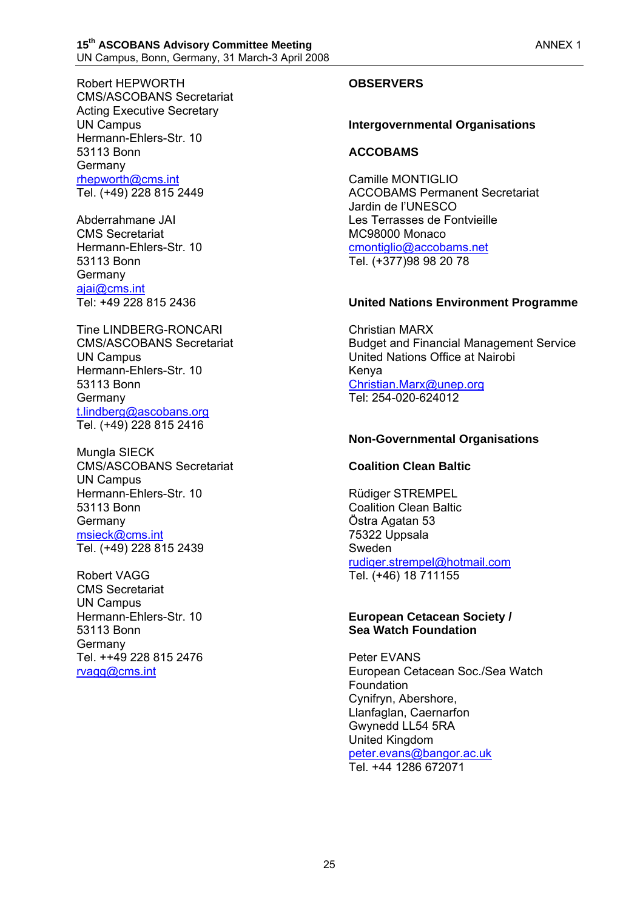Robert HEPWORTH
CMS/ASCOBANS Secretariat
Acting Executive Secretary
UN Campus
Hermann-Ehlers-Str. 10
53113 Bonn
Germany
rhepworth@cms.int
Tel. (+49) 228 815 2449

Abderrahmane JAI
CMS Secretariat
Hermann-Ehlers-Str. 10
53113 Bonn
Germany
ajai@cms.int
Tel: +49 228 815 2436

Tine LINDBERG-RONCARI
CMS/ASCOBANS Secretariat
UN Campus
Hermann-Ehlers-Str. 10
53113 Bonn
Germany
t.lindberg@ascobans.org
Tel. (+49) 228 815 2416

Mungla SIECK
CMS/ASCOBANS Secretariat
UN Campus
Hermann-Ehlers-Str. 10
53113 Bonn
Germany
msieck@cms.int
Tel. (+49) 228 815 2439

Robert VAGG
CMS Secretariat
UN Campus
Hermann-Ehlers-Str. 10
53113 Bonn
Germany
Tel. ++49 228 815 2476
rvagg@cms.int

## OBSERVERS

### Intergovernmental Organisations

#### ACCOBAMS

Camille MONTIGLIO
ACCOBAMS Permanent Secretariat
Jardin de l'UNESCO
Les Terrasses de Fontvieille
MC98000 Monaco
cmontiglio@accobams.net
Tel. (+377)98 98 20 78

#### United Nations Environment Programme

Christian MARX
Budget and Financial Management Service
United Nations Office at Nairobi
Kenya
Christian.Marx@unep.org
Tel: 254-020-624012

### Non-Governmental Organisations

#### Coalition Clean Baltic

Rüdiger STREMPEL
Coalition Clean Baltic
Östra Agatan 53
75322 Uppsala
Sweden
rudiger.strempel@hotmail.com
Tel. (+46) 18 711155

#### European Cetacean Society / Sea Watch Foundation

Peter EVANS
European Cetacean Soc./Sea Watch Foundation
Cynifryn, Abershore,
Llanfaglan, Caernarfon
Gwynedd LL54 5RA
United Kingdom
peter.evans@bangor.ac.uk
Tel. +44 1286 672071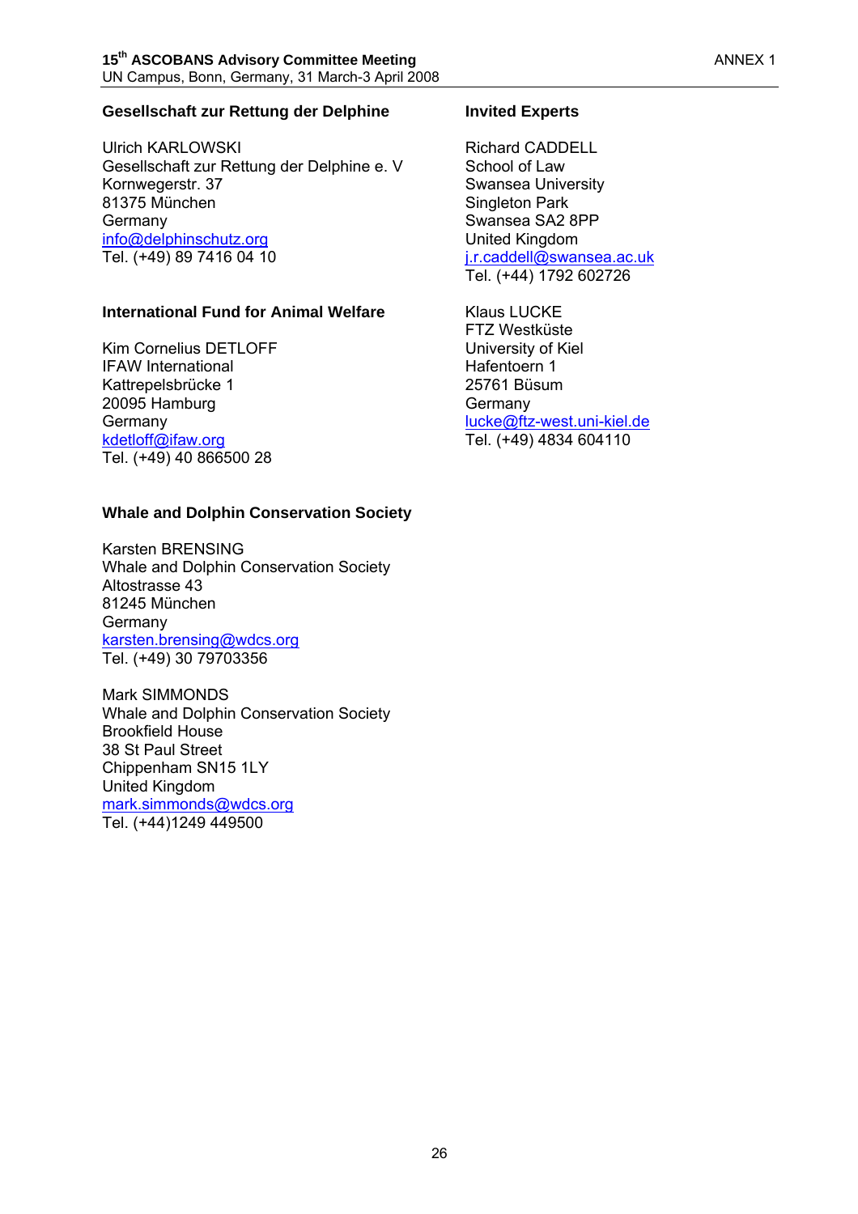**Gesellschaft zur Rettung der Delphine**

Ulrich KARLOWSKI
Gesellschaft zur Rettung der Delphine e. V
Kornwegerstr. 37
81375 München
Germany
info@delphinschutz.org
Tel. (+49) 89 7416 04 10

**International Fund for Animal Welfare**

Kim Cornelius DETLOFF
IFAW International
Kattrepelsbrücke 1
20095 Hamburg
Germany
kdetloff@ifaw.org
Tel. (+49) 40 866500 28

**Whale and Dolphin Conservation Society**

Karsten BRENSING
Whale and Dolphin Conservation Society
Altostrasse 43
81245 München
Germany
karsten.brensing@wdcs.org
Tel. (+49) 30 79703356

Mark SIMMONDS
Whale and Dolphin Conservation Society
Brookfield House
38 St Paul Street
Chippenham SN15 1LY
United Kingdom
mark.simmonds@wdcs.org
Tel. (+44)1249 449500

**Invited Experts**

Richard CADDELL
School of Law
Swansea University
Singleton Park
Swansea SA2 8PP
United Kingdom
j.r.caddell@swansea.ac.uk
Tel. (+44) 1792 602726

Klaus LUCKE
FTZ Westküste
University of Kiel
Hafentoern 1
25761 Büsum
Germany
lucke@ftz-west.uni-kiel.de
Tel. (+49) 4834 604110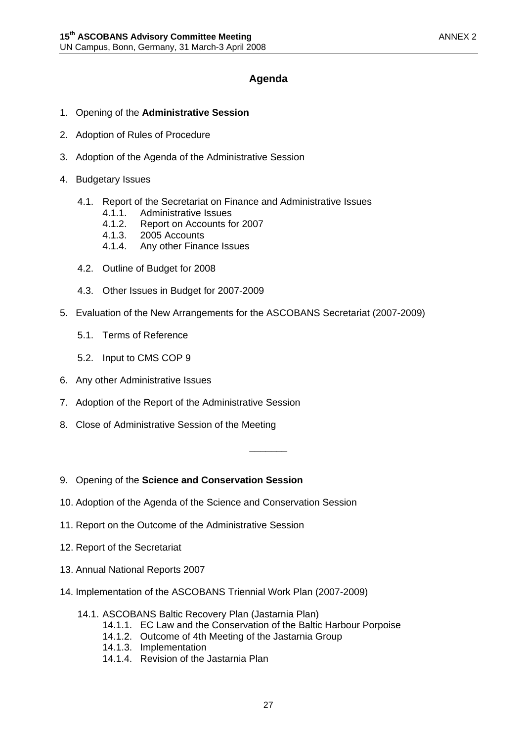## Agenda

1. Opening of the **Administrative Session**

2. Adoption of Rules of Procedure

3. Adoption of the Agenda of the Administrative Session

4. Budgetary Issues

   4.1. Report of the Secretariat on Finance and Administrative Issues
   - 4.1.1. Administrative Issues
   - 4.1.2. Report on Accounts for 2007
   - 4.1.3. 2005 Accounts
   - 4.1.4. Any other Finance Issues

   4.2. Outline of Budget for 2008

   4.3. Other Issues in Budget for 2007-2009

5. Evaluation of the New Arrangements for the ASCOBANS Secretariat (2007-2009)

   5.1. Terms of Reference

   5.2. Input to CMS COP 9

6. Any other Administrative Issues

7. Adoption of the Report of the Administrative Session

8. Close of Administrative Session of the Meeting

---

9. Opening of the **Science and Conservation Session**

10. Adoption of the Agenda of the Science and Conservation Session

11. Report on the Outcome of the Administrative Session

12. Report of the Secretariat

13. Annual National Reports 2007

14. Implementation of the ASCOBANS Triennial Work Plan (2007-2009)

    14.1. ASCOBANS Baltic Recovery Plan (Jastarnia Plan)
    - 14.1.1. EC Law and the Conservation of the Baltic Harbour Porpoise
    - 14.1.2. Outcome of 4th Meeting of the Jastarnia Group
    - 14.1.3. Implementation
    - 14.1.4. Revision of the Jastarnia Plan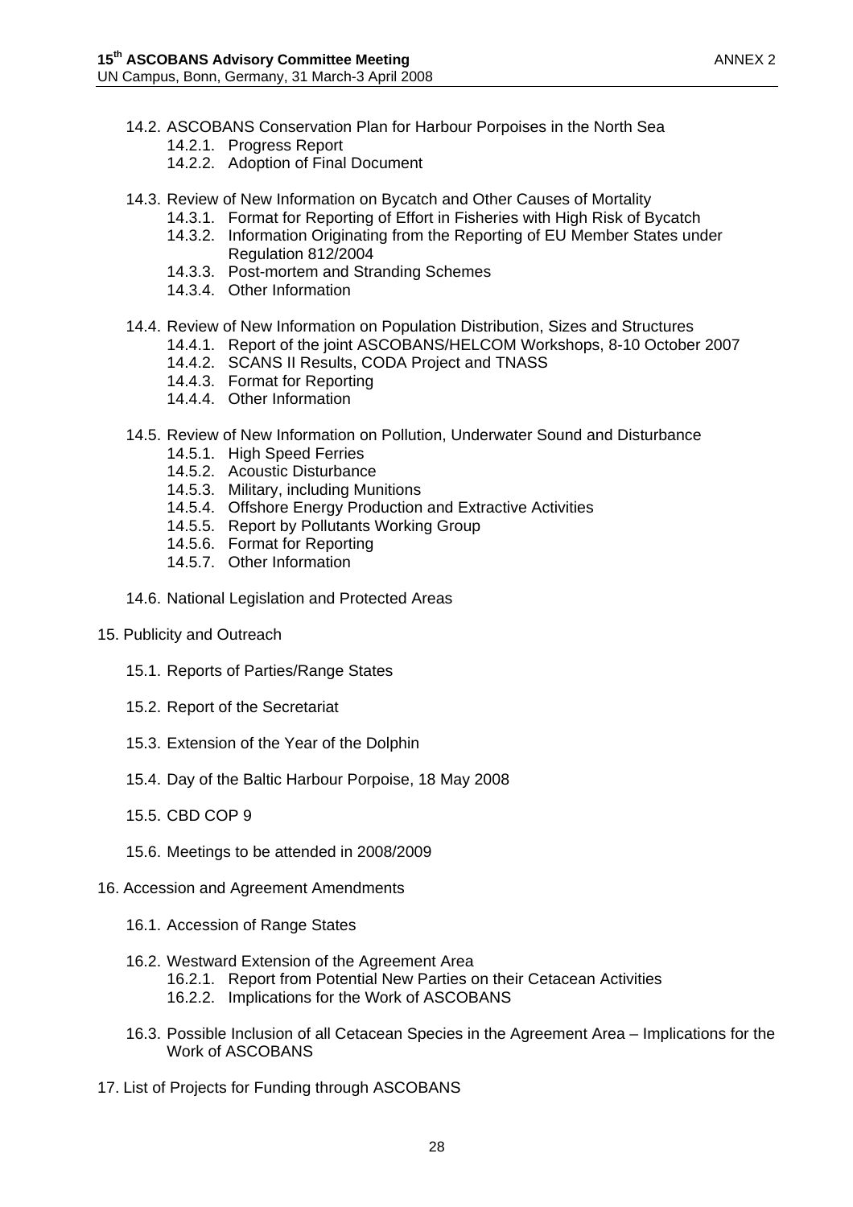- 14.2. ASCOBANS Conservation Plan for Harbour Porpoises in the North Sea
  - 14.2.1. Progress Report
  - 14.2.2. Adoption of Final Document
- 14.3. Review of New Information on Bycatch and Other Causes of Mortality
  - 14.3.1. Format for Reporting of Effort in Fisheries with High Risk of Bycatch
  - 14.3.2. Information Originating from the Reporting of EU Member States under Regulation 812/2004
  - 14.3.3. Post-mortem and Stranding Schemes
  - 14.3.4. Other Information
- 14.4. Review of New Information on Population Distribution, Sizes and Structures
  - 14.4.1. Report of the joint ASCOBANS/HELCOM Workshops, 8-10 October 2007
  - 14.4.2. SCANS II Results, CODA Project and TNASS
  - 14.4.3. Format for Reporting
  - 14.4.4. Other Information
- 14.5. Review of New Information on Pollution, Underwater Sound and Disturbance
  - 14.5.1. High Speed Ferries
  - 14.5.2. Acoustic Disturbance
  - 14.5.3. Military, including Munitions
  - 14.5.4. Offshore Energy Production and Extractive Activities
  - 14.5.5. Report by Pollutants Working Group
  - 14.5.6. Format for Reporting
  - 14.5.7. Other Information
- 14.6. National Legislation and Protected Areas

15. Publicity and Outreach
    - 15.1. Reports of Parties/Range States
    - 15.2. Report of the Secretariat
    - 15.3. Extension of the Year of the Dolphin
    - 15.4. Day of the Baltic Harbour Porpoise, 18 May 2008
    - 15.5. CBD COP 9
    - 15.6. Meetings to be attended in 2008/2009

16. Accession and Agreement Amendments
    - 16.1. Accession of Range States
    - 16.2. Westward Extension of the Agreement Area
      - 16.2.1. Report from Potential New Parties on their Cetacean Activities
      - 16.2.2. Implications for the Work of ASCOBANS
    - 16.3. Possible Inclusion of all Cetacean Species in the Agreement Area – Implications for the Work of ASCOBANS

17. List of Projects for Funding through ASCOBANS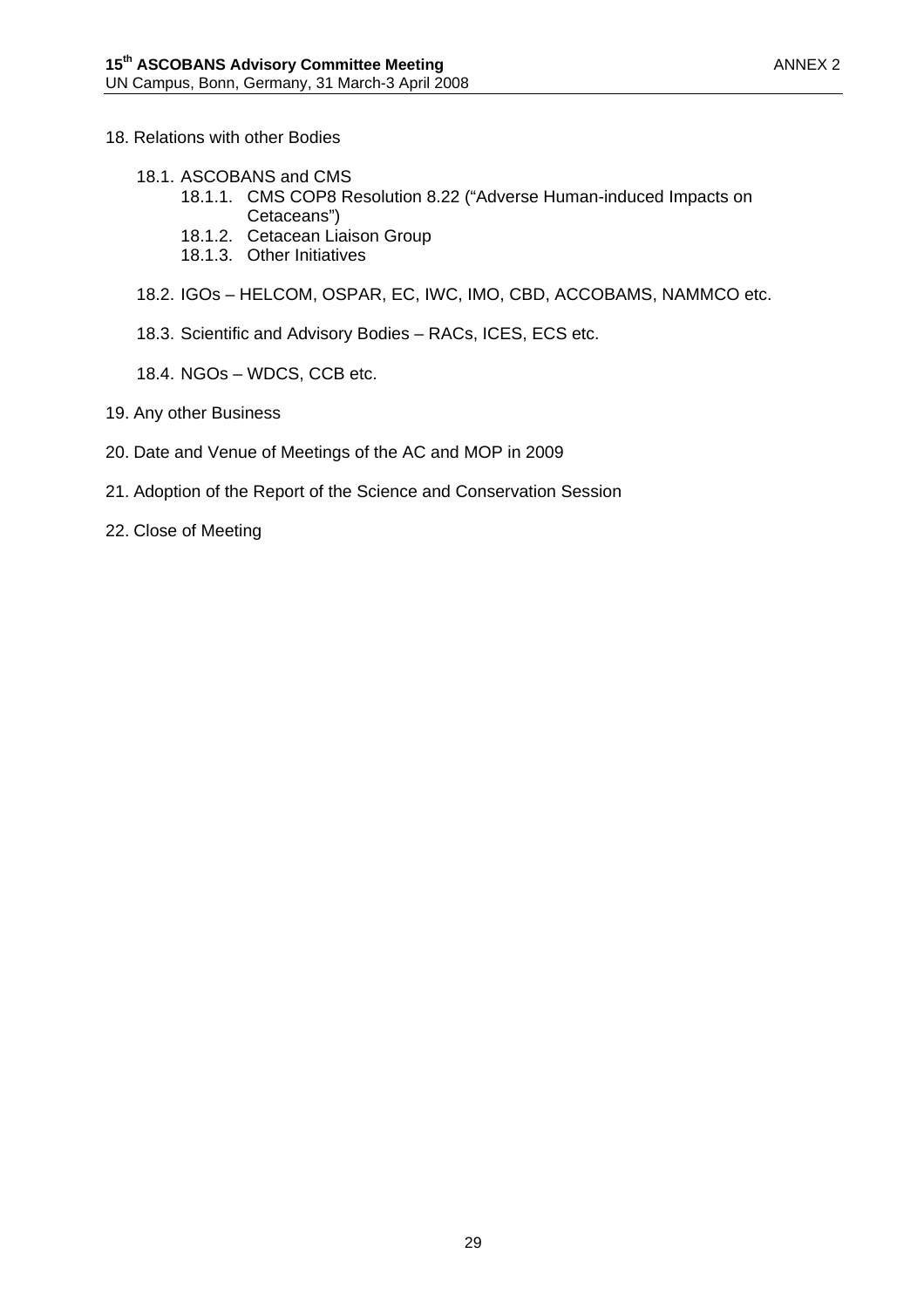18. Relations with other Bodies

    18.1. ASCOBANS and CMS
        18.1.1. CMS COP8 Resolution 8.22 (“Adverse Human-induced Impacts on Cetaceans”)
        18.1.2. Cetacean Liaison Group
        18.1.3. Other Initiatives

    18.2. IGOs – HELCOM, OSPAR, EC, IWC, IMO, CBD, ACCOBAMS, NAMMCO etc.

    18.3. Scientific and Advisory Bodies – RACs, ICES, ECS etc.

    18.4. NGOs – WDCS, CCB etc.

19. Any other Business

20. Date and Venue of Meetings of the AC and MOP in 2009

21. Adoption of the Report of the Science and Conservation Session

22. Close of Meeting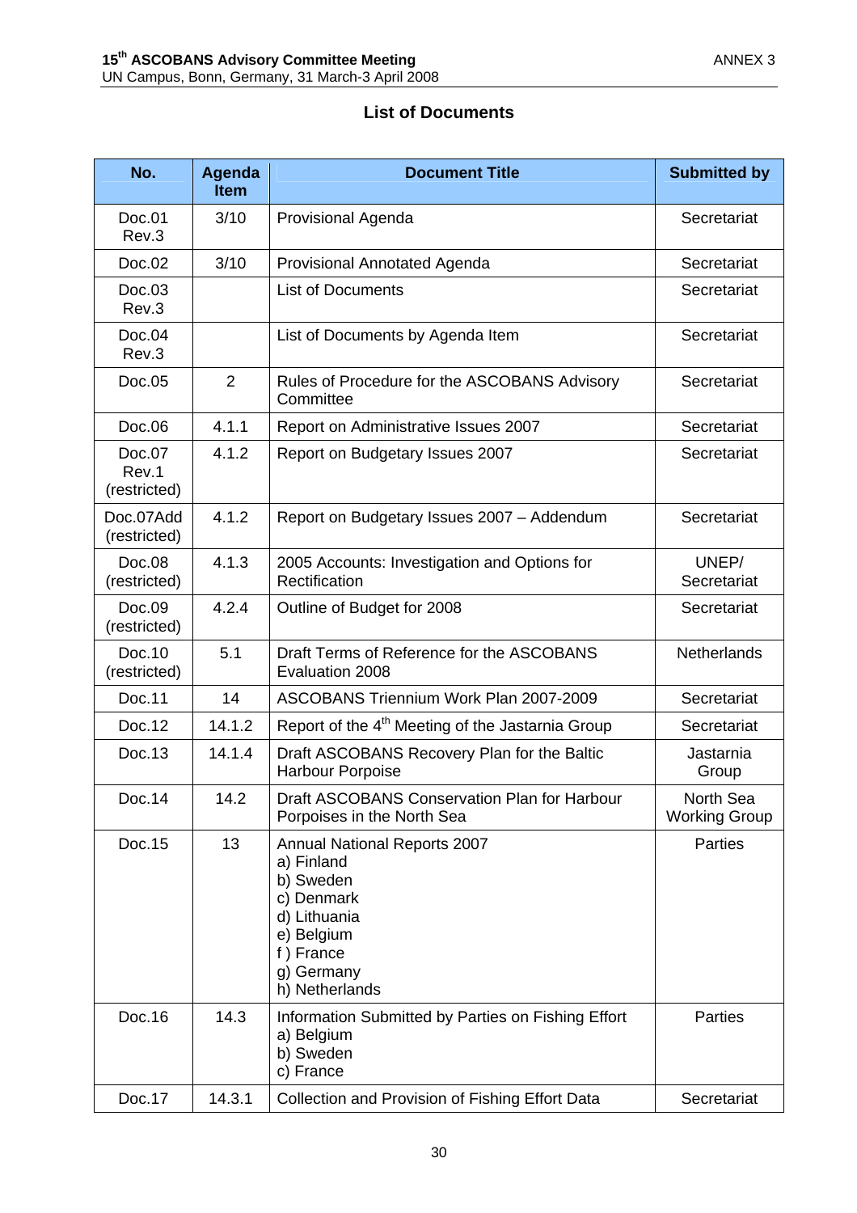## List of Documents

| No. | Agenda Item | Document Title | Submitted by |
|---|---|---|---|
| Doc.01 Rev.3 | 3/10 | Provisional Agenda | Secretariat |
| Doc.02 | 3/10 | Provisional Annotated Agenda | Secretariat |
| Doc.03 Rev.3 | | List of Documents | Secretariat |
| Doc.04 Rev.3 | | List of Documents by Agenda Item | Secretariat |
| Doc.05 | 2 | Rules of Procedure for the ASCOBANS Advisory Committee | Secretariat |
| Doc.06 | 4.1.1 | Report on Administrative Issues 2007 | Secretariat |
| Doc.07 Rev.1 (restricted) | 4.1.2 | Report on Budgetary Issues 2007 | Secretariat |
| Doc.07Add (restricted) | 4.1.2 | Report on Budgetary Issues 2007 – Addendum | Secretariat |
| Doc.08 (restricted) | 4.1.3 | 2005 Accounts: Investigation and Options for Rectification | UNEP/ Secretariat |
| Doc.09 (restricted) | 4.2.4 | Outline of Budget for 2008 | Secretariat |
| Doc.10 (restricted) | 5.1 | Draft Terms of Reference for the ASCOBANS Evaluation 2008 | Netherlands |
| Doc.11 | 14 | ASCOBANS Triennium Work Plan 2007-2009 | Secretariat |
| Doc.12 | 14.1.2 | Report of the 4th Meeting of the Jastarnia Group | Secretariat |
| Doc.13 | 14.1.4 | Draft ASCOBANS Recovery Plan for the Baltic Harbour Porpoise | Jastarnia Group |
| Doc.14 | 14.2 | Draft ASCOBANS Conservation Plan for Harbour Porpoises in the North Sea | North Sea Working Group |
| Doc.15 | 13 | Annual National Reports 2007<br>a) Finland<br>b) Sweden<br>c) Denmark<br>d) Lithuania<br>e) Belgium<br>f ) France<br>g) Germany<br>h) Netherlands | Parties |
| Doc.16 | 14.3 | Information Submitted by Parties on Fishing Effort<br>a) Belgium<br>b) Sweden<br>c) France | Parties |
| Doc.17 | 14.3.1 | Collection and Provision of Fishing Effort Data | Secretariat |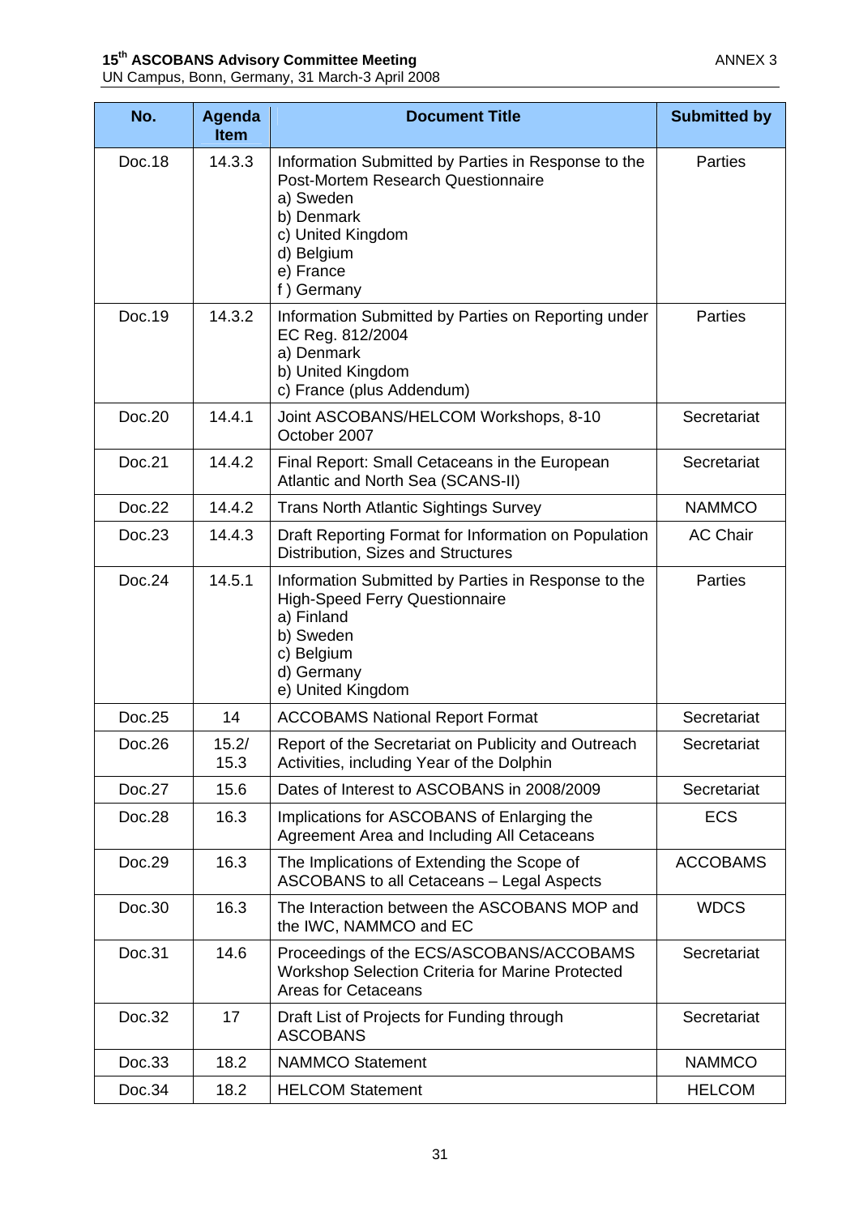| No. | Agenda Item | Document Title | Submitted by |
|---|---|---|---|
| Doc.18 | 14.3.3 | Information Submitted by Parties in Response to the Post-Mortem Research Questionnaire<br>a) Sweden<br>b) Denmark<br>c) United Kingdom<br>d) Belgium<br>e) France<br>f ) Germany | Parties |
| Doc.19 | 14.3.2 | Information Submitted by Parties on Reporting under EC Reg. 812/2004<br>a) Denmark<br>b) United Kingdom<br>c) France (plus Addendum) | Parties |
| Doc.20 | 14.4.1 | Joint ASCOBANS/HELCOM Workshops, 8-10 October 2007 | Secretariat |
| Doc.21 | 14.4.2 | Final Report: Small Cetaceans in the European Atlantic and North Sea (SCANS-II) | Secretariat |
| Doc.22 | 14.4.2 | Trans North Atlantic Sightings Survey | NAMMCO |
| Doc.23 | 14.4.3 | Draft Reporting Format for Information on Population Distribution, Sizes and Structures | AC Chair |
| Doc.24 | 14.5.1 | Information Submitted by Parties in Response to the High-Speed Ferry Questionnaire<br>a) Finland<br>b) Sweden<br>c) Belgium<br>d) Germany<br>e) United Kingdom | Parties |
| Doc.25 | 14 | ACCOBAMS National Report Format | Secretariat |
| Doc.26 | 15.2/ 15.3 | Report of the Secretariat on Publicity and Outreach Activities, including Year of the Dolphin | Secretariat |
| Doc.27 | 15.6 | Dates of Interest to ASCOBANS in 2008/2009 | Secretariat |
| Doc.28 | 16.3 | Implications for ASCOBANS of Enlarging the Agreement Area and Including All Cetaceans | ECS |
| Doc.29 | 16.3 | The Implications of Extending the Scope of ASCOBANS to all Cetaceans – Legal Aspects | ACCOBAMS |
| Doc.30 | 16.3 | The Interaction between the ASCOBANS MOP and the IWC, NAMMCO and EC | WDCS |
| Doc.31 | 14.6 | Proceedings of the ECS/ASCOBANS/ACCOBAMS Workshop Selection Criteria for Marine Protected Areas for Cetaceans | Secretariat |
| Doc.32 | 17 | Draft List of Projects for Funding through ASCOBANS | Secretariat |
| Doc.33 | 18.2 | NAMMCO Statement | NAMMCO |
| Doc.34 | 18.2 | HELCOM Statement | HELCOM |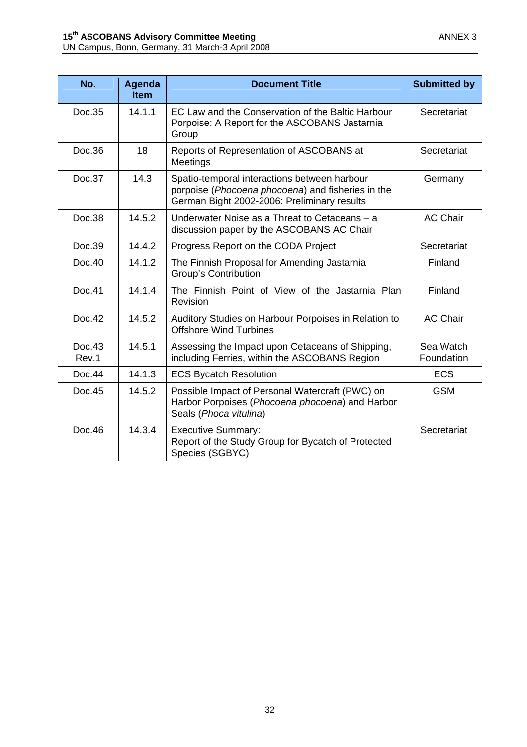| No. | Agenda Item | Document Title | Submitted by |
|---|---|---|---|
| Doc.35 | 14.1.1 | EC Law and the Conservation of the Baltic Harbour Porpoise: A Report for the ASCOBANS Jastarnia Group | Secretariat |
| Doc.36 | 18 | Reports of Representation of ASCOBANS at Meetings | Secretariat |
| Doc.37 | 14.3 | Spatio-temporal interactions between harbour porpoise (*Phocoena phocoena*) and fisheries in the German Bight 2002-2006: Preliminary results | Germany |
| Doc.38 | 14.5.2 | Underwater Noise as a Threat to Cetaceans – a discussion paper by the ASCOBANS AC Chair | AC Chair |
| Doc.39 | 14.4.2 | Progress Report on the CODA Project | Secretariat |
| Doc.40 | 14.1.2 | The Finnish Proposal for Amending Jastarnia Group's Contribution | Finland |
| Doc.41 | 14.1.4 | The Finnish Point of View of the Jastarnia Plan Revision | Finland |
| Doc.42 | 14.5.2 | Auditory Studies on Harbour Porpoises in Relation to Offshore Wind Turbines | AC Chair |
| Doc.43 Rev.1 | 14.5.1 | Assessing the Impact upon Cetaceans of Shipping, including Ferries, within the ASCOBANS Region | Sea Watch Foundation |
| Doc.44 | 14.1.3 | ECS Bycatch Resolution | ECS |
| Doc.45 | 14.5.2 | Possible Impact of Personal Watercraft (PWC) on Harbor Porpoises (*Phocoena phocoena*) and Harbor Seals (*Phoca vitulina*) | GSM |
| Doc.46 | 14.3.4 | Executive Summary: Report of the Study Group for Bycatch of Protected Species (SGBYC) | Secretariat |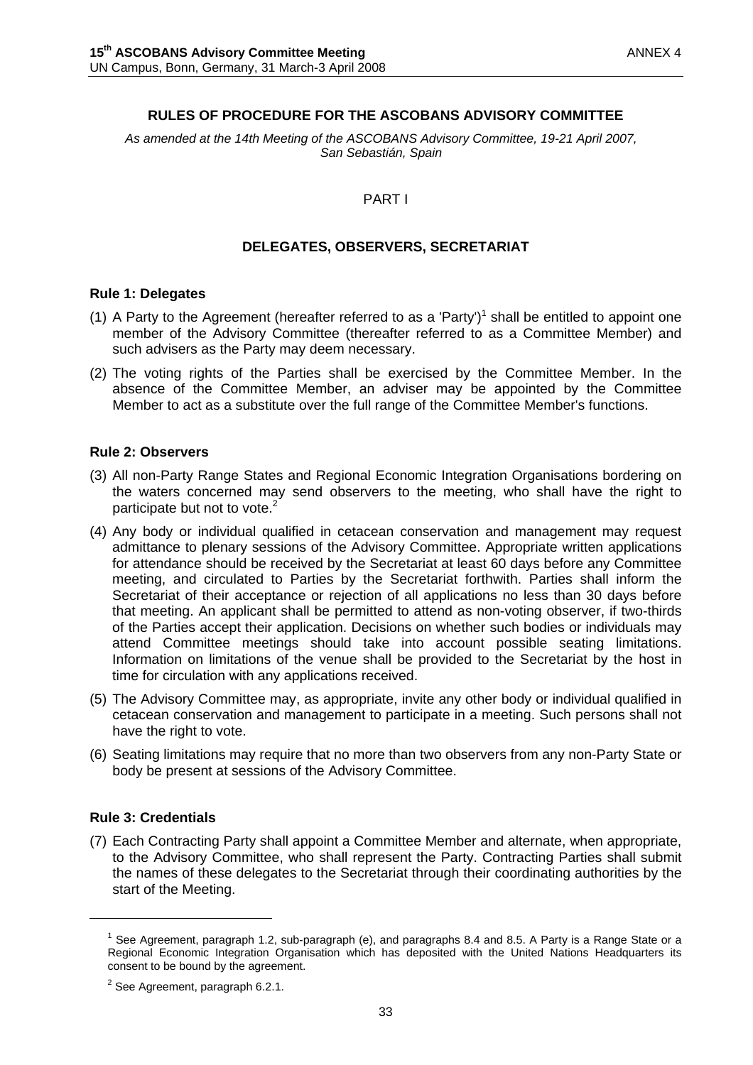## RULES OF PROCEDURE FOR THE ASCOBANS ADVISORY COMMITTEE

*As amended at the 14th Meeting of the ASCOBANS Advisory Committee, 19-21 April 2007, San Sebastián, Spain*

PART I

### DELEGATES, OBSERVERS, SECRETARIAT

**Rule 1: Delegates**

(1) A Party to the Agreement (hereafter referred to as a 'Party')[1] shall be entitled to appoint one member of the Advisory Committee (thereafter referred to as a Committee Member) and such advisers as the Party may deem necessary.

(2) The voting rights of the Parties shall be exercised by the Committee Member. In the absence of the Committee Member, an adviser may be appointed by the Committee Member to act as a substitute over the full range of the Committee Member's functions.

**Rule 2: Observers**

(3) All non-Party Range States and Regional Economic Integration Organisations bordering on the waters concerned may send observers to the meeting, who shall have the right to participate but not to vote.[2]

(4) Any body or individual qualified in cetacean conservation and management may request admittance to plenary sessions of the Advisory Committee. Appropriate written applications for attendance should be received by the Secretariat at least 60 days before any Committee meeting, and circulated to Parties by the Secretariat forthwith. Parties shall inform the Secretariat of their acceptance or rejection of all applications no less than 30 days before that meeting. An applicant shall be permitted to attend as non-voting observer, if two-thirds of the Parties accept their application. Decisions on whether such bodies or individuals may attend Committee meetings should take into account possible seating limitations. Information on limitations of the venue shall be provided to the Secretariat by the host in time for circulation with any applications received.

(5) The Advisory Committee may, as appropriate, invite any other body or individual qualified in cetacean conservation and management to participate in a meeting. Such persons shall not have the right to vote.

(6) Seating limitations may require that no more than two observers from any non-Party State or body be present at sessions of the Advisory Committee.

**Rule 3: Credentials**

(7) Each Contracting Party shall appoint a Committee Member and alternate, when appropriate, to the Advisory Committee, who shall represent the Party. Contracting Parties shall submit the names of these delegates to the Secretariat through their coordinating authorities by the start of the Meeting.

---

[1] See Agreement, paragraph 1.2, sub-paragraph (e), and paragraphs 8.4 and 8.5. A Party is a Range State or a Regional Economic Integration Organisation which has deposited with the United Nations Headquarters its consent to be bound by the agreement.

[2] See Agreement, paragraph 6.2.1.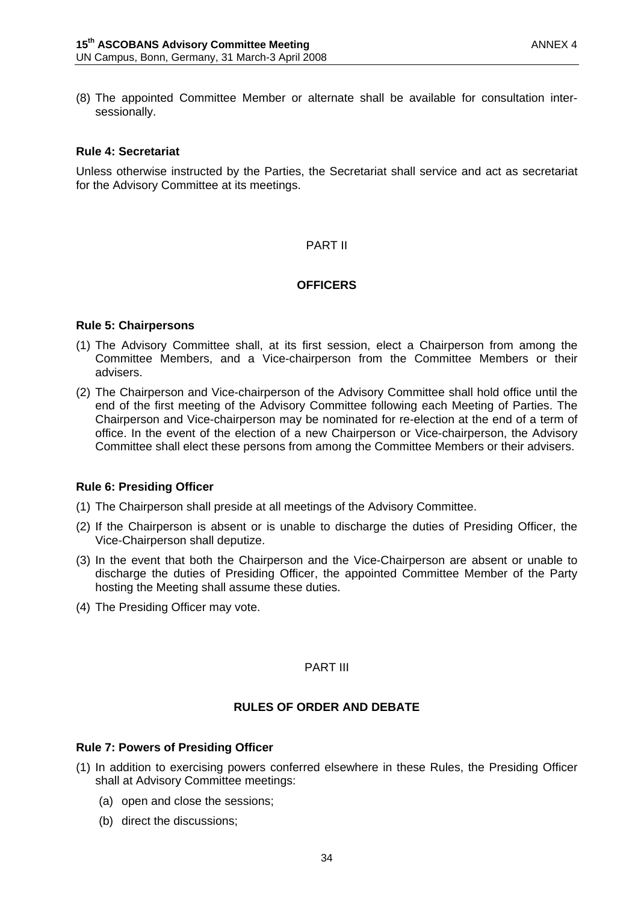(8) The appointed Committee Member or alternate shall be available for consultation inter-sessionally.

**Rule 4: Secretariat**

Unless otherwise instructed by the Parties, the Secretariat shall service and act as secretariat for the Advisory Committee at its meetings.

PART II

**OFFICERS**

**Rule 5: Chairpersons**

(1) The Advisory Committee shall, at its first session, elect a Chairperson from among the Committee Members, and a Vice-chairperson from the Committee Members or their advisers.

(2) The Chairperson and Vice-chairperson of the Advisory Committee shall hold office until the end of the first meeting of the Advisory Committee following each Meeting of Parties. The Chairperson and Vice-chairperson may be nominated for re-election at the end of a term of office. In the event of the election of a new Chairperson or Vice-chairperson, the Advisory Committee shall elect these persons from among the Committee Members or their advisers.

**Rule 6: Presiding Officer**

(1) The Chairperson shall preside at all meetings of the Advisory Committee.

(2) If the Chairperson is absent or is unable to discharge the duties of Presiding Officer, the Vice-Chairperson shall deputize.

(3) In the event that both the Chairperson and the Vice-Chairperson are absent or unable to discharge the duties of Presiding Officer, the appointed Committee Member of the Party hosting the Meeting shall assume these duties.

(4) The Presiding Officer may vote.

PART III

**RULES OF ORDER AND DEBATE**

**Rule 7: Powers of Presiding Officer**

(1) In addition to exercising powers conferred elsewhere in these Rules, the Presiding Officer shall at Advisory Committee meetings:

(a) open and close the sessions;

(b) direct the discussions;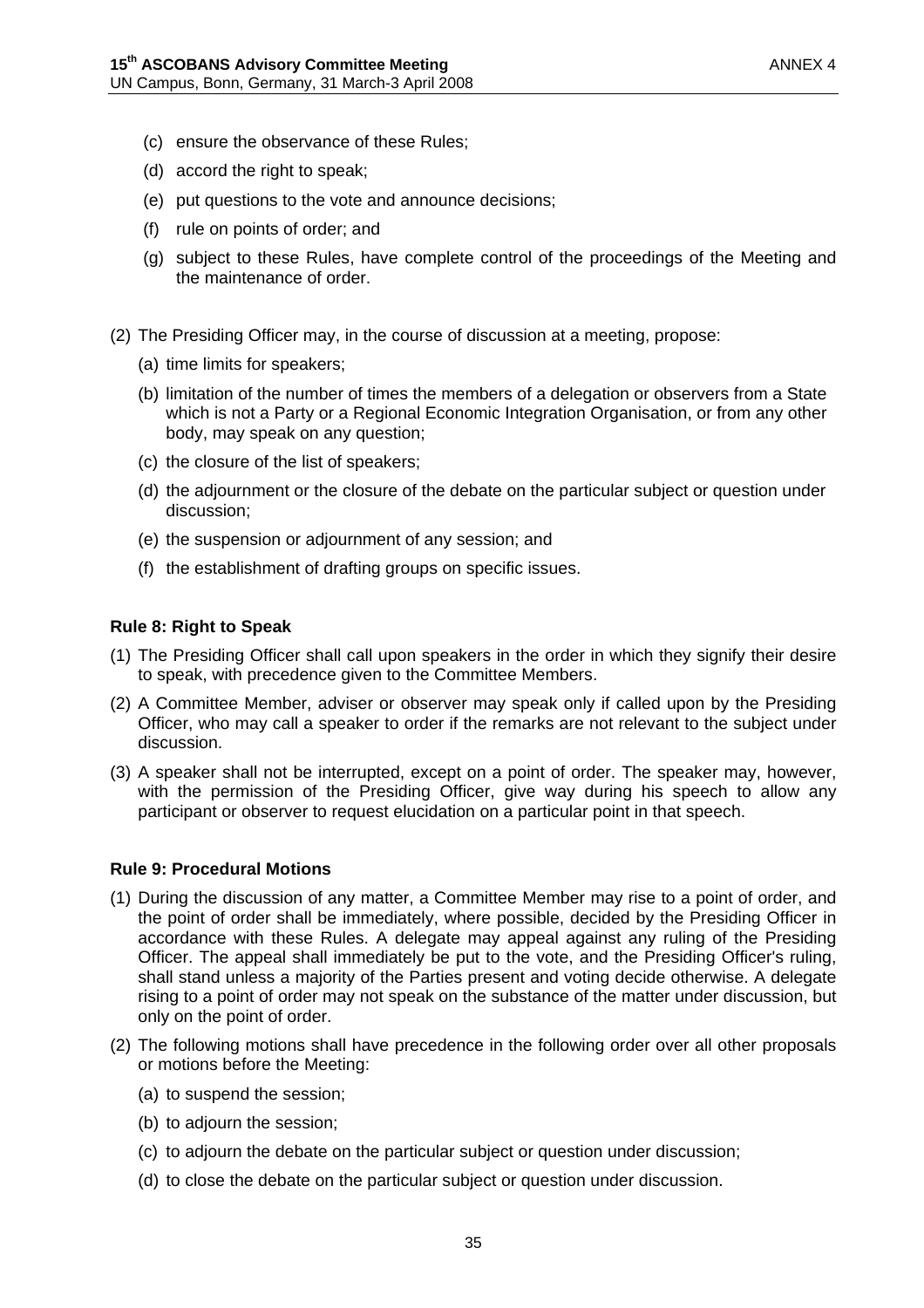(c) ensure the observance of these Rules;

(d) accord the right to speak;

(e) put questions to the vote and announce decisions;

(f) rule on points of order; and

(g) subject to these Rules, have complete control of the proceedings of the Meeting and the maintenance of order.

(2) The Presiding Officer may, in the course of discussion at a meeting, propose:

(a) time limits for speakers;

(b) limitation of the number of times the members of a delegation or observers from a State which is not a Party or a Regional Economic Integration Organisation, or from any other body, may speak on any question;

(c) the closure of the list of speakers;

(d) the adjournment or the closure of the debate on the particular subject or question under discussion;

(e) the suspension or adjournment of any session; and

(f) the establishment of drafting groups on specific issues.

**Rule 8: Right to Speak**

(1) The Presiding Officer shall call upon speakers in the order in which they signify their desire to speak, with precedence given to the Committee Members.

(2) A Committee Member, adviser or observer may speak only if called upon by the Presiding Officer, who may call a speaker to order if the remarks are not relevant to the subject under discussion.

(3) A speaker shall not be interrupted, except on a point of order. The speaker may, however, with the permission of the Presiding Officer, give way during his speech to allow any participant or observer to request elucidation on a particular point in that speech.

**Rule 9: Procedural Motions**

(1) During the discussion of any matter, a Committee Member may rise to a point of order, and the point of order shall be immediately, where possible, decided by the Presiding Officer in accordance with these Rules. A delegate may appeal against any ruling of the Presiding Officer. The appeal shall immediately be put to the vote, and the Presiding Officer's ruling, shall stand unless a majority of the Parties present and voting decide otherwise. A delegate rising to a point of order may not speak on the substance of the matter under discussion, but only on the point of order.

(2) The following motions shall have precedence in the following order over all other proposals or motions before the Meeting:

(a) to suspend the session;

(b) to adjourn the session;

(c) to adjourn the debate on the particular subject or question under discussion;

(d) to close the debate on the particular subject or question under discussion.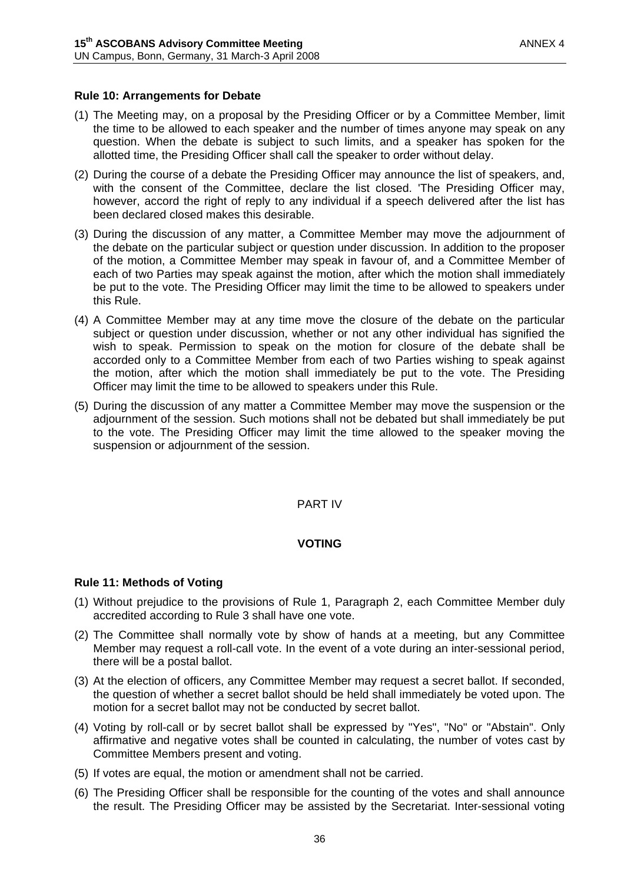### Rule 10: Arrangements for Debate

(1) The Meeting may, on a proposal by the Presiding Officer or by a Committee Member, limit the time to be allowed to each speaker and the number of times anyone may speak on any question. When the debate is subject to such limits, and a speaker has spoken for the allotted time, the Presiding Officer shall call the speaker to order without delay.

(2) During the course of a debate the Presiding Officer may announce the list of speakers, and, with the consent of the Committee, declare the list closed. 'The Presiding Officer may, however, accord the right of reply to any individual if a speech delivered after the list has been declared closed makes this desirable.

(3) During the discussion of any matter, a Committee Member may move the adjournment of the debate on the particular subject or question under discussion. In addition to the proposer of the motion, a Committee Member may speak in favour of, and a Committee Member of each of two Parties may speak against the motion, after which the motion shall immediately be put to the vote. The Presiding Officer may limit the time to be allowed to speakers under this Rule.

(4) A Committee Member may at any time move the closure of the debate on the particular subject or question under discussion, whether or not any other individual has signified the wish to speak. Permission to speak on the motion for closure of the debate shall be accorded only to a Committee Member from each of two Parties wishing to speak against the motion, after which the motion shall immediately be put to the vote. The Presiding Officer may limit the time to be allowed to speakers under this Rule.

(5) During the discussion of any matter a Committee Member may move the suspension or the adjournment of the session. Such motions shall not be debated but shall immediately be put to the vote. The Presiding Officer may limit the time allowed to the speaker moving the suspension or adjournment of the session.

## PART IV

## VOTING

### Rule 11: Methods of Voting

(1) Without prejudice to the provisions of Rule 1, Paragraph 2, each Committee Member duly accredited according to Rule 3 shall have one vote.

(2) The Committee shall normally vote by show of hands at a meeting, but any Committee Member may request a roll-call vote. In the event of a vote during an inter-sessional period, there will be a postal ballot.

(3) At the election of officers, any Committee Member may request a secret ballot. If seconded, the question of whether a secret ballot should be held shall immediately be voted upon. The motion for a secret ballot may not be conducted by secret ballot.

(4) Voting by roll-call or by secret ballot shall be expressed by "Yes", "No" or "Abstain". Only affirmative and negative votes shall be counted in calculating, the number of votes cast by Committee Members present and voting.

(5) If votes are equal, the motion or amendment shall not be carried.

(6) The Presiding Officer shall be responsible for the counting of the votes and shall announce the result. The Presiding Officer may be assisted by the Secretariat. Inter-sessional voting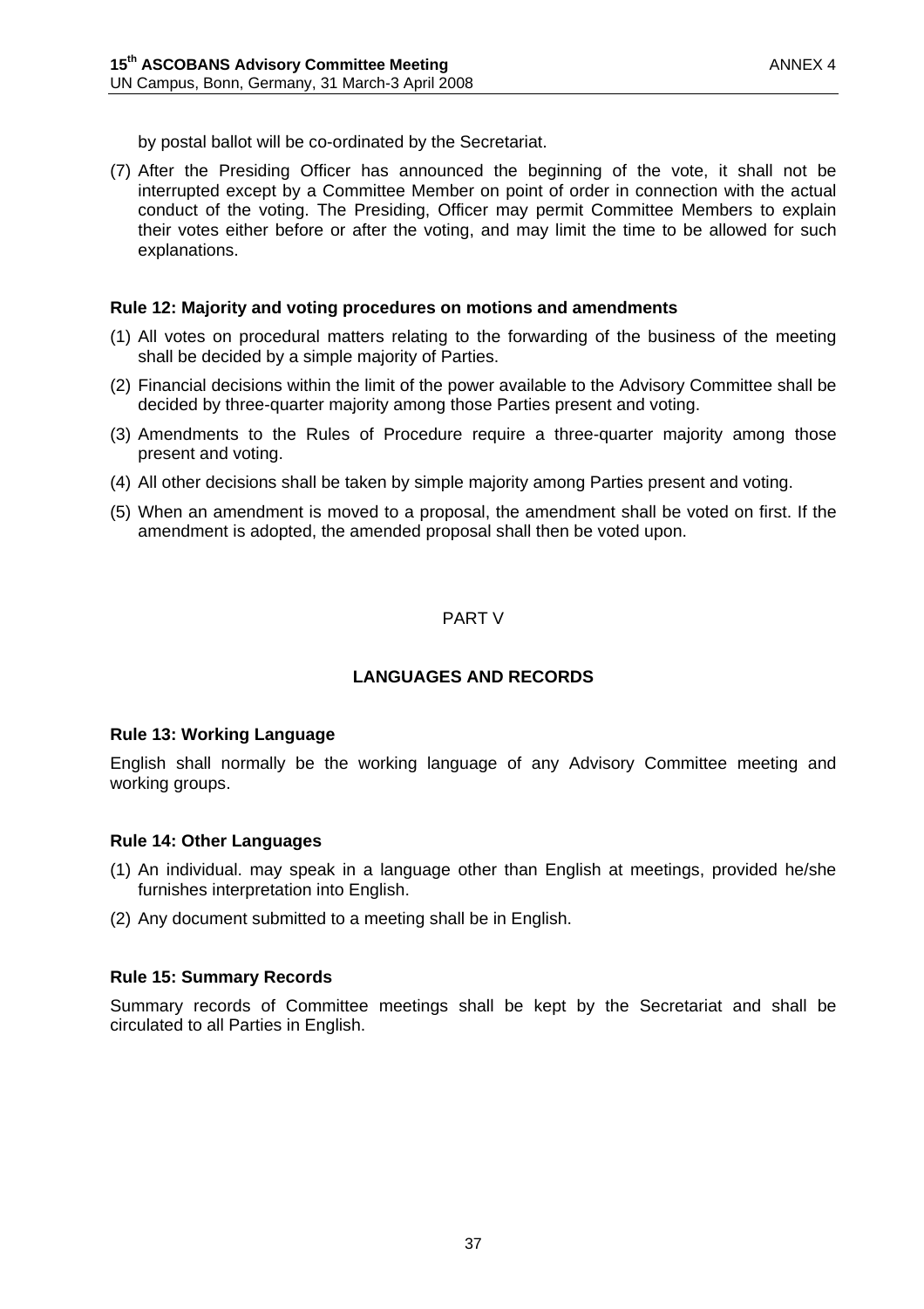by postal ballot will be co-ordinated by the Secretariat.

(7) After the Presiding Officer has announced the beginning of the vote, it shall not be interrupted except by a Committee Member on point of order in connection with the actual conduct of the voting. The Presiding, Officer may permit Committee Members to explain their votes either before or after the voting, and may limit the time to be allowed for such explanations.

**Rule 12: Majority and voting procedures on motions and amendments**

(1) All votes on procedural matters relating to the forwarding of the business of the meeting shall be decided by a simple majority of Parties.

(2) Financial decisions within the limit of the power available to the Advisory Committee shall be decided by three-quarter majority among those Parties present and voting.

(3) Amendments to the Rules of Procedure require a three-quarter majority among those present and voting.

(4) All other decisions shall be taken by simple majority among Parties present and voting.

(5) When an amendment is moved to a proposal, the amendment shall be voted on first. If the amendment is adopted, the amended proposal shall then be voted upon.

PART V

## LANGUAGES AND RECORDS

**Rule 13: Working Language**

English shall normally be the working language of any Advisory Committee meeting and working groups.

**Rule 14: Other Languages**

(1) An individual. may speak in a language other than English at meetings, provided he/she furnishes interpretation into English.

(2) Any document submitted to a meeting shall be in English.

**Rule 15: Summary Records**

Summary records of Committee meetings shall be kept by the Secretariat and shall be circulated to all Parties in English.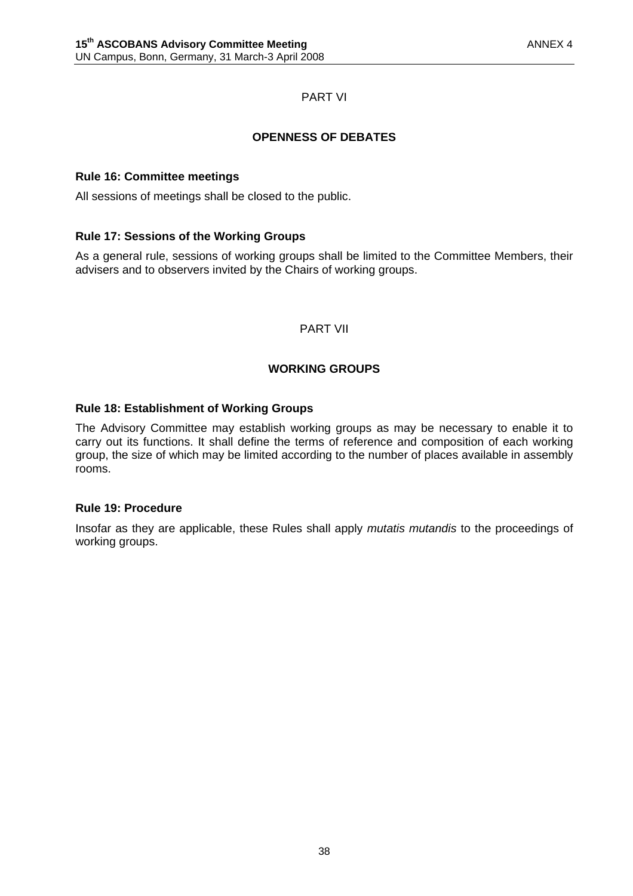PART VI

## OPENNESS OF DEBATES

### Rule 16: Committee meetings

All sessions of meetings shall be closed to the public.

### Rule 17: Sessions of the Working Groups

As a general rule, sessions of working groups shall be limited to the Committee Members, their advisers and to observers invited by the Chairs of working groups.

PART VII

## WORKING GROUPS

### Rule 18: Establishment of Working Groups

The Advisory Committee may establish working groups as may be necessary to enable it to carry out its functions. It shall define the terms of reference and composition of each working group, the size of which may be limited according to the number of places available in assembly rooms.

### Rule 19: Procedure

Insofar as they are applicable, these Rules shall apply *mutatis mutandis* to the proceedings of working groups.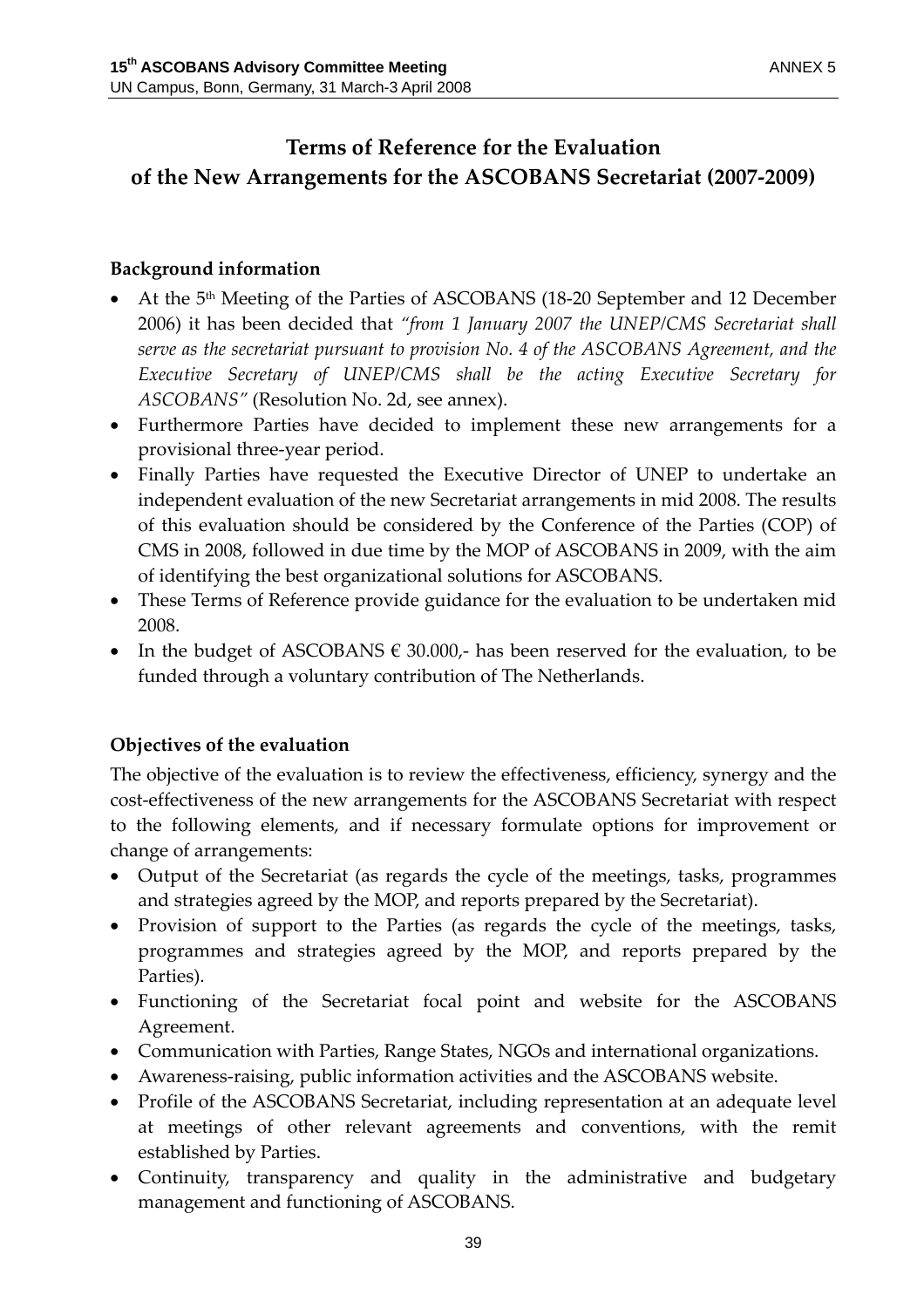# Terms of Reference for the Evaluation of the New Arrangements for the ASCOBANS Secretariat (2007-2009)

## Background information

- At the 5th Meeting of the Parties of ASCOBANS (18-20 September and 12 December 2006) it has been decided that *"from 1 January 2007 the UNEP/CMS Secretariat shall serve as the secretariat pursuant to provision No. 4 of the ASCOBANS Agreement, and the Executive Secretary of UNEP/CMS shall be the acting Executive Secretary for ASCOBANS"* (Resolution No. 2d, see annex).
- Furthermore Parties have decided to implement these new arrangements for a provisional three-year period.
- Finally Parties have requested the Executive Director of UNEP to undertake an independent evaluation of the new Secretariat arrangements in mid 2008. The results of this evaluation should be considered by the Conference of the Parties (COP) of CMS in 2008, followed in due time by the MOP of ASCOBANS in 2009, with the aim of identifying the best organizational solutions for ASCOBANS.
- These Terms of Reference provide guidance for the evaluation to be undertaken mid 2008.
- In the budget of ASCOBANS € 30.000,- has been reserved for the evaluation, to be funded through a voluntary contribution of The Netherlands.

## Objectives of the evaluation

The objective of the evaluation is to review the effectiveness, efficiency, synergy and the cost-effectiveness of the new arrangements for the ASCOBANS Secretariat with respect to the following elements, and if necessary formulate options for improvement or change of arrangements:

- Output of the Secretariat (as regards the cycle of the meetings, tasks, programmes and strategies agreed by the MOP, and reports prepared by the Secretariat).
- Provision of support to the Parties (as regards the cycle of the meetings, tasks, programmes and strategies agreed by the MOP, and reports prepared by the Parties).
- Functioning of the Secretariat focal point and website for the ASCOBANS Agreement.
- Communication with Parties, Range States, NGOs and international organizations.
- Awareness-raising, public information activities and the ASCOBANS website.
- Profile of the ASCOBANS Secretariat, including representation at an adequate level at meetings of other relevant agreements and conventions, with the remit established by Parties.
- Continuity, transparency and quality in the administrative and budgetary management and functioning of ASCOBANS.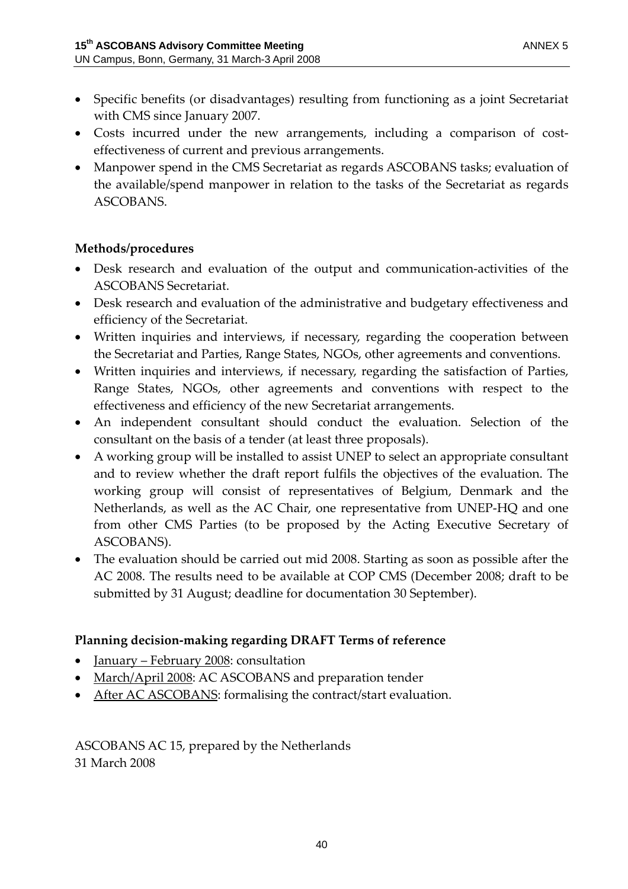- Specific benefits (or disadvantages) resulting from functioning as a joint Secretariat with CMS since January 2007.
- Costs incurred under the new arrangements, including a comparison of cost-effectiveness of current and previous arrangements.
- Manpower spend in the CMS Secretariat as regards ASCOBANS tasks; evaluation of the available/spend manpower in relation to the tasks of the Secretariat as regards ASCOBANS.

**Methods/procedures**

- Desk research and evaluation of the output and communication-activities of the ASCOBANS Secretariat.
- Desk research and evaluation of the administrative and budgetary effectiveness and efficiency of the Secretariat.
- Written inquiries and interviews, if necessary, regarding the cooperation between the Secretariat and Parties, Range States, NGOs, other agreements and conventions.
- Written inquiries and interviews, if necessary, regarding the satisfaction of Parties, Range States, NGOs, other agreements and conventions with respect to the effectiveness and efficiency of the new Secretariat arrangements.
- An independent consultant should conduct the evaluation. Selection of the consultant on the basis of a tender (at least three proposals).
- A working group will be installed to assist UNEP to select an appropriate consultant and to review whether the draft report fulfils the objectives of the evaluation. The working group will consist of representatives of Belgium, Denmark and the Netherlands, as well as the AC Chair, one representative from UNEP-HQ and one from other CMS Parties (to be proposed by the Acting Executive Secretary of ASCOBANS).
- The evaluation should be carried out mid 2008. Starting as soon as possible after the AC 2008. The results need to be available at COP CMS (December 2008; draft to be submitted by 31 August; deadline for documentation 30 September).

**Planning decision-making regarding DRAFT Terms of reference**

- January – February 2008: consultation
- March/April 2008: AC ASCOBANS and preparation tender
- After AC ASCOBANS: formalising the contract/start evaluation.

ASCOBANS AC 15, prepared by the Netherlands
31 March 2008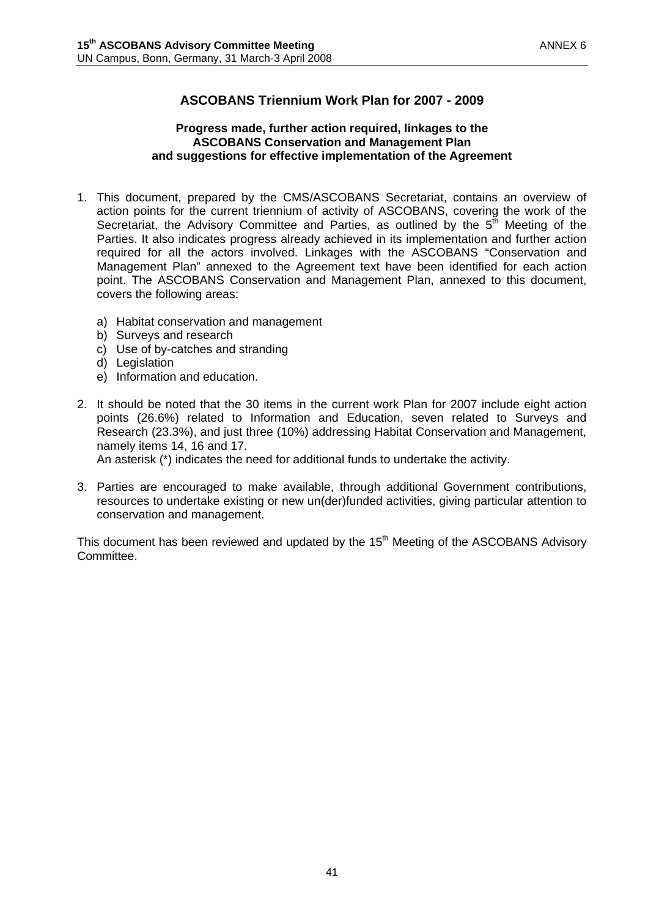## ASCOBANS Triennium Work Plan for 2007 - 2009

### Progress made, further action required, linkages to the ASCOBANS Conservation and Management Plan and suggestions for effective implementation of the Agreement

1. This document, prepared by the CMS/ASCOBANS Secretariat, contains an overview of action points for the current triennium of activity of ASCOBANS, covering the work of the Secretariat, the Advisory Committee and Parties, as outlined by the 5th Meeting of the Parties. It also indicates progress already achieved in its implementation and further action required for all the actors involved. Linkages with the ASCOBANS "Conservation and Management Plan" annexed to the Agreement text have been identified for each action point. The ASCOBANS Conservation and Management Plan, annexed to this document, covers the following areas:

   a) Habitat conservation and management
   b) Surveys and research
   c) Use of by-catches and stranding
   d) Legislation
   e) Information and education.

2. It should be noted that the 30 items in the current work Plan for 2007 include eight action points (26.6%) related to Information and Education, seven related to Surveys and Research (23.3%), and just three (10%) addressing Habitat Conservation and Management, namely items 14, 16 and 17.
   An asterisk (*) indicates the need for additional funds to undertake the activity.

3. Parties are encouraged to make available, through additional Government contributions, resources to undertake existing or new un(der)funded activities, giving particular attention to conservation and management.

This document has been reviewed and updated by the 15th Meeting of the ASCOBANS Advisory Committee.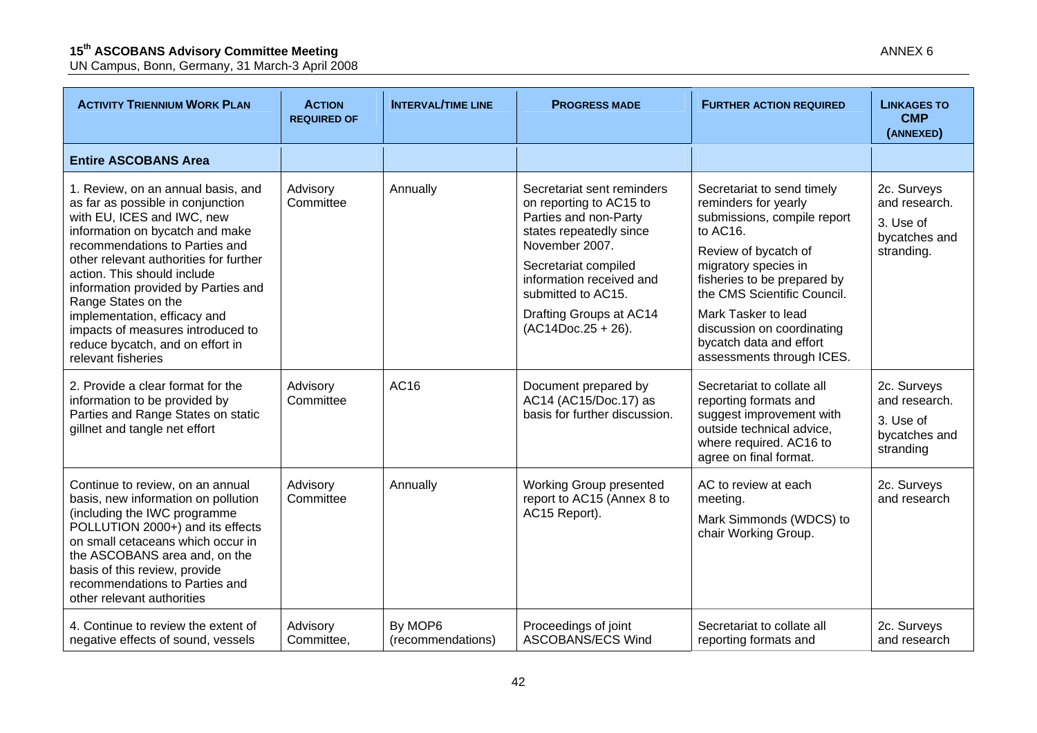| ACTIVITY TRIENNIUM WORK PLAN | ACTION REQUIRED OF | INTERVAL/TIME LINE | PROGRESS MADE | FURTHER ACTION REQUIRED | LINKAGES TO CMP (ANNEXED) |
|---|---|---|---|---|---|
| **Entire ASCOBANS Area** | | | | | |
| 1. Review, on an annual basis, and as far as possible in conjunction with EU, ICES and IWC, new information on bycatch and make recommendations to Parties and other relevant authorities for further action. This should include information provided by Parties and Range States on the implementation, efficacy and impacts of measures introduced to reduce bycatch, and on effort in relevant fisheries | Advisory Committee | Annually | Secretariat sent reminders on reporting to AC15 to Parties and non-Party states repeatedly since November 2007. Secretariat compiled information received and submitted to AC15. Drafting Groups at AC14 (AC14Doc.25 + 26). | Secretariat to send timely reminders for yearly submissions, compile report to AC16. Review of bycatch of migratory species in fisheries to be prepared by the CMS Scientific Council. Mark Tasker to lead discussion on coordinating bycatch data and effort assessments through ICES. | 2c. Surveys and research. 3. Use of bycatches and stranding. |
| 2. Provide a clear format for the information to be provided by Parties and Range States on static gillnet and tangle net effort | Advisory Committee | AC16 | Document prepared by AC14 (AC15/Doc.17) as basis for further discussion. | Secretariat to collate all reporting formats and suggest improvement with outside technical advice, where required. AC16 to agree on final format. | 2c. Surveys and research. 3. Use of bycatches and stranding |
| Continue to review, on an annual basis, new information on pollution (including the IWC programme POLLUTION 2000+) and its effects on small cetaceans which occur in the ASCOBANS area and, on the basis of this review, provide recommendations to Parties and other relevant authorities | Advisory Committee | Annually | Working Group presented report to AC15 (Annex 8 to AC15 Report). | AC to review at each meeting. Mark Simmonds (WDCS) to chair Working Group. | 2c. Surveys and research |
| 4. Continue to review the extent of negative effects of sound, vessels | Advisory Committee, | By MOP6 (recommendations) | Proceedings of joint ASCOBANS/ECS Wind | Secretariat to collate all reporting formats and | 2c. Surveys and research |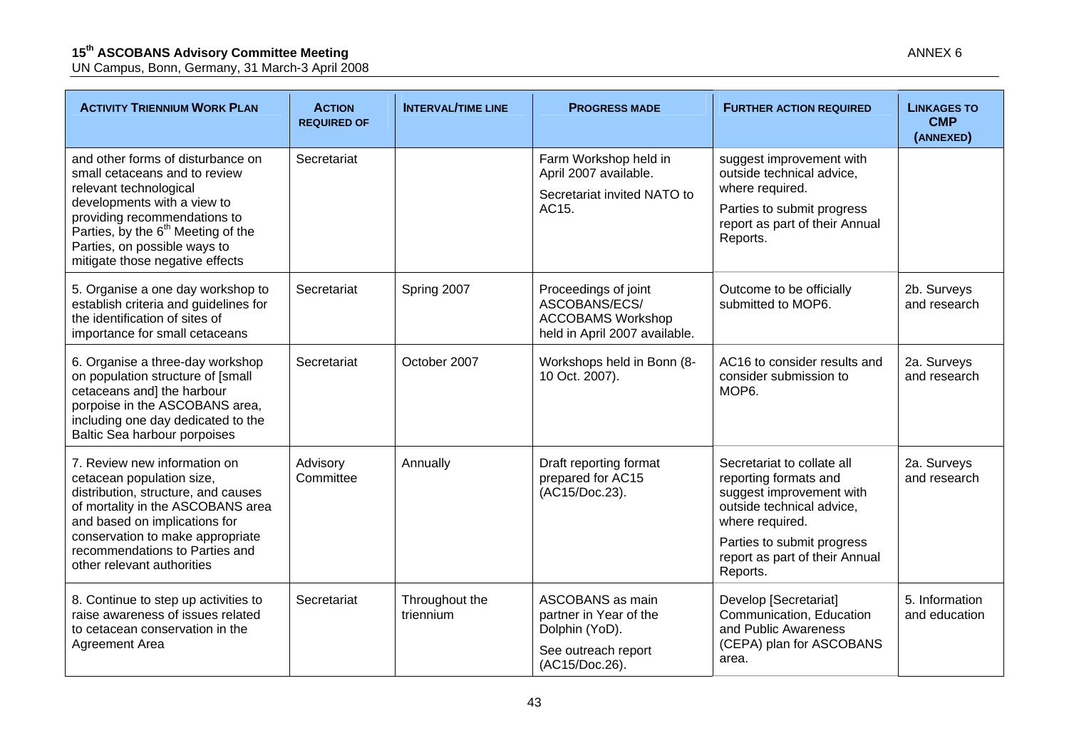| ACTIVITY TRIENNIUM WORK PLAN | ACTION REQUIRED OF | INTERVAL/TIME LINE | PROGRESS MADE | FURTHER ACTION REQUIRED | LINKAGES TO CMP (ANNEXED) |
|---|---|---|---|---|---|
| and other forms of disturbance on small cetaceans and to review relevant technological developments with a view to providing recommendations to Parties, by the 6th Meeting of the Parties, on possible ways to mitigate those negative effects | Secretariat | | Farm Workshop held in April 2007 available. Secretariat invited NATO to AC15. | suggest improvement with outside technical advice, where required. Parties to submit progress report as part of their Annual Reports. | |
| 5. Organise a one day workshop to establish criteria and guidelines for the identification of sites of importance for small cetaceans | Secretariat | Spring 2007 | Proceedings of joint ASCOBANS/ECS/ ACCOBAMS Workshop held in April 2007 available. | Outcome to be officially submitted to MOP6. | 2b. Surveys and research |
| 6. Organise a three-day workshop on population structure of [small cetaceans and] the harbour porpoise in the ASCOBANS area, including one day dedicated to the Baltic Sea harbour porpoises | Secretariat | October 2007 | Workshops held in Bonn (8-10 Oct. 2007). | AC16 to consider results and consider submission to MOP6. | 2a. Surveys and research |
| 7. Review new information on cetacean population size, distribution, structure, and causes of mortality in the ASCOBANS area and based on implications for conservation to make appropriate recommendations to Parties and other relevant authorities | Advisory Committee | Annually | Draft reporting format prepared for AC15 (AC15/Doc.23). | Secretariat to collate all reporting formats and suggest improvement with outside technical advice, where required. Parties to submit progress report as part of their Annual Reports. | 2a. Surveys and research |
| 8. Continue to step up activities to raise awareness of issues related to cetacean conservation in the Agreement Area | Secretariat | Throughout the triennium | ASCOBANS as main partner in Year of the Dolphin (YoD). See outreach report (AC15/Doc.26). | Develop [Secretariat] Communication, Education and Public Awareness (CEPA) plan for ASCOBANS area. | 5. Information and education |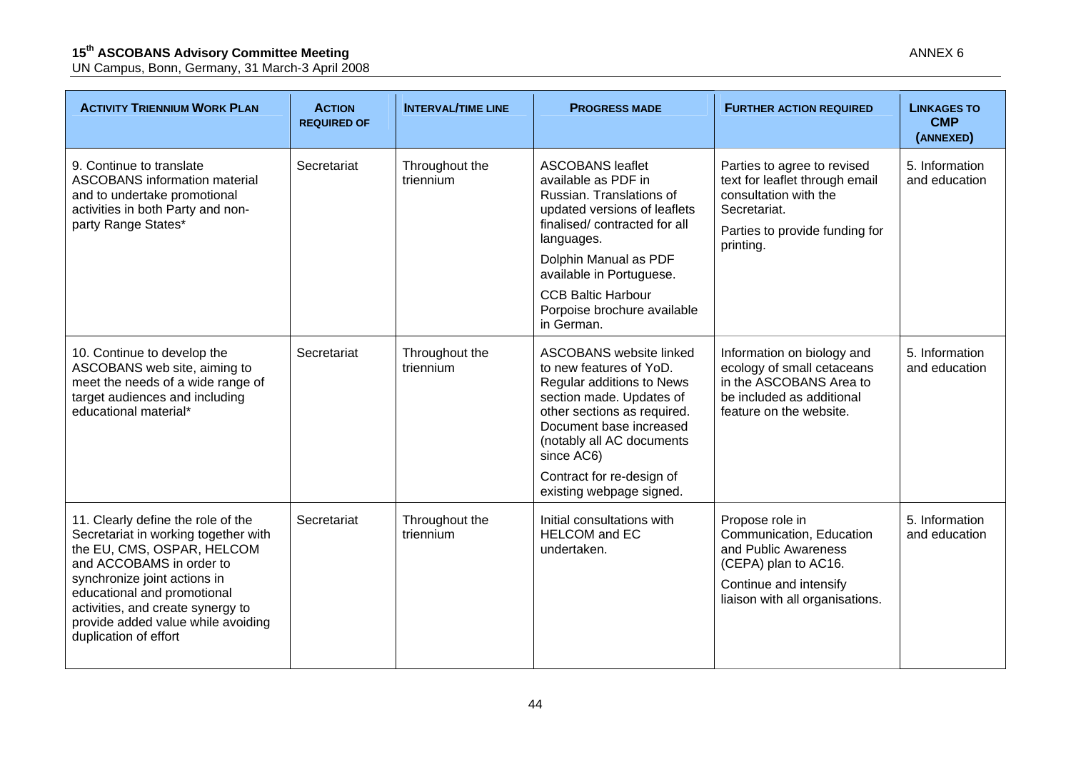| ACTIVITY TRIENNIUM WORK PLAN | ACTION REQUIRED OF | INTERVAL/TIME LINE | PROGRESS MADE | FURTHER ACTION REQUIRED | LINKAGES TO CMP (ANNEXED) |
|---|---|---|---|---|---|
| 9. Continue to translate ASCOBANS information material and to undertake promotional activities in both Party and non-party Range States* | Secretariat | Throughout the triennium | ASCOBANS leaflet available as PDF in Russian. Translations of updated versions of leaflets finalised/ contracted for all languages.<br><br>Dolphin Manual as PDF available in Portuguese.<br><br>CCB Baltic Harbour Porpoise brochure available in German. | Parties to agree to revised text for leaflet through email consultation with the Secretariat.<br><br>Parties to provide funding for printing. | 5. Information and education |
| 10. Continue to develop the ASCOBANS web site, aiming to meet the needs of a wide range of target audiences and including educational material* | Secretariat | Throughout the triennium | ASCOBANS website linked to new features of YoD. Regular additions to News section made. Updates of other sections as required. Document base increased (notably all AC documents since AC6)<br><br>Contract for re-design of existing webpage signed. | Information on biology and ecology of small cetaceans in the ASCOBANS Area to be included as additional feature on the website. | 5. Information and education |
| 11. Clearly define the role of the Secretariat in working together with the EU, CMS, OSPAR, HELCOM and ACCOBAMS in order to synchronize joint actions in educational and promotional activities, and create synergy to provide added value while avoiding duplication of effort | Secretariat | Throughout the triennium | Initial consultations with HELCOM and EC undertaken. | Propose role in Communication, Education and Public Awareness (CEPA) plan to AC16.<br><br>Continue and intensify liaison with all organisations. | 5. Information and education |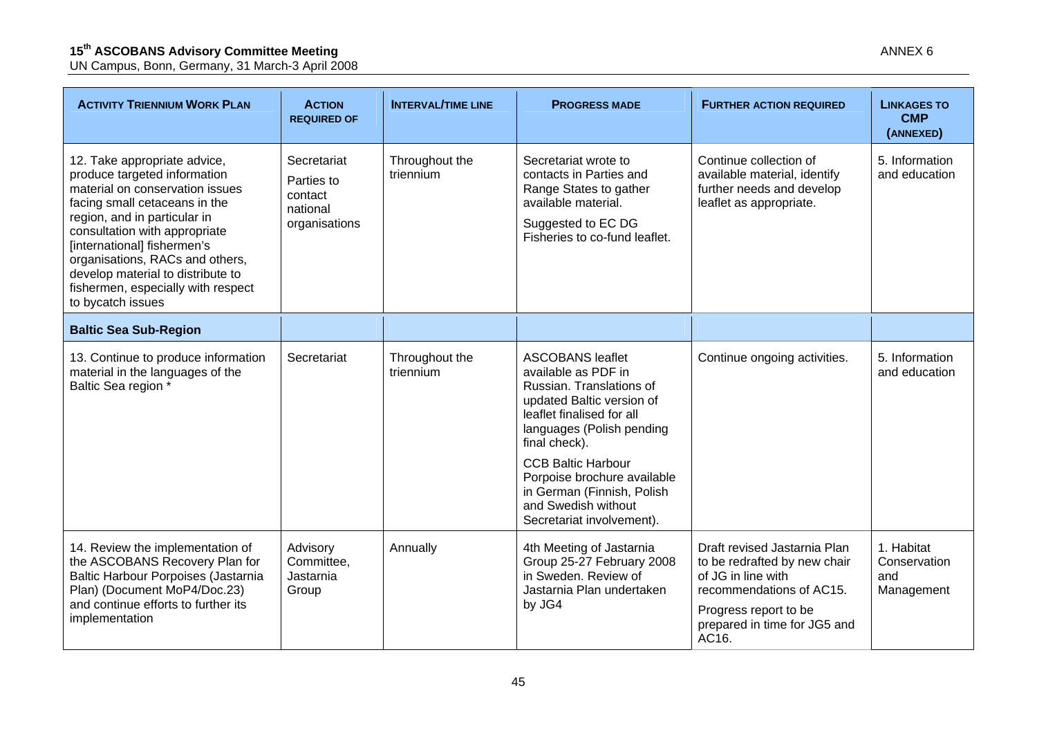| ACTIVITY TRIENNIUM WORK PLAN | ACTION REQUIRED OF | INTERVAL/TIME LINE | PROGRESS MADE | FURTHER ACTION REQUIRED | LINKAGES TO CMP (ANNEXED) |
|---|---|---|---|---|---|
| 12. Take appropriate advice, produce targeted information material on conservation issues facing small cetaceans in the region, and in particular in consultation with appropriate [international] fishermen's organisations, RACs and others, develop material to distribute to fishermen, especially with respect to bycatch issues | Secretariat<br>Parties to contact national organisations | Throughout the triennium | Secretariat wrote to contacts in Parties and Range States to gather available material.<br>Suggested to EC DG Fisheries to co-fund leaflet. | Continue collection of available material, identify further needs and develop leaflet as appropriate. | 5. Information and education |
| **Baltic Sea Sub-Region** | | | | | |
| 13. Continue to produce information material in the languages of the Baltic Sea region * | Secretariat | Throughout the triennium | ASCOBANS leaflet available as PDF in Russian. Translations of updated Baltic version of leaflet finalised for all languages (Polish pending final check).<br>CCB Baltic Harbour Porpoise brochure available in German (Finnish, Polish and Swedish without Secretariat involvement). | Continue ongoing activities. | 5. Information and education |
| 14. Review the implementation of the ASCOBANS Recovery Plan for Baltic Harbour Porpoises (Jastarnia Plan) (Document MoP4/Doc.23) and continue efforts to further its implementation | Advisory Committee, Jastarnia Group | Annually | 4th Meeting of Jastarnia Group 25-27 February 2008 in Sweden. Review of Jastarnia Plan undertaken by JG4 | Draft revised Jastarnia Plan to be redrafted by new chair of JG in line with recommendations of AC15.<br>Progress report to be prepared in time for JG5 and AC16. | 1. Habitat Conservation and Management |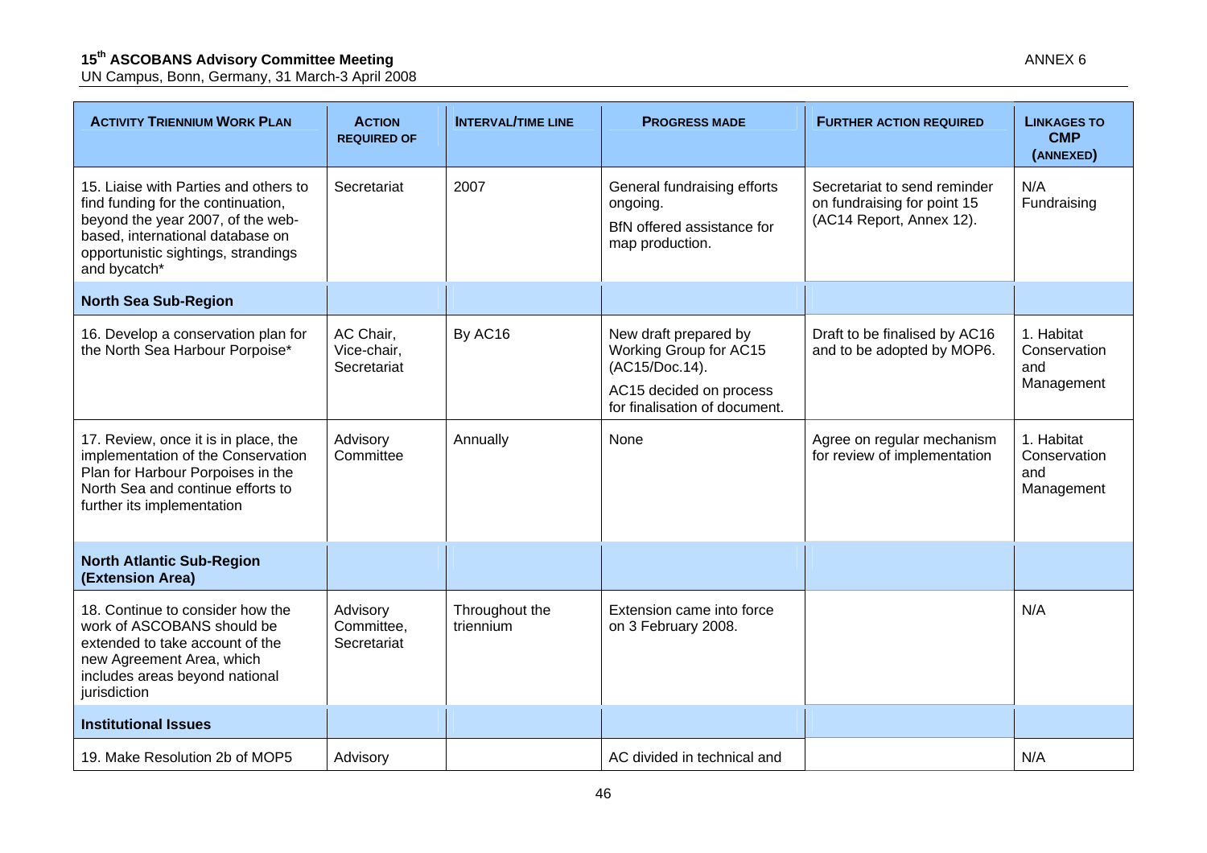| ACTIVITY TRIENNIUM WORK PLAN | ACTION REQUIRED OF | INTERVAL/TIME LINE | PROGRESS MADE | FURTHER ACTION REQUIRED | LINKAGES TO CMP (ANNEXED) |
|---|---|---|---|---|---|
| 15. Liaise with Parties and others to find funding for the continuation, beyond the year 2007, of the web-based, international database on opportunistic sightings, strandings and bycatch* | Secretariat | 2007 | General fundraising efforts ongoing.<br>BfN offered assistance for map production. | Secretariat to send reminder on fundraising for point 15 (AC14 Report, Annex 12). | N/A Fundraising |
| **North Sea Sub-Region** | | | | | |
| 16. Develop a conservation plan for the North Sea Harbour Porpoise* | AC Chair, Vice-chair, Secretariat | By AC16 | New draft prepared by Working Group for AC15 (AC15/Doc.14).<br>AC15 decided on process for finalisation of document. | Draft to be finalised by AC16 and to be adopted by MOP6. | 1. Habitat Conservation and Management |
| 17. Review, once it is in place, the implementation of the Conservation Plan for Harbour Porpoises in the North Sea and continue efforts to further its implementation | Advisory Committee | Annually | None | Agree on regular mechanism for review of implementation | 1. Habitat Conservation and Management |
| **North Atlantic Sub-Region (Extension Area)** | | | | | |
| 18. Continue to consider how the work of ASCOBANS should be extended to take account of the new Agreement Area, which includes areas beyond national jurisdiction | Advisory Committee, Secretariat | Throughout the triennium | Extension came into force on 3 February 2008. | | N/A |
| **Institutional Issues** | | | | | |
| 19. Make Resolution 2b of MOP5 | Advisory | | AC divided in technical and | | N/A |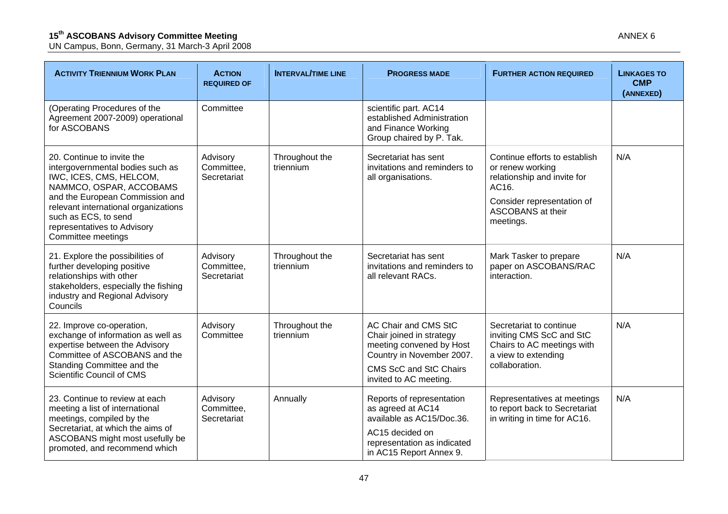| ACTIVITY TRIENNIUM WORK PLAN | ACTION REQUIRED OF | INTERVAL/TIME LINE | PROGRESS MADE | FURTHER ACTION REQUIRED | LINKAGES TO CMP (ANNEXED) |
|---|---|---|---|---|---|
| (Operating Procedures of the Agreement 2007-2009) operational for ASCOBANS | Committee | | scientific part. AC14 established Administration and Finance Working Group chaired by P. Tak. | | |
| 20. Continue to invite the intergovernmental bodies such as IWC, ICES, CMS, HELCOM, NAMMCO, OSPAR, ACCOBAMS and the European Commission and relevant international organizations such as ECS, to send representatives to Advisory Committee meetings | Advisory Committee, Secretariat | Throughout the triennium | Secretariat has sent invitations and reminders to all organisations. | Continue efforts to establish or renew working relationship and invite for AC16.<br>Consider representation of ASCOBANS at their meetings. | N/A |
| 21. Explore the possibilities of further developing positive relationships with other stakeholders, especially the fishing industry and Regional Advisory Councils | Advisory Committee, Secretariat | Throughout the triennium | Secretariat has sent invitations and reminders to all relevant RACs. | Mark Tasker to prepare paper on ASCOBANS/RAC interaction. | N/A |
| 22. Improve co-operation, exchange of information as well as expertise between the Advisory Committee of ASCOBANS and the Standing Committee and the Scientific Council of CMS | Advisory Committee | Throughout the triennium | AC Chair and CMS StC Chair joined in strategy meeting convened by Host Country in November 2007.<br>CMS ScC and StC Chairs invited to AC meeting. | Secretariat to continue inviting CMS ScC and StC Chairs to AC meetings with a view to extending collaboration. | N/A |
| 23. Continue to review at each meeting a list of international meetings, compiled by the Secretariat, at which the aims of ASCOBANS might most usefully be promoted, and recommend which | Advisory Committee, Secretariat | Annually | Reports of representation as agreed at AC14 available as AC15/Doc.36.<br>AC15 decided on representation as indicated in AC15 Report Annex 9. | Representatives at meetings to report back to Secretariat in writing in time for AC16. | N/A |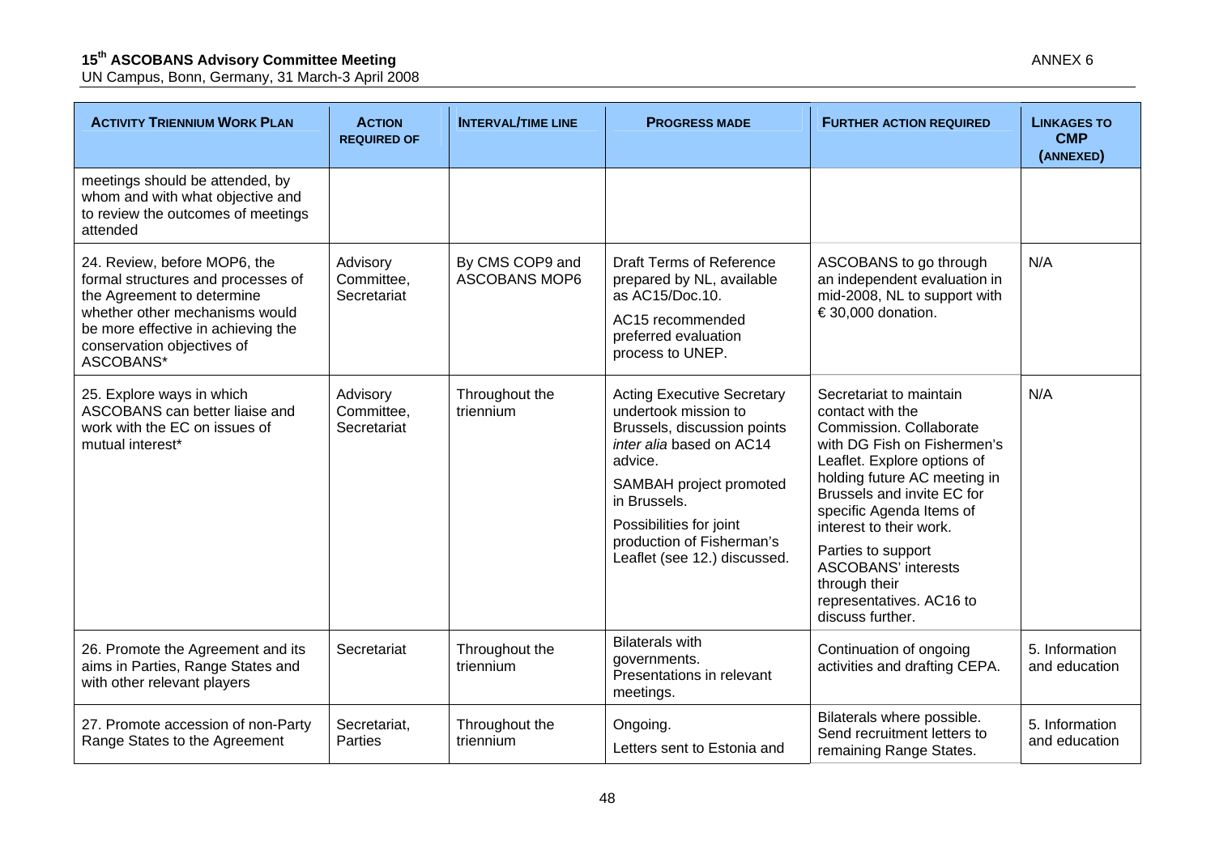| ACTIVITY TRIENNIUM WORK PLAN | ACTION REQUIRED OF | INTERVAL/TIME LINE | PROGRESS MADE | FURTHER ACTION REQUIRED | LINKAGES TO CMP (ANNEXED) |
|---|---|---|---|---|---|
| meetings should be attended, by whom and with what objective and to review the outcomes of meetings attended | | | | | |
| 24. Review, before MOP6, the formal structures and processes of the Agreement to determine whether other mechanisms would be more effective in achieving the conservation objectives of ASCOBANS* | Advisory Committee, Secretariat | By CMS COP9 and ASCOBANS MOP6 | Draft Terms of Reference prepared by NL, available as AC15/Doc.10. AC15 recommended preferred evaluation process to UNEP. | ASCOBANS to go through an independent evaluation in mid-2008, NL to support with € 30,000 donation. | N/A |
| 25. Explore ways in which ASCOBANS can better liaise and work with the EC on issues of mutual interest* | Advisory Committee, Secretariat | Throughout the triennium | Acting Executive Secretary undertook mission to Brussels, discussion points *inter alia* based on AC14 advice. SAMBAH project promoted in Brussels. Possibilities for joint production of Fisherman's Leaflet (see 12.) discussed. | Secretariat to maintain contact with the Commission. Collaborate with DG Fish on Fishermen's Leaflet. Explore options of holding future AC meeting in Brussels and invite EC for specific Agenda Items of interest to their work. Parties to support ASCOBANS' interests through their representatives. AC16 to discuss further. | N/A |
| 26. Promote the Agreement and its aims in Parties, Range States and with other relevant players | Secretariat | Throughout the triennium | Bilaterals with governments. Presentations in relevant meetings. | Continuation of ongoing activities and drafting CEPA. | 5. Information and education |
| 27. Promote accession of non-Party Range States to the Agreement | Secretariat, Parties | Throughout the triennium | Ongoing. Letters sent to Estonia and | Bilaterals where possible. Send recruitment letters to remaining Range States. | 5. Information and education |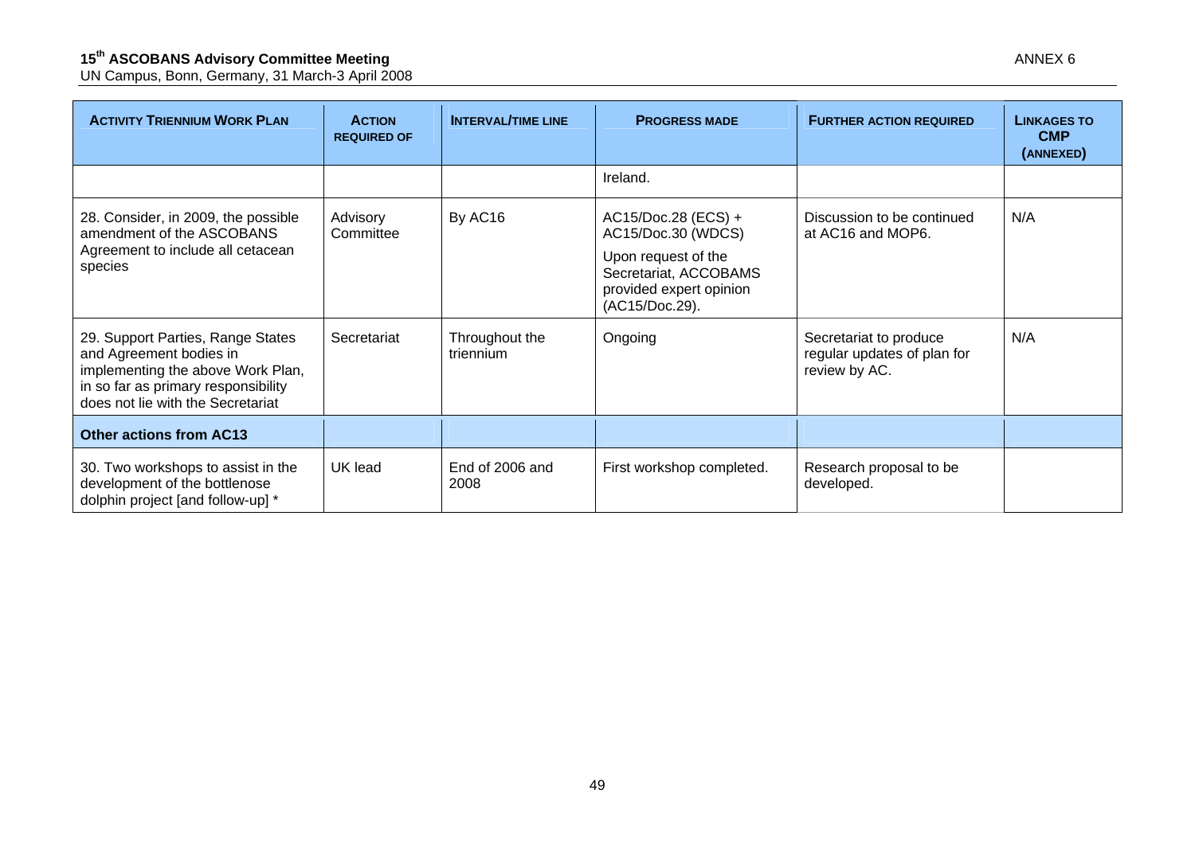| ACTIVITY TRIENNIUM WORK PLAN | ACTION REQUIRED OF | INTERVAL/TIME LINE | PROGRESS MADE | FURTHER ACTION REQUIRED | LINKAGES TO CMP (ANNEXED) |
|---|---|---|---|---|---|
| | | | Ireland. | | |
| 28. Consider, in 2009, the possible amendment of the ASCOBANS Agreement to include all cetacean species | Advisory Committee | By AC16 | AC15/Doc.28 (ECS) + AC15/Doc.30 (WDCS)<br><br>Upon request of the Secretariat, ACCOBAMS provided expert opinion (AC15/Doc.29). | Discussion to be continued at AC16 and MOP6. | N/A |
| 29. Support Parties, Range States and Agreement bodies in implementing the above Work Plan, in so far as primary responsibility does not lie with the Secretariat | Secretariat | Throughout the triennium | Ongoing | Secretariat to produce regular updates of plan for review by AC. | N/A |
| **Other actions from AC13** | | | | | |
| 30. Two workshops to assist in the development of the bottlenose dolphin project [and follow-up] * | UK lead | End of 2006 and 2008 | First workshop completed. | Research proposal to be developed. | |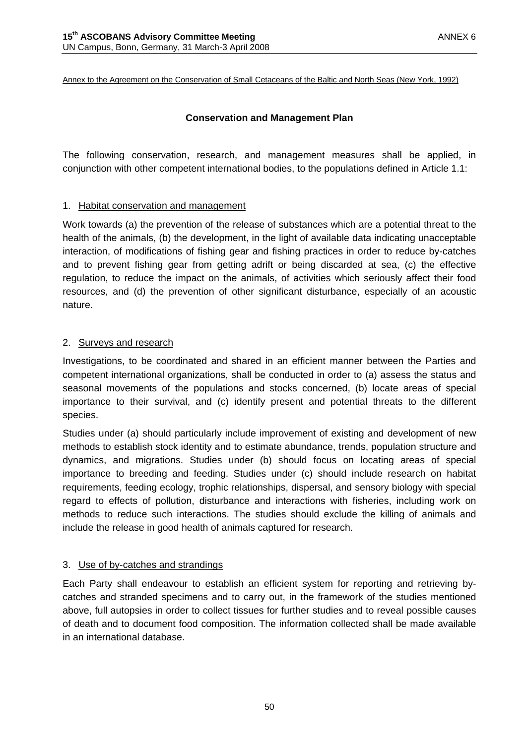Annex to the Agreement on the Conservation of Small Cetaceans of the Baltic and North Seas (New York, 1992)

## Conservation and Management Plan

The following conservation, research, and management measures shall be applied, in conjunction with other competent international bodies, to the populations defined in Article 1.1:

### 1. Habitat conservation and management

Work towards (a) the prevention of the release of substances which are a potential threat to the health of the animals, (b) the development, in the light of available data indicating unacceptable interaction, of modifications of fishing gear and fishing practices in order to reduce by-catches and to prevent fishing gear from getting adrift or being discarded at sea, (c) the effective regulation, to reduce the impact on the animals, of activities which seriously affect their food resources, and (d) the prevention of other significant disturbance, especially of an acoustic nature.

### 2. Surveys and research

Investigations, to be coordinated and shared in an efficient manner between the Parties and competent international organizations, shall be conducted in order to (a) assess the status and seasonal movements of the populations and stocks concerned, (b) locate areas of special importance to their survival, and (c) identify present and potential threats to the different species.

Studies under (a) should particularly include improvement of existing and development of new methods to establish stock identity and to estimate abundance, trends, population structure and dynamics, and migrations. Studies under (b) should focus on locating areas of special importance to breeding and feeding. Studies under (c) should include research on habitat requirements, feeding ecology, trophic relationships, dispersal, and sensory biology with special regard to effects of pollution, disturbance and interactions with fisheries, including work on methods to reduce such interactions. The studies should exclude the killing of animals and include the release in good health of animals captured for research.

### 3. Use of by-catches and strandings

Each Party shall endeavour to establish an efficient system for reporting and retrieving by-catches and stranded specimens and to carry out, in the framework of the studies mentioned above, full autopsies in order to collect tissues for further studies and to reveal possible causes of death and to document food composition. The information collected shall be made available in an international database.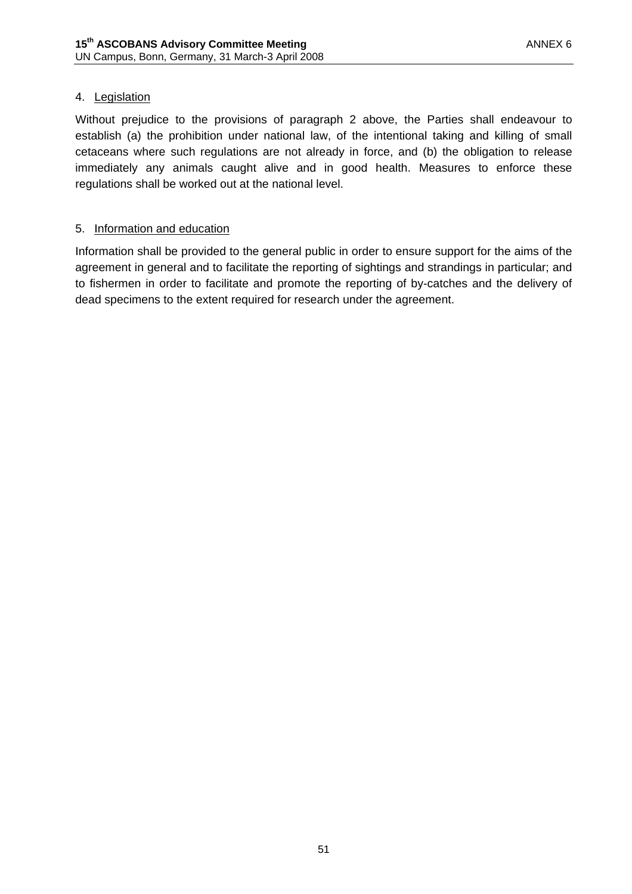4. <u>Legislation</u>

Without prejudice to the provisions of paragraph 2 above, the Parties shall endeavour to establish (a) the prohibition under national law, of the intentional taking and killing of small cetaceans where such regulations are not already in force, and (b) the obligation to release immediately any animals caught alive and in good health. Measures to enforce these regulations shall be worked out at the national level.

5. <u>Information and education</u>

Information shall be provided to the general public in order to ensure support for the aims of the agreement in general and to facilitate the reporting of sightings and strandings in particular; and to fishermen in order to facilitate and promote the reporting of by-catches and the delivery of dead specimens to the extent required for research under the agreement.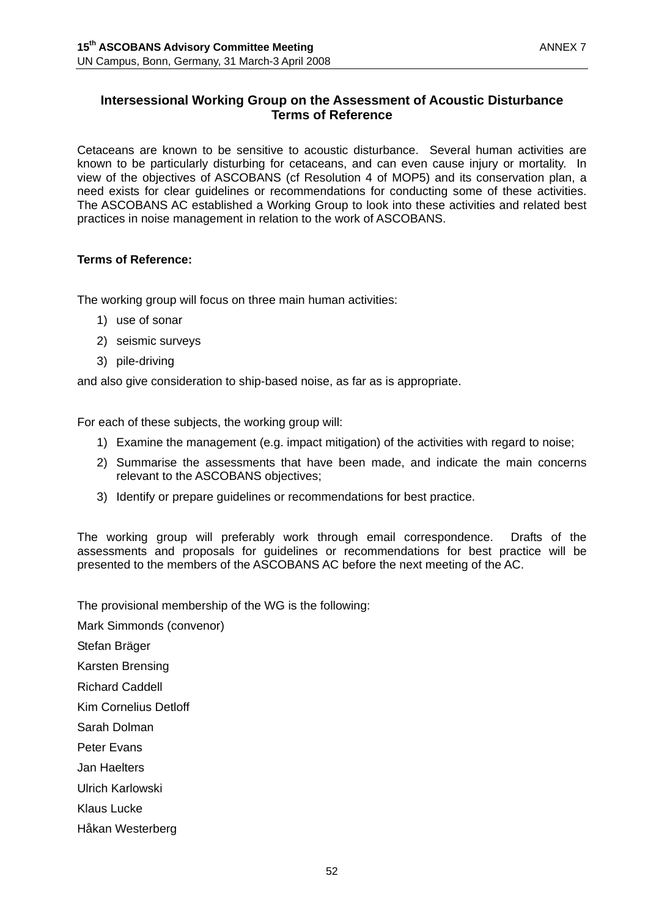## Intersessional Working Group on the Assessment of Acoustic Disturbance Terms of Reference

Cetaceans are known to be sensitive to acoustic disturbance. Several human activities are known to be particularly disturbing for cetaceans, and can even cause injury or mortality. In view of the objectives of ASCOBANS (cf Resolution 4 of MOP5) and its conservation plan, a need exists for clear guidelines or recommendations for conducting some of these activities. The ASCOBANS AC established a Working Group to look into these activities and related best practices in noise management in relation to the work of ASCOBANS.

**Terms of Reference:**

The working group will focus on three main human activities:

1) use of sonar
2) seismic surveys
3) pile-driving

and also give consideration to ship-based noise, as far as is appropriate.

For each of these subjects, the working group will:

1) Examine the management (e.g. impact mitigation) of the activities with regard to noise;
2) Summarise the assessments that have been made, and indicate the main concerns relevant to the ASCOBANS objectives;
3) Identify or prepare guidelines or recommendations for best practice.

The working group will preferably work through email correspondence. Drafts of the assessments and proposals for guidelines or recommendations for best practice will be presented to the members of the ASCOBANS AC before the next meeting of the AC.

The provisional membership of the WG is the following:

Mark Simmonds (convenor)

Stefan Bräger

Karsten Brensing

Richard Caddell

Kim Cornelius Detloff

Sarah Dolman

Peter Evans

Jan Haelters

Ulrich Karlowski

Klaus Lucke

Håkan Westerberg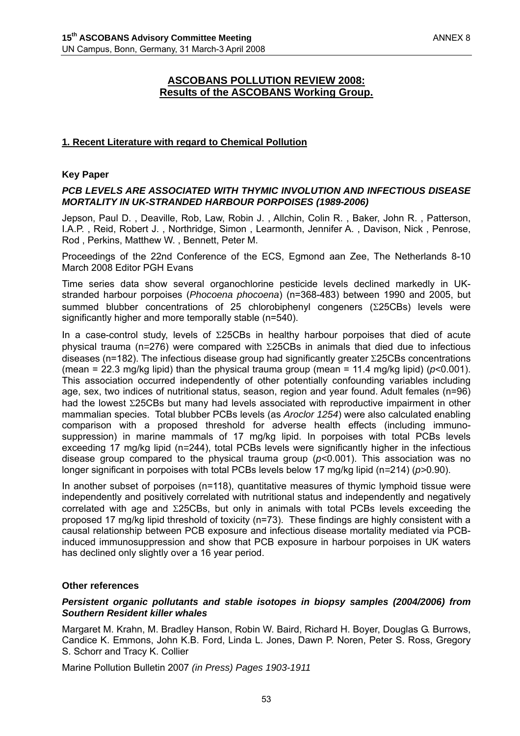## ASCOBANS POLLUTION REVIEW 2008: Results of the ASCOBANS Working Group.

### 1. Recent Literature with regard to Chemical Pollution

**Key Paper**

***PCB LEVELS ARE ASSOCIATED WITH THYMIC INVOLUTION AND INFECTIOUS DISEASE MORTALITY IN UK-STRANDED HARBOUR PORPOISES (1989-2006)***

Jepson, Paul D. , Deaville, Rob, Law, Robin J. , Allchin, Colin R. , Baker, John R. , Patterson, I.A.P. , Reid, Robert J. , Northridge, Simon , Learmonth, Jennifer A. , Davison, Nick , Penrose, Rod , Perkins, Matthew W. , Bennett, Peter M.

Proceedings of the 22nd Conference of the ECS, Egmond aan Zee, The Netherlands 8-10 March 2008 Editor PGH Evans

Time series data show several organochlorine pesticide levels declined markedly in UK-stranded harbour porpoises (*Phocoena phocoena*) (n=368-483) between 1990 and 2005, but summed blubber concentrations of 25 chlorobiphenyl congeners (Σ25CBs) levels were significantly higher and more temporally stable (n=540).

In a case-control study, levels of Σ25CBs in healthy harbour porpoises that died of acute physical trauma (n=276) were compared with Σ25CBs in animals that died due to infectious diseases (n=182). The infectious disease group had significantly greater Σ25CBs concentrations (mean = 22.3 mg/kg lipid) than the physical trauma group (mean = 11.4 mg/kg lipid) ($p$<0.001). This association occurred independently of other potentially confounding variables including age, sex, two indices of nutritional status, season, region and year found. Adult females (n=96) had the lowest Σ25CBs but many had levels associated with reproductive impairment in other mammalian species. Total blubber PCBs levels (as *Aroclor 1254*) were also calculated enabling comparison with a proposed threshold for adverse health effects (including immuno-suppression) in marine mammals of 17 mg/kg lipid. In porpoises with total PCBs levels exceeding 17 mg/kg lipid (n=244), total PCBs levels were significantly higher in the infectious disease group compared to the physical trauma group ($p$<0.001). This association was no longer significant in porpoises with total PCBs levels below 17 mg/kg lipid (n=214) ($p$>0.90).

In another subset of porpoises (n=118), quantitative measures of thymic lymphoid tissue were independently and positively correlated with nutritional status and independently and negatively correlated with age and Σ25CBs, but only in animals with total PCBs levels exceeding the proposed 17 mg/kg lipid threshold of toxicity (n=73). These findings are highly consistent with a causal relationship between PCB exposure and infectious disease mortality mediated via PCB-induced immunosuppression and show that PCB exposure in harbour porpoises in UK waters has declined only slightly over a 16 year period.

**Other references**

***Persistent organic pollutants and stable isotopes in biopsy samples (2004/2006) from Southern Resident killer whales***

Margaret M. Krahn, M. Bradley Hanson, Robin W. Baird, Richard H. Boyer, Douglas G. Burrows, Candice K. Emmons, John K.B. Ford, Linda L. Jones, Dawn P. Noren, Peter S. Ross, Gregory S. Schorr and Tracy K. Collier

Marine Pollution Bulletin 2007 *(in Press) Pages 1903-1911*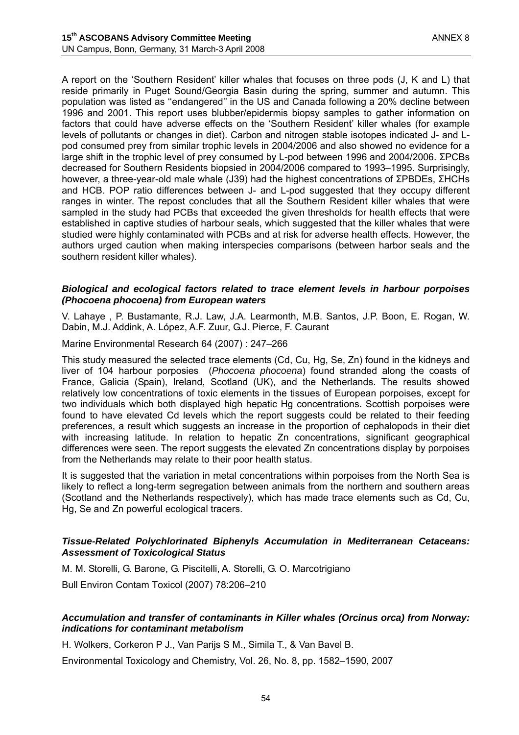A report on the 'Southern Resident' killer whales that focuses on three pods (J, K and L) that reside primarily in Puget Sound/Georgia Basin during the spring, summer and autumn. This population was listed as ''endangered'' in the US and Canada following a 20% decline between 1996 and 2001. This report uses blubber/epidermis biopsy samples to gather information on factors that could have adverse effects on the 'Southern Resident' killer whales (for example levels of pollutants or changes in diet). Carbon and nitrogen stable isotopes indicated J- and L-pod consumed prey from similar trophic levels in 2004/2006 and also showed no evidence for a large shift in the trophic level of prey consumed by L-pod between 1996 and 2004/2006. ΣPCBs decreased for Southern Residents biopsied in 2004/2006 compared to 1993–1995. Surprisingly, however, a three-year-old male whale (J39) had the highest concentrations of ΣPBDEs, ΣHCHs and HCB. POP ratio differences between J- and L-pod suggested that they occupy different ranges in winter. The repost concludes that all the Southern Resident killer whales that were sampled in the study had PCBs that exceeded the given thresholds for health effects that were established in captive studies of harbour seals, which suggested that the killer whales that were studied were highly contaminated with PCBs and at risk for adverse health effects. However, the authors urged caution when making interspecies comparisons (between harbor seals and the southern resident killer whales).

### *Biological and ecological factors related to trace element levels in harbour porpoises (Phocoena phocoena) from European waters*

V. Lahaye , P. Bustamante, R.J. Law, J.A. Learmonth, M.B. Santos, J.P. Boon, E. Rogan, W. Dabin, M.J. Addink, A. López, A.F. Zuur, G.J. Pierce, F. Caurant

Marine Environmental Research 64 (2007) : 247–266

This study measured the selected trace elements (Cd, Cu, Hg, Se, Zn) found in the kidneys and liver of 104 harbour porposies (*Phocoena phocoena*) found stranded along the coasts of France, Galicia (Spain), Ireland, Scotland (UK), and the Netherlands. The results showed relatively low concentrations of toxic elements in the tissues of European porpoises, except for two individuals which both displayed high hepatic Hg concentrations. Scottish porpoises were found to have elevated Cd levels which the report suggests could be related to their feeding preferences, a result which suggests an increase in the proportion of cephalopods in their diet with increasing latitude. In relation to hepatic Zn concentrations, significant geographical differences were seen. The report suggests the elevated Zn concentrations display by porpoises from the Netherlands may relate to their poor health status.

It is suggested that the variation in metal concentrations within porpoises from the North Sea is likely to reflect a long-term segregation between animals from the northern and southern areas (Scotland and the Netherlands respectively), which has made trace elements such as Cd, Cu, Hg, Se and Zn powerful ecological tracers.

### *Tissue-Related Polychlorinated Biphenyls Accumulation in Mediterranean Cetaceans: Assessment of Toxicological Status*

M. M. Storelli, G. Barone, G. Piscitelli, A. Storelli, G. O. Marcotrigiano

Bull Environ Contam Toxicol (2007) 78:206–210

### *Accumulation and transfer of contaminants in Killer whales (Orcinus orca) from Norway: indications for contaminant metabolism*

H. Wolkers, Corkeron P J., Van Parijs S M., Simila T., & Van Bavel B.

Environmental Toxicology and Chemistry, Vol. 26, No. 8, pp. 1582–1590, 2007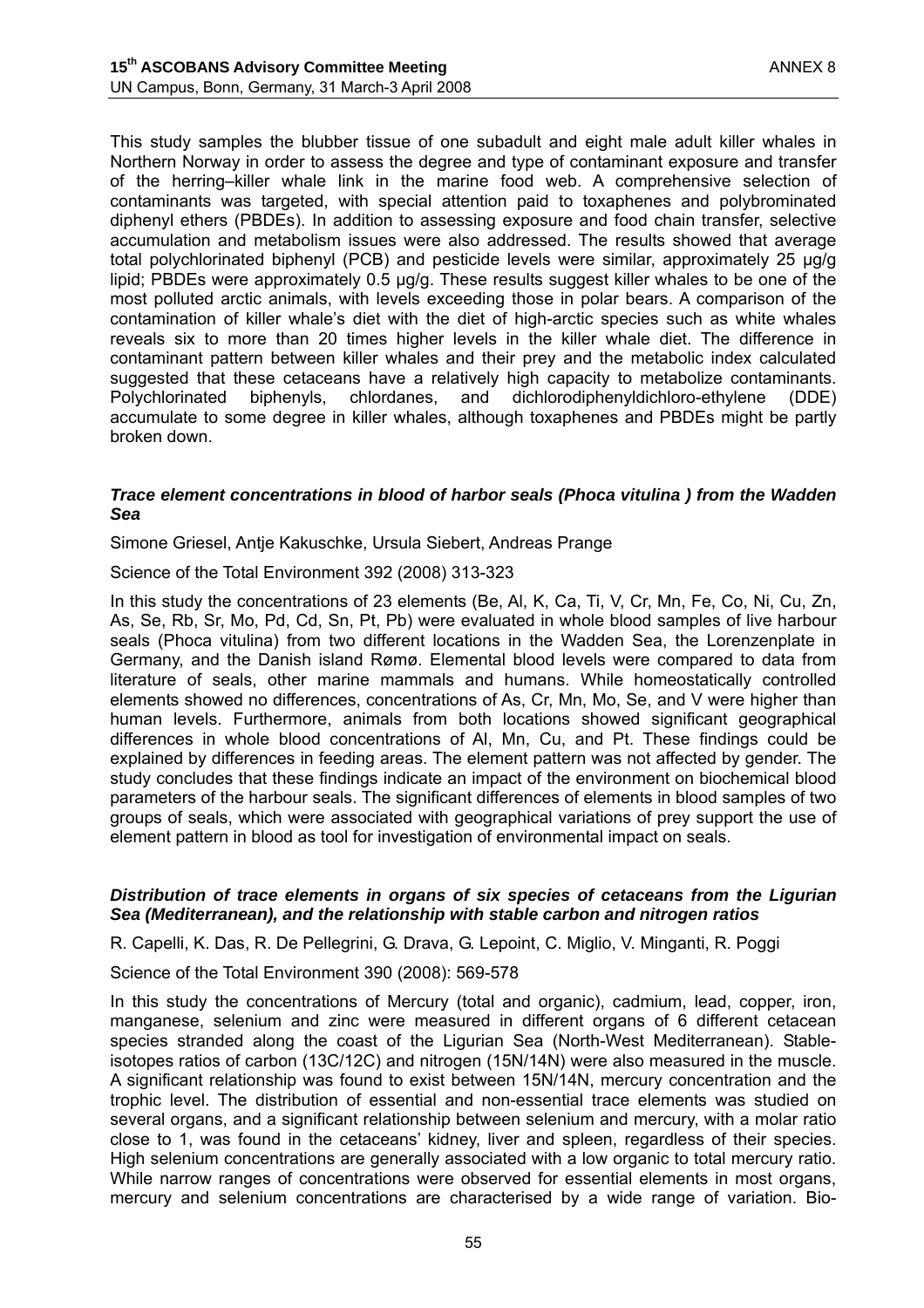This study samples the blubber tissue of one subadult and eight male adult killer whales in Northern Norway in order to assess the degree and type of contaminant exposure and transfer of the herring–killer whale link in the marine food web. A comprehensive selection of contaminants was targeted, with special attention paid to toxaphenes and polybrominated diphenyl ethers (PBDEs). In addition to assessing exposure and food chain transfer, selective accumulation and metabolism issues were also addressed. The results showed that average total polychlorinated biphenyl (PCB) and pesticide levels were similar, approximately 25 µg/g lipid; PBDEs were approximately 0.5 µg/g. These results suggest killer whales to be one of the most polluted arctic animals, with levels exceeding those in polar bears. A comparison of the contamination of killer whale's diet with the diet of high-arctic species such as white whales reveals six to more than 20 times higher levels in the killer whale diet. The difference in contaminant pattern between killer whales and their prey and the metabolic index calculated suggested that these cetaceans have a relatively high capacity to metabolize contaminants. Polychlorinated biphenyls, chlordanes, and dichlorodiphenyldichloro-ethylene (DDE) accumulate to some degree in killer whales, although toxaphenes and PBDEs might be partly broken down.

### *Trace element concentrations in blood of harbor seals (Phoca vitulina ) from the Wadden Sea*

Simone Griesel, Antje Kakuschke, Ursula Siebert, Andreas Prange

Science of the Total Environment 392 (2008) 313-323

In this study the concentrations of 23 elements (Be, Al, K, Ca, Ti, V, Cr, Mn, Fe, Co, Ni, Cu, Zn, As, Se, Rb, Sr, Mo, Pd, Cd, Sn, Pt, Pb) were evaluated in whole blood samples of live harbour seals (Phoca vitulina) from two different locations in the Wadden Sea, the Lorenzenplate in Germany, and the Danish island Rømø. Elemental blood levels were compared to data from literature of seals, other marine mammals and humans. While homeostatically controlled elements showed no differences, concentrations of As, Cr, Mn, Mo, Se, and V were higher than human levels. Furthermore, animals from both locations showed significant geographical differences in whole blood concentrations of Al, Mn, Cu, and Pt. These findings could be explained by differences in feeding areas. The element pattern was not affected by gender. The study concludes that these findings indicate an impact of the environment on biochemical blood parameters of the harbour seals. The significant differences of elements in blood samples of two groups of seals, which were associated with geographical variations of prey support the use of element pattern in blood as tool for investigation of environmental impact on seals.

### *Distribution of trace elements in organs of six species of cetaceans from the Ligurian Sea (Mediterranean), and the relationship with stable carbon and nitrogen ratios*

R. Capelli, K. Das, R. De Pellegrini, G. Drava, G. Lepoint, C. Miglio, V. Minganti, R. Poggi

Science of the Total Environment 390 (2008): 569-578

In this study the concentrations of Mercury (total and organic), cadmium, lead, copper, iron, manganese, selenium and zinc were measured in different organs of 6 different cetacean species stranded along the coast of the Ligurian Sea (North-West Mediterranean). Stable-isotopes ratios of carbon (13C/12C) and nitrogen (15N/14N) were also measured in the muscle. A significant relationship was found to exist between 15N/14N, mercury concentration and the trophic level. The distribution of essential and non-essential trace elements was studied on several organs, and a significant relationship between selenium and mercury, with a molar ratio close to 1, was found in the cetaceans' kidney, liver and spleen, regardless of their species. High selenium concentrations are generally associated with a low organic to total mercury ratio. While narrow ranges of concentrations were observed for essential elements in most organs, mercury and selenium concentrations are characterised by a wide range of variation. Bio-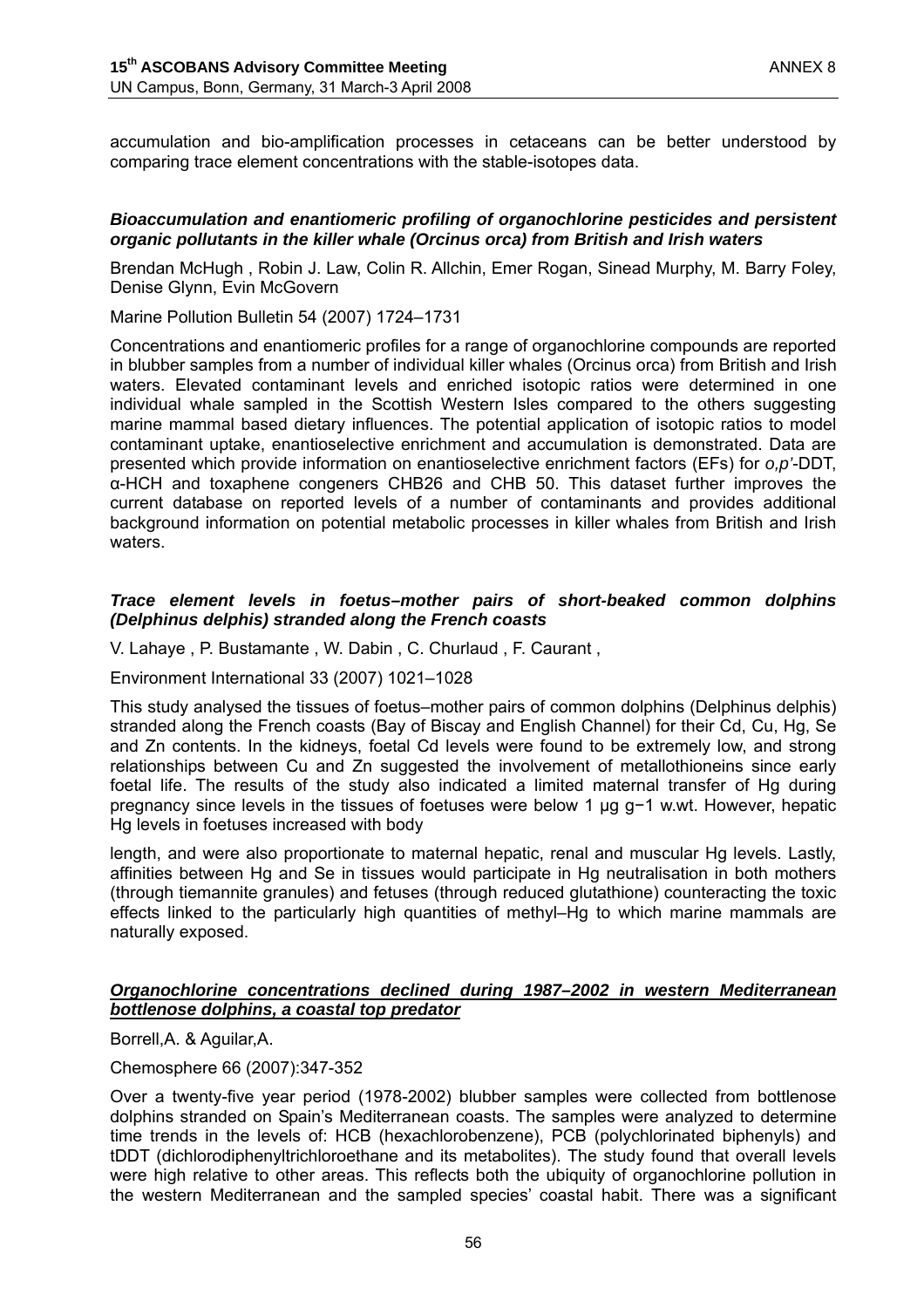accumulation and bio-amplification processes in cetaceans can be better understood by comparing trace element concentrations with the stable-isotopes data.

***Bioaccumulation and enantiomeric profiling of organochlorine pesticides and persistent organic pollutants in the killer whale (Orcinus orca) from British and Irish waters***

Brendan McHugh , Robin J. Law, Colin R. Allchin, Emer Rogan, Sinead Murphy, M. Barry Foley, Denise Glynn, Evin McGovern

Marine Pollution Bulletin 54 (2007) 1724–1731

Concentrations and enantiomeric profiles for a range of organochlorine compounds are reported in blubber samples from a number of individual killer whales (Orcinus orca) from British and Irish waters. Elevated contaminant levels and enriched isotopic ratios were determined in one individual whale sampled in the Scottish Western Isles compared to the others suggesting marine mammal based dietary influences. The potential application of isotopic ratios to model contaminant uptake, enantioselective enrichment and accumulation is demonstrated. Data are presented which provide information on enantioselective enrichment factors (EFs) for *o,p'*-DDT, α-HCH and toxaphene congeners CHB26 and CHB 50. This dataset further improves the current database on reported levels of a number of contaminants and provides additional background information on potential metabolic processes in killer whales from British and Irish waters.

***Trace element levels in foetus–mother pairs of short-beaked common dolphins (Delphinus delphis) stranded along the French coasts***

V. Lahaye , P. Bustamante , W. Dabin , C. Churlaud , F. Caurant ,

Environment International 33 (2007) 1021–1028

This study analysed the tissues of foetus–mother pairs of common dolphins (Delphinus delphis) stranded along the French coasts (Bay of Biscay and English Channel) for their Cd, Cu, Hg, Se and Zn contents. In the kidneys, foetal Cd levels were found to be extremely low, and strong relationships between Cu and Zn suggested the involvement of metallothioneins since early foetal life. The results of the study also indicated a limited maternal transfer of Hg during pregnancy since levels in the tissues of foetuses were below 1 µg $g^{-1}$ w.wt. However, hepatic Hg levels in foetuses increased with body

length, and were also proportionate to maternal hepatic, renal and muscular Hg levels. Lastly, affinities between Hg and Se in tissues would participate in Hg neutralisation in both mothers (through tiemannite granules) and fetuses (through reduced glutathione) counteracting the toxic effects linked to the particularly high quantities of methyl–Hg to which marine mammals are naturally exposed.

***Organochlorine concentrations declined during 1987–2002 in western Mediterranean bottlenose dolphins, a coastal top predator***

Borrell,A. & Aguilar,A.

Chemosphere 66 (2007):347-352

Over a twenty-five year period (1978-2002) blubber samples were collected from bottlenose dolphins stranded on Spain's Mediterranean coasts. The samples were analyzed to determine time trends in the levels of: HCB (hexachlorobenzene), PCB (polychlorinated biphenyls) and tDDT (dichlorodiphenyltrichloroethane and its metabolites). The study found that overall levels were high relative to other areas. This reflects both the ubiquity of organochlorine pollution in the western Mediterranean and the sampled species' coastal habit. There was a significant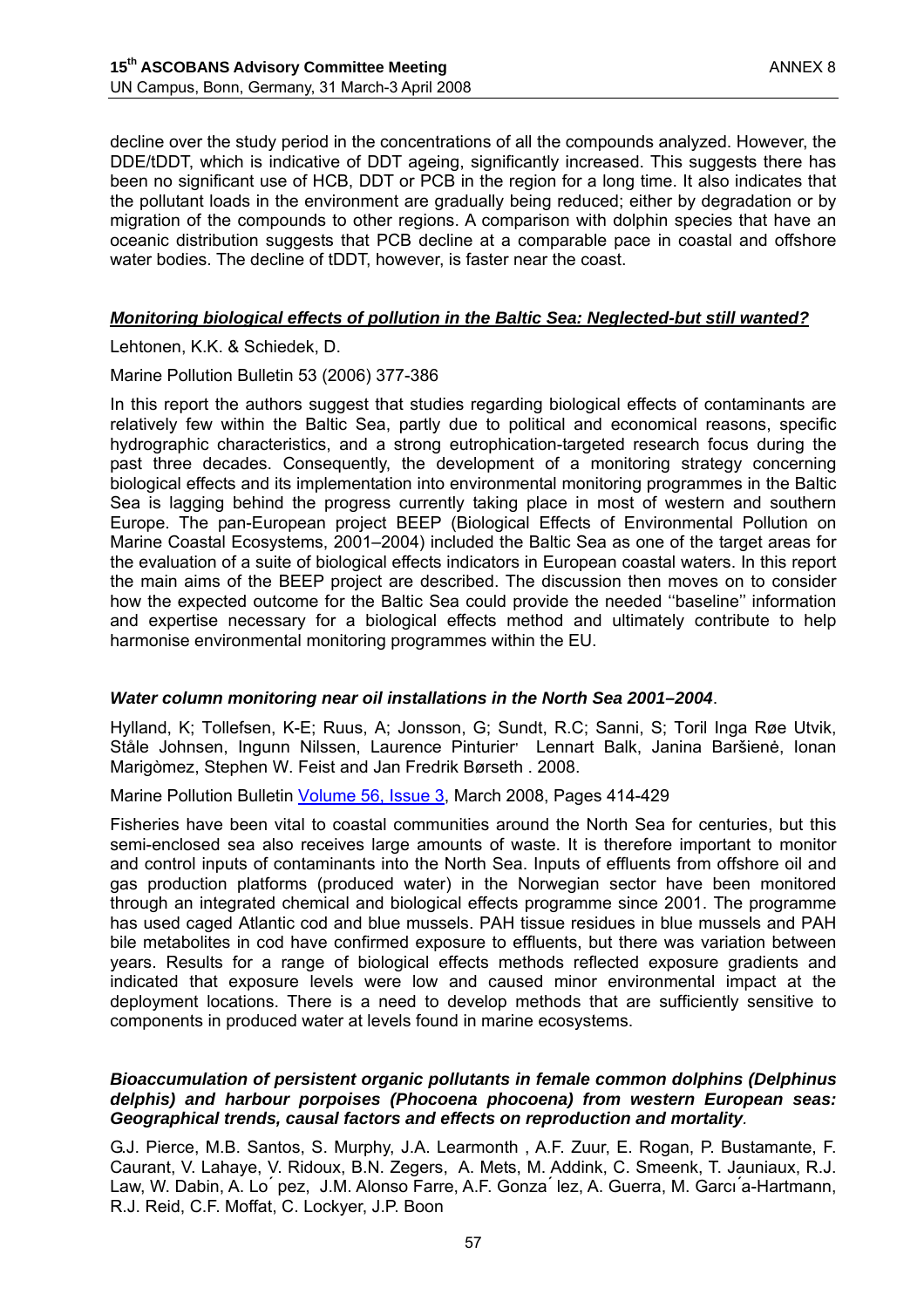decline over the study period in the concentrations of all the compounds analyzed. However, the DDE/tDDT, which is indicative of DDT ageing, significantly increased. This suggests there has been no significant use of HCB, DDT or PCB in the region for a long time. It also indicates that the pollutant loads in the environment are gradually being reduced; either by degradation or by migration of the compounds to other regions. A comparison with dolphin species that have an oceanic distribution suggests that PCB decline at a comparable pace in coastal and offshore water bodies. The decline of tDDT, however, is faster near the coast.

***Monitoring biological effects of pollution in the Baltic Sea: Neglected-but still wanted?***

Lehtonen, K.K. & Schiedek, D.

Marine Pollution Bulletin 53 (2006) 377-386

In this report the authors suggest that studies regarding biological effects of contaminants are relatively few within the Baltic Sea, partly due to political and economical reasons, specific hydrographic characteristics, and a strong eutrophication-targeted research focus during the past three decades. Consequently, the development of a monitoring strategy concerning biological effects and its implementation into environmental monitoring programmes in the Baltic Sea is lagging behind the progress currently taking place in most of western and southern Europe. The pan-European project BEEP (Biological Effects of Environmental Pollution on Marine Coastal Ecosystems, 2001–2004) included the Baltic Sea as one of the target areas for the evaluation of a suite of biological effects indicators in European coastal waters. In this report the main aims of the BEEP project are described. The discussion then moves on to consider how the expected outcome for the Baltic Sea could provide the needed ''baseline'' information and expertise necessary for a biological effects method and ultimately contribute to help harmonise environmental monitoring programmes within the EU.

***Water column monitoring near oil installations in the North Sea 2001–2004***.

Hylland, K; Tollefsen, K-E; Ruus, A; Jonsson, G; Sundt, R.C; Sanni, S; Toril Inga Røe Utvik, Ståle Johnsen, Ingunn Nilssen, Laurence Pinturier, Lennart Balk, Janina Baršienė, Ionan Marigòmez, Stephen W. Feist and Jan Fredrik Børseth . 2008.

Marine Pollution Bulletin Volume 56, Issue 3, March 2008, Pages 414-429

Fisheries have been vital to coastal communities around the North Sea for centuries, but this semi-enclosed sea also receives large amounts of waste. It is therefore important to monitor and control inputs of contaminants into the North Sea. Inputs of effluents from offshore oil and gas production platforms (produced water) in the Norwegian sector have been monitored through an integrated chemical and biological effects programme since 2001. The programme has used caged Atlantic cod and blue mussels. PAH tissue residues in blue mussels and PAH bile metabolites in cod have confirmed exposure to effluents, but there was variation between years. Results for a range of biological effects methods reflected exposure gradients and indicated that exposure levels were low and caused minor environmental impact at the deployment locations. There is a need to develop methods that are sufficiently sensitive to components in produced water at levels found in marine ecosystems.

***Bioaccumulation of persistent organic pollutants in female common dolphins (Delphinus delphi) and harbour porpoises (Phocoena phocoena) from western European seas: Geographical trends, causal factors and effects on reproduction and mortality***.

G.J. Pierce, M.B. Santos, S. Murphy, J.A. Learmonth , A.F. Zuur, E. Rogan, P. Bustamante, F. Caurant, V. Lahaye, V. Ridoux, B.N. Zegers, A. Mets, M. Addink, C. Smeenk, T. Jauniaux, R.J. Law, W. Dabin, A. Lo´ pez, J.M. Alonso Farre, A.F. Gonza´ lez, A. Guerra, M. Garcı´a-Hartmann, R.J. Reid, C.F. Moffat, C. Lockyer, J.P. Boon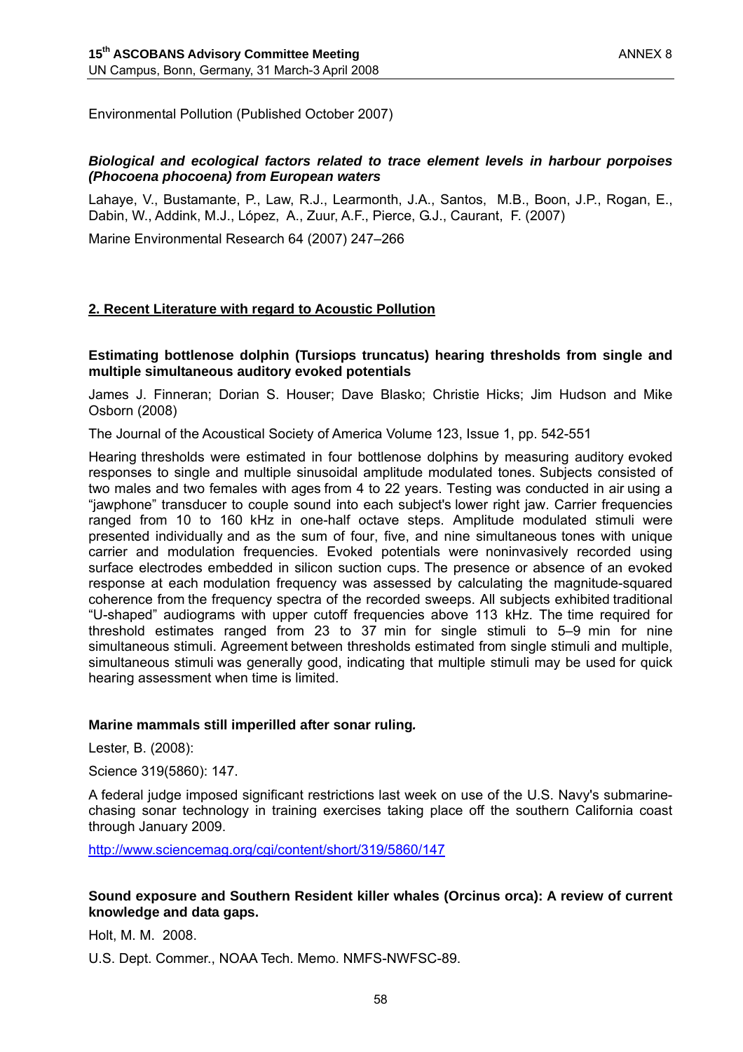Environmental Pollution (Published October 2007)

***Biological and ecological factors related to trace element levels in harbour porpoises (Phocoena phocoena) from European waters***

Lahaye, V., Bustamante, P., Law, R.J., Learmonth, J.A., Santos, M.B., Boon, J.P., Rogan, E., Dabin, W., Addink, M.J., López, A., Zuur, A.F., Pierce, G.J., Caurant, F. (2007)

Marine Environmental Research 64 (2007) 247–266

## 2. Recent Literature with regard to Acoustic Pollution

**Estimating bottlenose dolphin (Tursiops truncatus) hearing thresholds from single and multiple simultaneous auditory evoked potentials**

James J. Finneran; Dorian S. Houser; Dave Blasko; Christie Hicks; Jim Hudson and Mike Osborn (2008)

The Journal of the Acoustical Society of America Volume 123, Issue 1, pp. 542-551

Hearing thresholds were estimated in four bottlenose dolphins by measuring auditory evoked responses to single and multiple sinusoidal amplitude modulated tones. Subjects consisted of two males and two females with ages from 4 to 22 years. Testing was conducted in air using a "jawphone" transducer to couple sound into each subject's lower right jaw. Carrier frequencies ranged from 10 to 160 kHz in one-half octave steps. Amplitude modulated stimuli were presented individually and as the sum of four, five, and nine simultaneous tones with unique carrier and modulation frequencies. Evoked potentials were noninvasively recorded using surface electrodes embedded in silicon suction cups. The presence or absence of an evoked response at each modulation frequency was assessed by calculating the magnitude-squared coherence from the frequency spectra of the recorded sweeps. All subjects exhibited traditional "U-shaped" audiograms with upper cutoff frequencies above 113 kHz. The time required for threshold estimates ranged from 23 to 37 min for single stimuli to 5–9 min for nine simultaneous stimuli. Agreement between thresholds estimated from single stimuli and multiple, simultaneous stimuli was generally good, indicating that multiple stimuli may be used for quick hearing assessment when time is limited.

**Marine mammals still imperilled after sonar ruling.**

Lester, B. (2008):

Science 319(5860): 147.

A federal judge imposed significant restrictions last week on use of the U.S. Navy's submarine-chasing sonar technology in training exercises taking place off the southern California coast through January 2009.

http://www.sciencemag.org/cgi/content/short/319/5860/147

**Sound exposure and Southern Resident killer whales (Orcinus orca): A review of current knowledge and data gaps.**

Holt, M. M. 2008.

U.S. Dept. Commer., NOAA Tech. Memo. NMFS-NWFSC-89.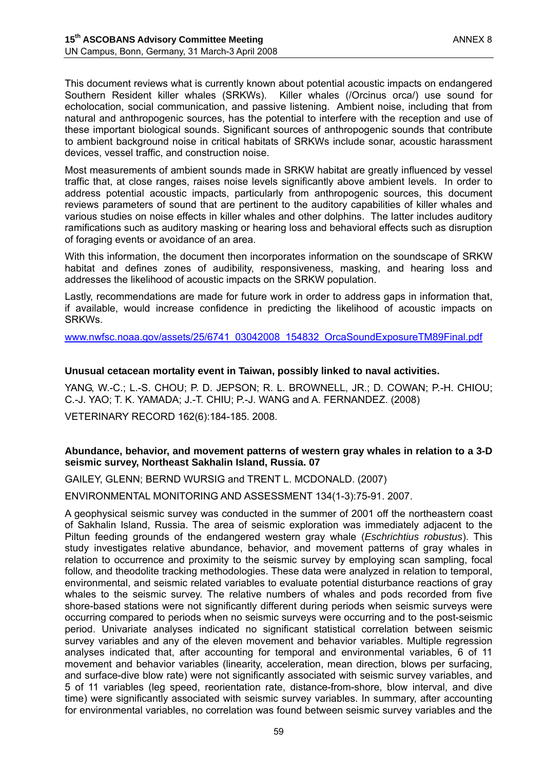This document reviews what is currently known about potential acoustic impacts on endangered Southern Resident killer whales (SRKWs). Killer whales (/Orcinus orca/) use sound for echolocation, social communication, and passive listening. Ambient noise, including that from natural and anthropogenic sources, has the potential to interfere with the reception and use of these important biological sounds. Significant sources of anthropogenic sounds that contribute to ambient background noise in critical habitats of SRKWs include sonar, acoustic harassment devices, vessel traffic, and construction noise.

Most measurements of ambient sounds made in SRKW habitat are greatly influenced by vessel traffic that, at close ranges, raises noise levels significantly above ambient levels. In order to address potential acoustic impacts, particularly from anthropogenic sources, this document reviews parameters of sound that are pertinent to the auditory capabilities of killer whales and various studies on noise effects in killer whales and other dolphins. The latter includes auditory ramifications such as auditory masking or hearing loss and behavioral effects such as disruption of foraging events or avoidance of an area.

With this information, the document then incorporates information on the soundscape of SRKW habitat and defines zones of audibility, responsiveness, masking, and hearing loss and addresses the likelihood of acoustic impacts on the SRKW population.

Lastly, recommendations are made for future work in order to address gaps in information that, if available, would increase confidence in predicting the likelihood of acoustic impacts on SRKWs.

www.nwfsc.noaa.gov/assets/25/6741_03042008_154832_OrcaSoundExposureTM89Final.pdf

**Unusual cetacean mortality event in Taiwan, possibly linked to naval activities.**

YANG, W.-C.; L.-S. CHOU; P. D. JEPSON; R. L. BROWNELL, JR.; D. COWAN; P.-H. CHIOU; C.-J. YAO; T. K. YAMADA; J.-T. CHIU; P.-J. WANG and A. FERNANDEZ. (2008)

VETERINARY RECORD 162(6):184-185. 2008.

**Abundance, behavior, and movement patterns of western gray whales in relation to a 3-D seismic survey, Northeast Sakhalin Island, Russia. 07**

GAILEY, GLENN; BERND WURSIG and TRENT L. MCDONALD. (2007)

ENVIRONMENTAL MONITORING AND ASSESSMENT 134(1-3):75-91. 2007.

A geophysical seismic survey was conducted in the summer of 2001 off the northeastern coast of Sakhalin Island, Russia. The area of seismic exploration was immediately adjacent to the Piltun feeding grounds of the endangered western gray whale (*Eschrichtius robustus*). This study investigates relative abundance, behavior, and movement patterns of gray whales in relation to occurrence and proximity to the seismic survey by employing scan sampling, focal follow, and theodolite tracking methodologies. These data were analyzed in relation to temporal, environmental, and seismic related variables to evaluate potential disturbance reactions of gray whales to the seismic survey. The relative numbers of whales and pods recorded from five shore-based stations were not significantly different during periods when seismic surveys were occurring compared to periods when no seismic surveys were occurring and to the post-seismic period. Univariate analyses indicated no significant statistical correlation between seismic survey variables and any of the eleven movement and behavior variables. Multiple regression analyses indicated that, after accounting for temporal and environmental variables, 6 of 11 movement and behavior variables (linearity, acceleration, mean direction, blows per surfacing, and surface-dive blow rate) were not significantly associated with seismic survey variables, and 5 of 11 variables (leg speed, reorientation rate, distance-from-shore, blow interval, and dive time) were significantly associated with seismic survey variables. In summary, after accounting for environmental variables, no correlation was found between seismic survey variables and the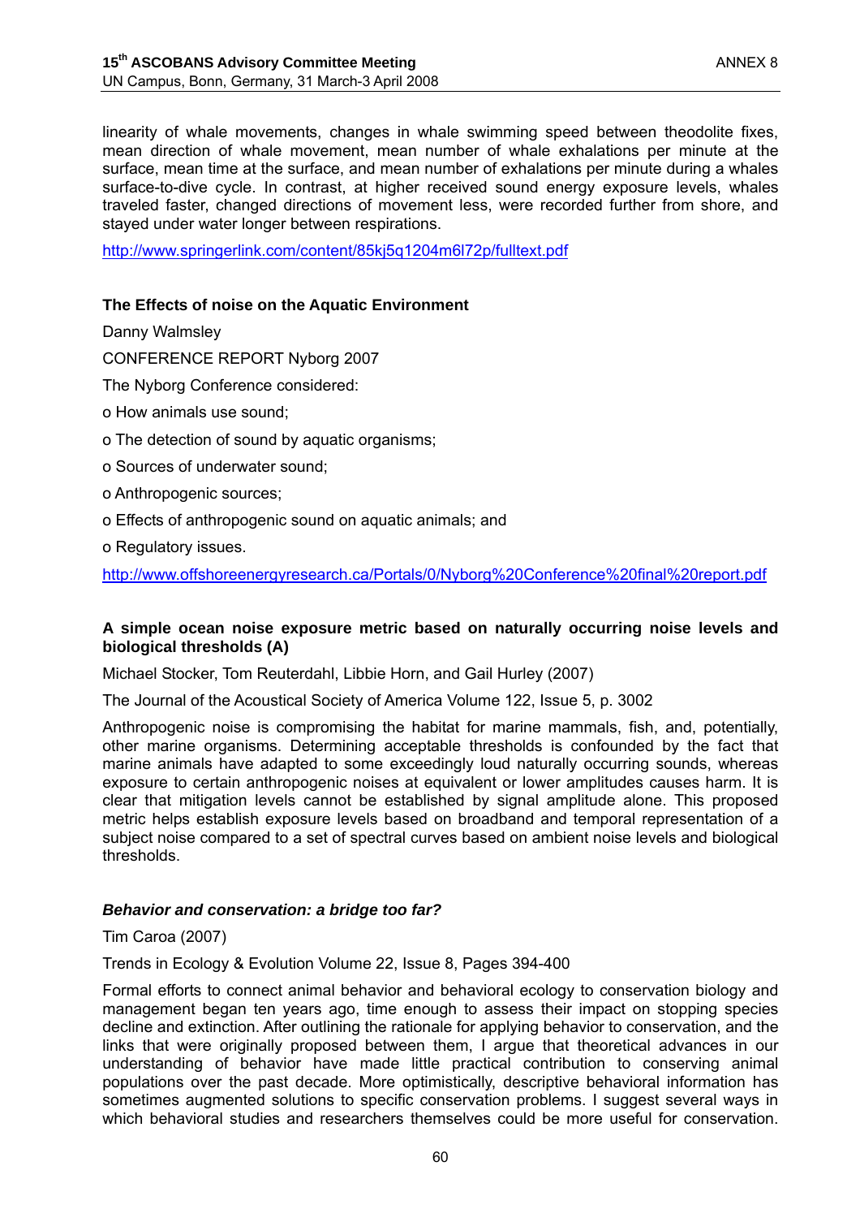linearity of whale movements, changes in whale swimming speed between theodolite fixes, mean direction of whale movement, mean number of whale exhalations per minute at the surface, mean time at the surface, and mean number of exhalations per minute during a whales surface-to-dive cycle. In contrast, at higher received sound energy exposure levels, whales traveled faster, changed directions of movement less, were recorded further from shore, and stayed under water longer between respirations.

http://www.springerlink.com/content/85kj5q1204m6l72p/fulltext.pdf

**The Effects of noise on the Aquatic Environment**

Danny Walmsley

CONFERENCE REPORT Nyborg 2007

The Nyborg Conference considered:

o How animals use sound;

o The detection of sound by aquatic organisms;

o Sources of underwater sound;

o Anthropogenic sources;

o Effects of anthropogenic sound on aquatic animals; and

o Regulatory issues.

http://www.offshoreenergyresearch.ca/Portals/0/Nyborg%20Conference%20final%20report.pdf

**A simple ocean noise exposure metric based on naturally occurring noise levels and biological thresholds (A)**

Michael Stocker, Tom Reuterdahl, Libbie Horn, and Gail Hurley (2007)

The Journal of the Acoustical Society of America Volume 122, Issue 5, p. 3002

Anthropogenic noise is compromising the habitat for marine mammals, fish, and, potentially, other marine organisms. Determining acceptable thresholds is confounded by the fact that marine animals have adapted to some exceedingly loud naturally occurring sounds, whereas exposure to certain anthropogenic noises at equivalent or lower amplitudes causes harm. It is clear that mitigation levels cannot be established by signal amplitude alone. This proposed metric helps establish exposure levels based on broadband and temporal representation of a subject noise compared to a set of spectral curves based on ambient noise levels and biological thresholds.

***Behavior and conservation: a bridge too far?***

Tim Caroa (2007)

Trends in Ecology & Evolution Volume 22, Issue 8, Pages 394-400

Formal efforts to connect animal behavior and behavioral ecology to conservation biology and management began ten years ago, time enough to assess their impact on stopping species decline and extinction. After outlining the rationale for applying behavior to conservation, and the links that were originally proposed between them, I argue that theoretical advances in our understanding of behavior have made little practical contribution to conserving animal populations over the past decade. More optimistically, descriptive behavioral information has sometimes augmented solutions to specific conservation problems. I suggest several ways in which behavioral studies and researchers themselves could be more useful for conservation.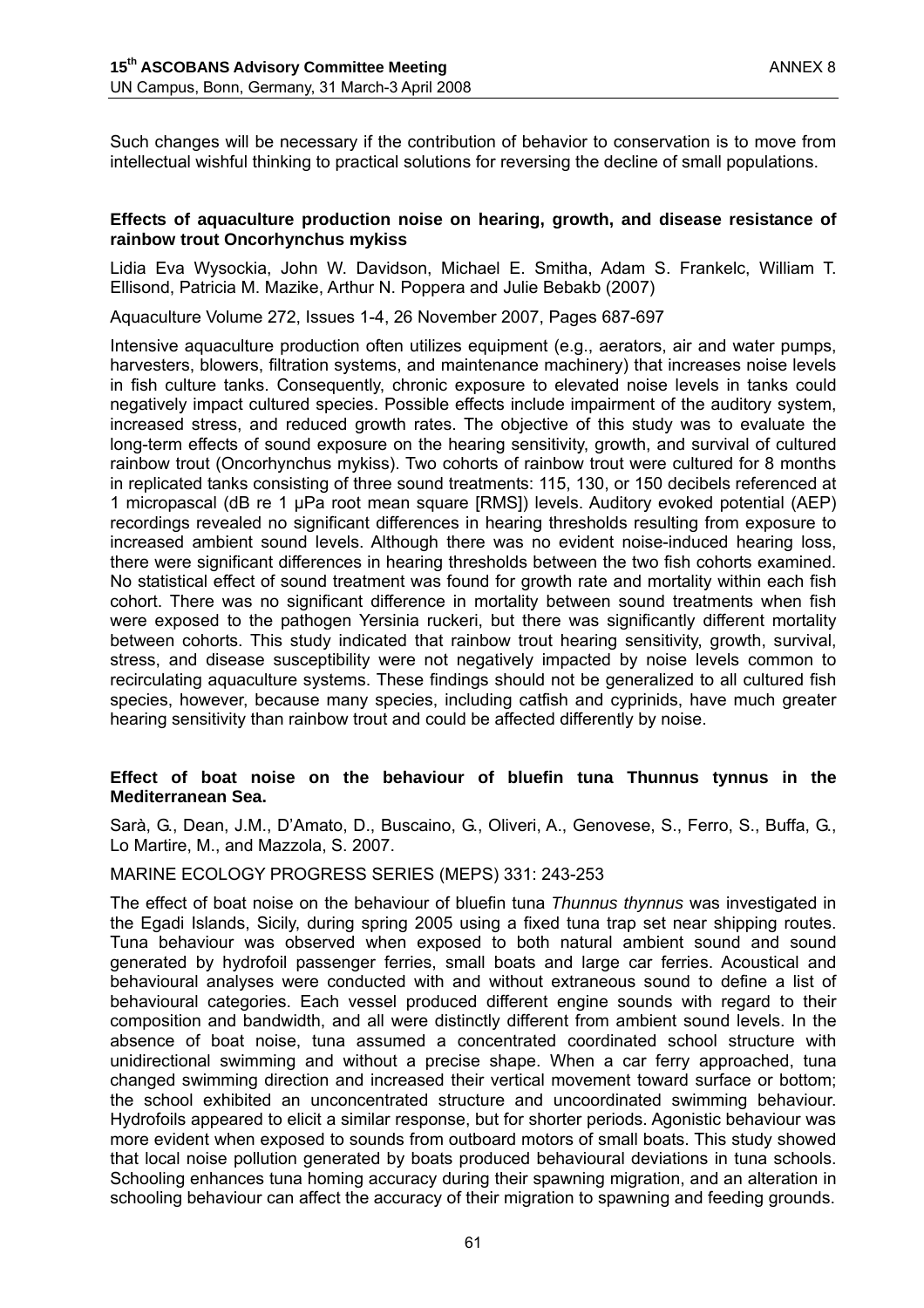Such changes will be necessary if the contribution of behavior to conservation is to move from intellectual wishful thinking to practical solutions for reversing the decline of small populations.

**Effects of aquaculture production noise on hearing, growth, and disease resistance of rainbow trout Oncorhynchus mykiss**

Lidia Eva Wysockia, John W. Davidson, Michael E. Smitha, Adam S. Frankelc, William T. Ellisond, Patricia M. Mazike, Arthur N. Poppera and Julie Bebakb (2007)

Aquaculture Volume 272, Issues 1-4, 26 November 2007, Pages 687-697

Intensive aquaculture production often utilizes equipment (e.g., aerators, air and water pumps, harvesters, blowers, filtration systems, and maintenance machinery) that increases noise levels in fish culture tanks. Consequently, chronic exposure to elevated noise levels in tanks could negatively impact cultured species. Possible effects include impairment of the auditory system, increased stress, and reduced growth rates. The objective of this study was to evaluate the long-term effects of sound exposure on the hearing sensitivity, growth, and survival of cultured rainbow trout (Oncorhynchus mykiss). Two cohorts of rainbow trout were cultured for 8 months in replicated tanks consisting of three sound treatments: 115, 130, or 150 decibels referenced at 1 micropascal (dB re 1 μPa root mean square [RMS]) levels. Auditory evoked potential (AEP) recordings revealed no significant differences in hearing thresholds resulting from exposure to increased ambient sound levels. Although there was no evident noise-induced hearing loss, there were significant differences in hearing thresholds between the two fish cohorts examined. No statistical effect of sound treatment was found for growth rate and mortality within each fish cohort. There was no significant difference in mortality between sound treatments when fish were exposed to the pathogen Yersinia ruckeri, but there was significantly different mortality between cohorts. This study indicated that rainbow trout hearing sensitivity, growth, survival, stress, and disease susceptibility were not negatively impacted by noise levels common to recirculating aquaculture systems. These findings should not be generalized to all cultured fish species, however, because many species, including catfish and cyprinids, have much greater hearing sensitivity than rainbow trout and could be affected differently by noise.

**Effect of boat noise on the behaviour of bluefin tuna Thunnus tynnus in the Mediterranean Sea.**

Sarà, G., Dean, J.M., D'Amato, D., Buscaino, G., Oliveri, A., Genovese, S., Ferro, S., Buffa, G., Lo Martire, M., and Mazzola, S. 2007.

MARINE ECOLOGY PROGRESS SERIES (MEPS) 331: 243-253

The effect of boat noise on the behaviour of bluefin tuna *Thunnus thynnus* was investigated in the Egadi Islands, Sicily, during spring 2005 using a fixed tuna trap set near shipping routes. Tuna behaviour was observed when exposed to both natural ambient sound and sound generated by hydrofoil passenger ferries, small boats and large car ferries. Acoustical and behavioural analyses were conducted with and without extraneous sound to define a list of behavioural categories. Each vessel produced different engine sounds with regard to their composition and bandwidth, and all were distinctly different from ambient sound levels. In the absence of boat noise, tuna assumed a concentrated coordinated school structure with unidirectional swimming and without a precise shape. When a car ferry approached, tuna changed swimming direction and increased their vertical movement toward surface or bottom; the school exhibited an unconcentrated structure and uncoordinated swimming behaviour. Hydrofoils appeared to elicit a similar response, but for shorter periods. Agonistic behaviour was more evident when exposed to sounds from outboard motors of small boats. This study showed that local noise pollution generated by boats produced behavioural deviations in tuna schools. Schooling enhances tuna homing accuracy during their spawning migration, and an alteration in schooling behaviour can affect the accuracy of their migration to spawning and feeding grounds.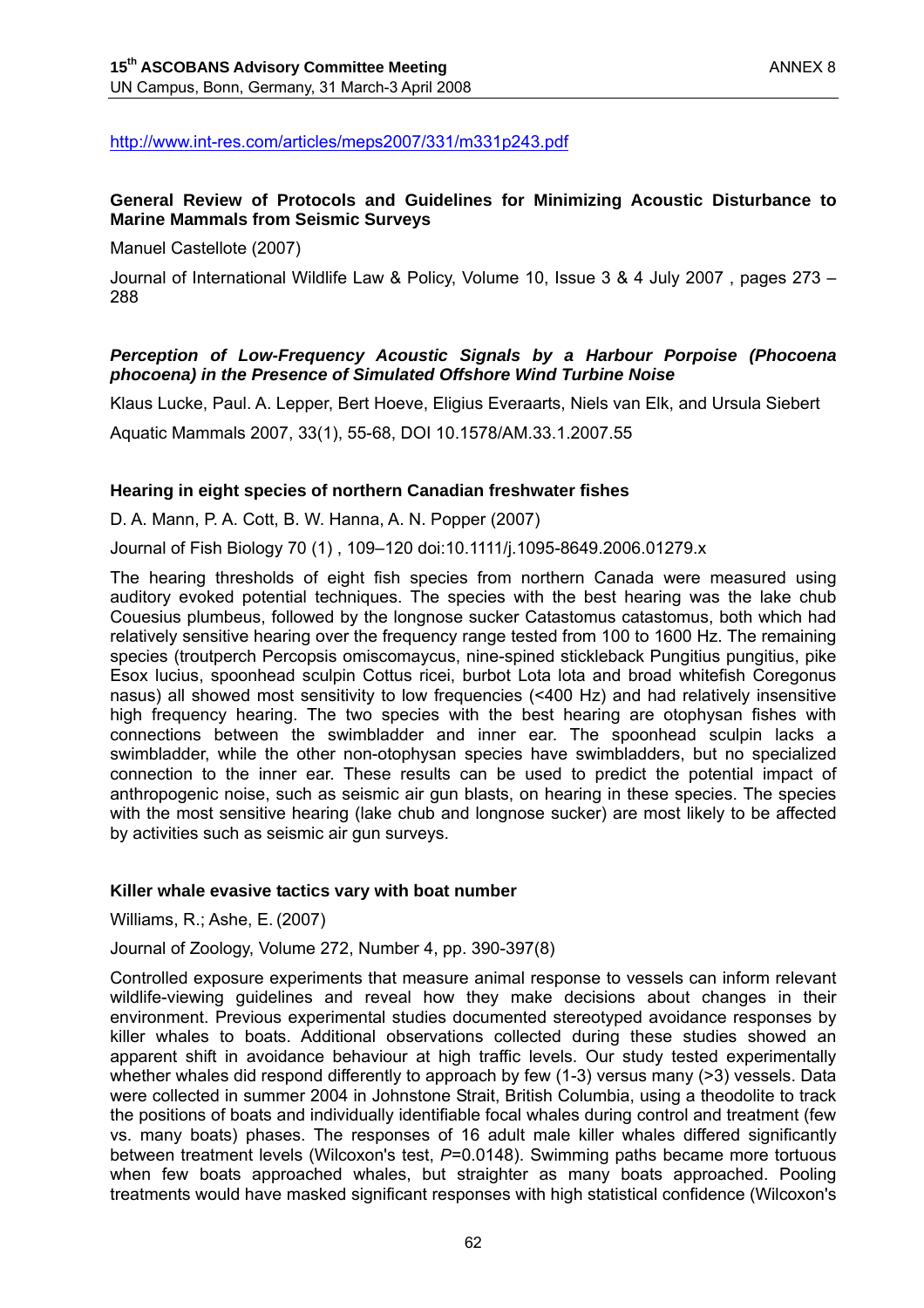http://www.int-res.com/articles/meps2007/331/m331p243.pdf

**General Review of Protocols and Guidelines for Minimizing Acoustic Disturbance to Marine Mammals from Seismic Surveys**

Manuel Castellote (2007)

Journal of International Wildlife Law & Policy, Volume 10, Issue 3 & 4 July 2007 , pages 273 – 288

***Perception of Low-Frequency Acoustic Signals by a Harbour Porpoise (Phocoena phocoena) in the Presence of Simulated Offshore Wind Turbine Noise***

Klaus Lucke, Paul. A. Lepper, Bert Hoeve, Eligius Everaarts, Niels van Elk, and Ursula Siebert

Aquatic Mammals 2007, 33(1), 55-68, DOI 10.1578/AM.33.1.2007.55

**Hearing in eight species of northern Canadian freshwater fishes**

D. A. Mann, P. A. Cott, B. W. Hanna, A. N. Popper (2007)

Journal of Fish Biology 70 (1) , 109–120 doi:10.1111/j.1095-8649.2006.01279.x

The hearing thresholds of eight fish species from northern Canada were measured using auditory evoked potential techniques. The species with the best hearing was the lake chub Couesius plumbeus, followed by the longnose sucker Catastomus catastomus, both which had relatively sensitive hearing over the frequency range tested from 100 to 1600 Hz. The remaining species (troutperch Percopsis omiscomaycus, nine-spined stickleback Pungitius pungitius, pike Esox lucius, spoonhead sculpin Cottus ricei, burbot Lota lota and broad whitefish Coregonus nasus) all showed most sensitivity to low frequencies (<400 Hz) and had relatively insensitive high frequency hearing. The two species with the best hearing are otophysan fishes with connections between the swimbladder and inner ear. The spoonhead sculpin lacks a swimbladder, while the other non-otophysan species have swimbladders, but no specialized connection to the inner ear. These results can be used to predict the potential impact of anthropogenic noise, such as seismic air gun blasts, on hearing in these species. The species with the most sensitive hearing (lake chub and longnose sucker) are most likely to be affected by activities such as seismic air gun surveys.

**Killer whale evasive tactics vary with boat number**

Williams, R.; Ashe, E. (2007)

Journal of Zoology, Volume 272, Number 4, pp. 390-397(8)

Controlled exposure experiments that measure animal response to vessels can inform relevant wildlife-viewing guidelines and reveal how they make decisions about changes in their environment. Previous experimental studies documented stereotyped avoidance responses by killer whales to boats. Additional observations collected during these studies showed an apparent shift in avoidance behaviour at high traffic levels. Our study tested experimentally whether whales did respond differently to approach by few (1-3) versus many (>3) vessels. Data were collected in summer 2004 in Johnstone Strait, British Columbia, using a theodolite to track the positions of boats and individually identifiable focal whales during control and treatment (few vs. many boats) phases. The responses of 16 adult male killer whales differed significantly between treatment levels (Wilcoxon's test, $P$=0.0148). Swimming paths became more tortuous when few boats approached whales, but straighter as many boats approached. Pooling treatments would have masked significant responses with high statistical confidence (Wilcoxon's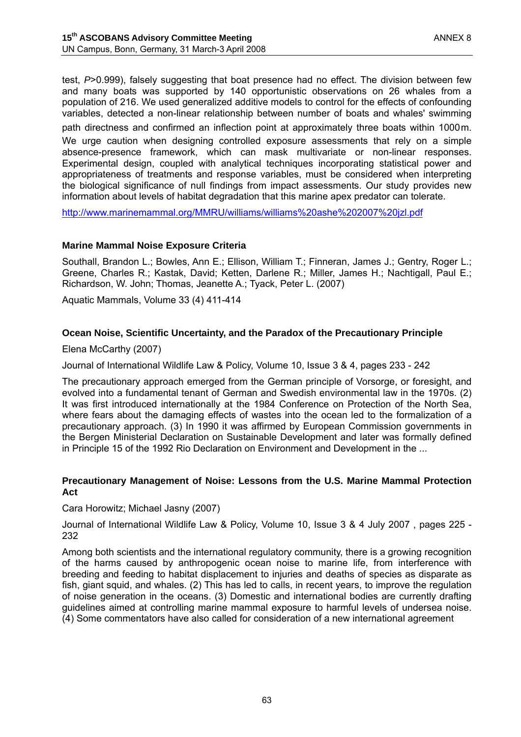test, $P>0.999$), falsely suggesting that boat presence had no effect. The division between few and many boats was supported by 140 opportunistic observations on 26 whales from a population of 216. We used generalized additive models to control for the effects of confounding variables, detected a non-linear relationship between number of boats and whales' swimming path directness and confirmed an inflection point at approximately three boats within 1000 m. We urge caution when designing controlled exposure assessments that rely on a simple absence-presence framework, which can mask multivariate or non-linear responses. Experimental design, coupled with analytical techniques incorporating statistical power and appropriateness of treatments and response variables, must be considered when interpreting the biological significance of null findings from impact assessments. Our study provides new information about levels of habitat degradation that this marine apex predator can tolerate.

http://www.marinemammal.org/MMRU/williams/williams%20ashe%202007%20jzl.pdf

**Marine Mammal Noise Exposure Criteria**

Southall, Brandon L.; Bowles, Ann E.; Ellison, William T.; Finneran, James J.; Gentry, Roger L.; Greene, Charles R.; Kastak, David; Ketten, Darlene R.; Miller, James H.; Nachtigall, Paul E.; Richardson, W. John; Thomas, Jeanette A.; Tyack, Peter L. (2007)

Aquatic Mammals, Volume 33 (4) 411-414

**Ocean Noise, Scientific Uncertainty, and the Paradox of the Precautionary Principle**

Elena McCarthy (2007)

Journal of International Wildlife Law & Policy, Volume 10, Issue 3 & 4, pages 233 - 242

The precautionary approach emerged from the German principle of Vorsorge, or foresight, and evolved into a fundamental tenant of German and Swedish environmental law in the 1970s. (2) It was first introduced internationally at the 1984 Conference on Protection of the North Sea, where fears about the damaging effects of wastes into the ocean led to the formalization of a precautionary approach. (3) In 1990 it was affirmed by European Commission governments in the Bergen Ministerial Declaration on Sustainable Development and later was formally defined in Principle 15 of the 1992 Rio Declaration on Environment and Development in the ...

**Precautionary Management of Noise: Lessons from the U.S. Marine Mammal Protection Act**

Cara Horowitz; Michael Jasny (2007)

Journal of International Wildlife Law & Policy, Volume 10, Issue 3 & 4 July 2007 , pages 225 - 232

Among both scientists and the international regulatory community, there is a growing recognition of the harms caused by anthropogenic ocean noise to marine life, from interference with breeding and feeding to habitat displacement to injuries and deaths of species as disparate as fish, giant squid, and whales. (2) This has led to calls, in recent years, to improve the regulation of noise generation in the oceans. (3) Domestic and international bodies are currently drafting guidelines aimed at controlling marine mammal exposure to harmful levels of undersea noise. (4) Some commentators have also called for consideration of a new international agreement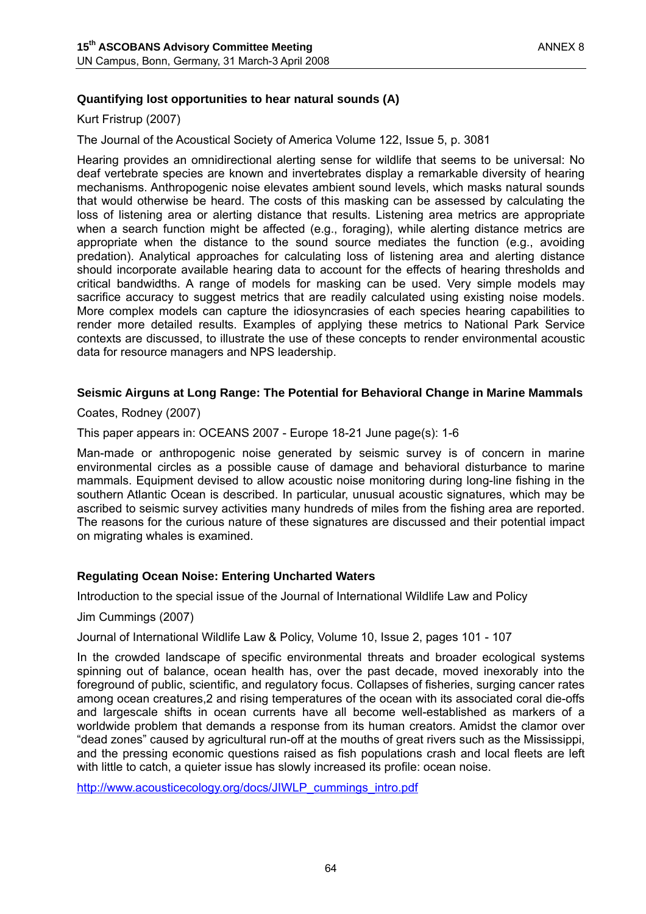**Quantifying lost opportunities to hear natural sounds (A)**

Kurt Fristrup (2007)

The Journal of the Acoustical Society of America Volume 122, Issue 5, p. 3081

Hearing provides an omnidirectional alerting sense for wildlife that seems to be universal: No deaf vertebrate species are known and invertebrates display a remarkable diversity of hearing mechanisms. Anthropogenic noise elevates ambient sound levels, which masks natural sounds that would otherwise be heard. The costs of this masking can be assessed by calculating the loss of listening area or alerting distance that results. Listening area metrics are appropriate when a search function might be affected (e.g., foraging), while alerting distance metrics are appropriate when the distance to the sound source mediates the function (e.g., avoiding predation). Analytical approaches for calculating loss of listening area and alerting distance should incorporate available hearing data to account for the effects of hearing thresholds and critical bandwidths. A range of models for masking can be used. Very simple models may sacrifice accuracy to suggest metrics that are readily calculated using existing noise models. More complex models can capture the idiosyncrasies of each species hearing capabilities to render more detailed results. Examples of applying these metrics to National Park Service contexts are discussed, to illustrate the use of these concepts to render environmental acoustic data for resource managers and NPS leadership.

**Seismic Airguns at Long Range: The Potential for Behavioral Change in Marine Mammals**

Coates, Rodney (2007)

This paper appears in: OCEANS 2007 - Europe 18-21 June page(s): 1-6

Man-made or anthropogenic noise generated by seismic survey is of concern in marine environmental circles as a possible cause of damage and behavioral disturbance to marine mammals. Equipment devised to allow acoustic noise monitoring during long-line fishing in the southern Atlantic Ocean is described. In particular, unusual acoustic signatures, which may be ascribed to seismic survey activities many hundreds of miles from the fishing area are reported. The reasons for the curious nature of these signatures are discussed and their potential impact on migrating whales is examined.

**Regulating Ocean Noise: Entering Uncharted Waters**

Introduction to the special issue of the Journal of International Wildlife Law and Policy

Jim Cummings (2007)

Journal of International Wildlife Law & Policy, Volume 10, Issue 2, pages 101 - 107

In the crowded landscape of specific environmental threats and broader ecological systems spinning out of balance, ocean health has, over the past decade, moved inexorably into the foreground of public, scientific, and regulatory focus. Collapses of fisheries, surging cancer rates among ocean creatures,2 and rising temperatures of the ocean with its associated coral die-offs and largescale shifts in ocean currents have all become well-established as markers of a worldwide problem that demands a response from its human creators. Amidst the clamor over "dead zones" caused by agricultural run-off at the mouths of great rivers such as the Mississippi, and the pressing economic questions raised as fish populations crash and local fleets are left with little to catch, a quieter issue has slowly increased its profile: ocean noise.

http://www.acousticecology.org/docs/JIWLP_cummings_intro.pdf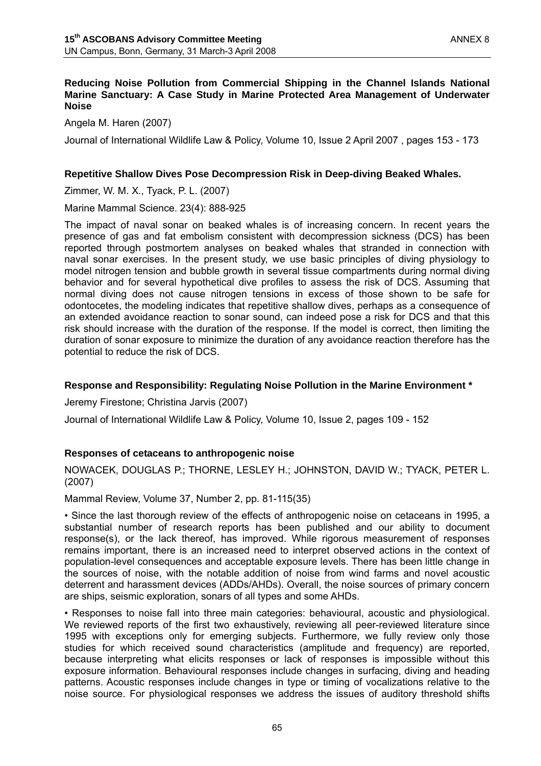**Reducing Noise Pollution from Commercial Shipping in the Channel Islands National Marine Sanctuary: A Case Study in Marine Protected Area Management of Underwater Noise**

Angela M. Haren (2007)

Journal of International Wildlife Law & Policy, Volume 10, Issue 2 April 2007 , pages 153 - 173

**Repetitive Shallow Dives Pose Decompression Risk in Deep-diving Beaked Whales.**

Zimmer, W. M. X., Tyack, P. L. (2007)

Marine Mammal Science. 23(4): 888-925

The impact of naval sonar on beaked whales is of increasing concern. In recent years the presence of gas and fat embolism consistent with decompression sickness (DCS) has been reported through postmortem analyses on beaked whales that stranded in connection with naval sonar exercises. In the present study, we use basic principles of diving physiology to model nitrogen tension and bubble growth in several tissue compartments during normal diving behavior and for several hypothetical dive profiles to assess the risk of DCS. Assuming that normal diving does not cause nitrogen tensions in excess of those shown to be safe for odontocetes, the modeling indicates that repetitive shallow dives, perhaps as a consequence of an extended avoidance reaction to sonar sound, can indeed pose a risk for DCS and that this risk should increase with the duration of the response. If the model is correct, then limiting the duration of sonar exposure to minimize the duration of any avoidance reaction therefore has the potential to reduce the risk of DCS.

**Response and Responsibility: Regulating Noise Pollution in the Marine Environment ***

Jeremy Firestone; Christina Jarvis (2007)

Journal of International Wildlife Law & Policy, Volume 10, Issue 2, pages 109 - 152

**Responses of cetaceans to anthropogenic noise**

NOWACEK, DOUGLAS P.; THORNE, LESLEY H.; JOHNSTON, DAVID W.; TYACK, PETER L. (2007)

Mammal Review, Volume 37, Number 2, pp. 81-115(35)

• Since the last thorough review of the effects of anthropogenic noise on cetaceans in 1995, a substantial number of research reports has been published and our ability to document response(s), or the lack thereof, has improved. While rigorous measurement of responses remains important, there is an increased need to interpret observed actions in the context of population-level consequences and acceptable exposure levels. There has been little change in the sources of noise, with the notable addition of noise from wind farms and novel acoustic deterrent and harassment devices (ADDs/AHDs). Overall, the noise sources of primary concern are ships, seismic exploration, sonars of all types and some AHDs.

• Responses to noise fall into three main categories: behavioural, acoustic and physiological. We reviewed reports of the first two exhaustively, reviewing all peer-reviewed literature since 1995 with exceptions only for emerging subjects. Furthermore, we fully review only those studies for which received sound characteristics (amplitude and frequency) are reported, because interpreting what elicits responses or lack of responses is impossible without this exposure information. Behavioural responses include changes in surfacing, diving and heading patterns. Acoustic responses include changes in type or timing of vocalizations relative to the noise source. For physiological responses we address the issues of auditory threshold shifts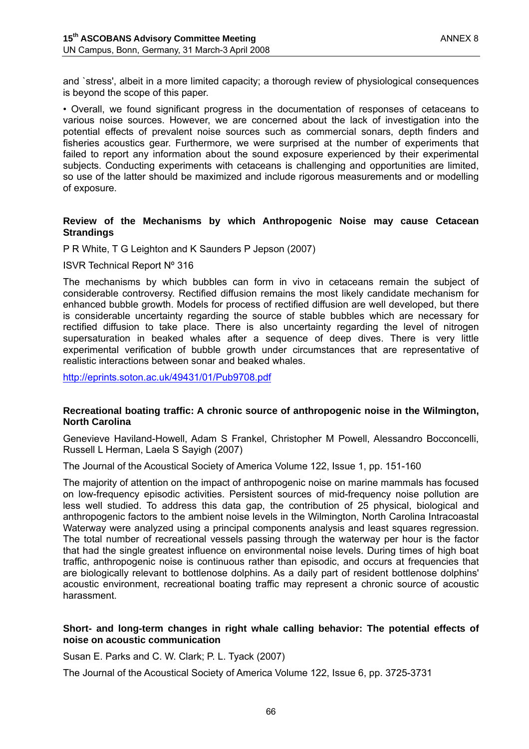and `stress', albeit in a more limited capacity; a thorough review of physiological consequences is beyond the scope of this paper.

• Overall, we found significant progress in the documentation of responses of cetaceans to various noise sources. However, we are concerned about the lack of investigation into the potential effects of prevalent noise sources such as commercial sonars, depth finders and fisheries acoustics gear. Furthermore, we were surprised at the number of experiments that failed to report any information about the sound exposure experienced by their experimental subjects. Conducting experiments with cetaceans is challenging and opportunities are limited, so use of the latter should be maximized and include rigorous measurements and or modelling of exposure.

**Review of the Mechanisms by which Anthropogenic Noise may cause Cetacean Strandings**

P R White, T G Leighton and K Saunders P Jepson (2007)

ISVR Technical Report Nº 316

The mechanisms by which bubbles can form in vivo in cetaceans remain the subject of considerable controversy. Rectified diffusion remains the most likely candidate mechanism for enhanced bubble growth. Models for process of rectified diffusion are well developed, but there is considerable uncertainty regarding the source of stable bubbles which are necessary for rectified diffusion to take place. There is also uncertainty regarding the level of nitrogen supersaturation in beaked whales after a sequence of deep dives. There is very little experimental verification of bubble growth under circumstances that are representative of realistic interactions between sonar and beaked whales.

http://eprints.soton.ac.uk/49431/01/Pub9708.pdf

**Recreational boating traffic: A chronic source of anthropogenic noise in the Wilmington, North Carolina**

Genevieve Haviland-Howell, Adam S Frankel, Christopher M Powell, Alessandro Bocconcelli, Russell L Herman, Laela S Sayigh (2007)

The Journal of the Acoustical Society of America Volume 122, Issue 1, pp. 151-160

The majority of attention on the impact of anthropogenic noise on marine mammals has focused on low-frequency episodic activities. Persistent sources of mid-frequency noise pollution are less well studied. To address this data gap, the contribution of 25 physical, biological and anthropogenic factors to the ambient noise levels in the Wilmington, North Carolina Intracoastal Waterway were analyzed using a principal components analysis and least squares regression. The total number of recreational vessels passing through the waterway per hour is the factor that had the single greatest influence on environmental noise levels. During times of high boat traffic, anthropogenic noise is continuous rather than episodic, and occurs at frequencies that are biologically relevant to bottlenose dolphins. As a daily part of resident bottlenose dolphins' acoustic environment, recreational boating traffic may represent a chronic source of acoustic harassment.

**Short- and long-term changes in right whale calling behavior: The potential effects of noise on acoustic communication**

Susan E. Parks and C. W. Clark; P. L. Tyack (2007)

The Journal of the Acoustical Society of America Volume 122, Issue 6, pp. 3725-3731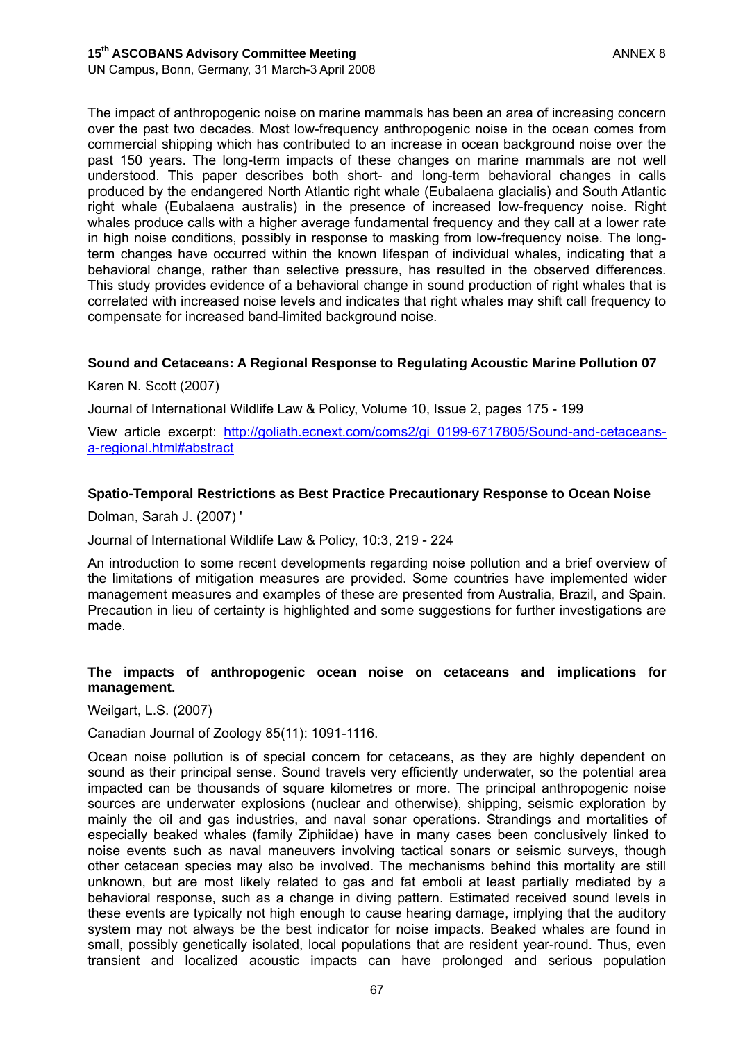The impact of anthropogenic noise on marine mammals has been an area of increasing concern over the past two decades. Most low-frequency anthropogenic noise in the ocean comes from commercial shipping which has contributed to an increase in ocean background noise over the past 150 years. The long-term impacts of these changes on marine mammals are not well understood. This paper describes both short- and long-term behavioral changes in calls produced by the endangered North Atlantic right whale (Eubalaena glacialis) and South Atlantic right whale (Eubalaena australis) in the presence of increased low-frequency noise. Right whales produce calls with a higher average fundamental frequency and they call at a lower rate in high noise conditions, possibly in response to masking from low-frequency noise. The long-term changes have occurred within the known lifespan of individual whales, indicating that a behavioral change, rather than selective pressure, has resulted in the observed differences. This study provides evidence of a behavioral change in sound production of right whales that is correlated with increased noise levels and indicates that right whales may shift call frequency to compensate for increased band-limited background noise.

**Sound and Cetaceans: A Regional Response to Regulating Acoustic Marine Pollution 07**

Karen N. Scott (2007)

Journal of International Wildlife Law & Policy, Volume 10, Issue 2, pages 175 - 199

View article excerpt: http://goliath.ecnext.com/coms2/gi_0199-6717805/Sound-and-cetaceans-a-regional.html#abstract

**Spatio-Temporal Restrictions as Best Practice Precautionary Response to Ocean Noise**

Dolman, Sarah J. (2007) '

Journal of International Wildlife Law & Policy, 10:3, 219 - 224

An introduction to some recent developments regarding noise pollution and a brief overview of the limitations of mitigation measures are provided. Some countries have implemented wider management measures and examples of these are presented from Australia, Brazil, and Spain. Precaution in lieu of certainty is highlighted and some suggestions for further investigations are made.

**The impacts of anthropogenic ocean noise on cetaceans and implications for management.**

Weilgart, L.S. (2007)

Canadian Journal of Zoology 85(11): 1091-1116.

Ocean noise pollution is of special concern for cetaceans, as they are highly dependent on sound as their principal sense. Sound travels very efficiently underwater, so the potential area impacted can be thousands of square kilometres or more. The principal anthropogenic noise sources are underwater explosions (nuclear and otherwise), shipping, seismic exploration by mainly the oil and gas industries, and naval sonar operations. Strandings and mortalities of especially beaked whales (family Ziphiidae) have in many cases been conclusively linked to noise events such as naval maneuvers involving tactical sonars or seismic surveys, though other cetacean species may also be involved. The mechanisms behind this mortality are still unknown, but are most likely related to gas and fat emboli at least partially mediated by a behavioral response, such as a change in diving pattern. Estimated received sound levels in these events are typically not high enough to cause hearing damage, implying that the auditory system may not always be the best indicator for noise impacts. Beaked whales are found in small, possibly genetically isolated, local populations that are resident year-round. Thus, even transient and localized acoustic impacts can have prolonged and serious population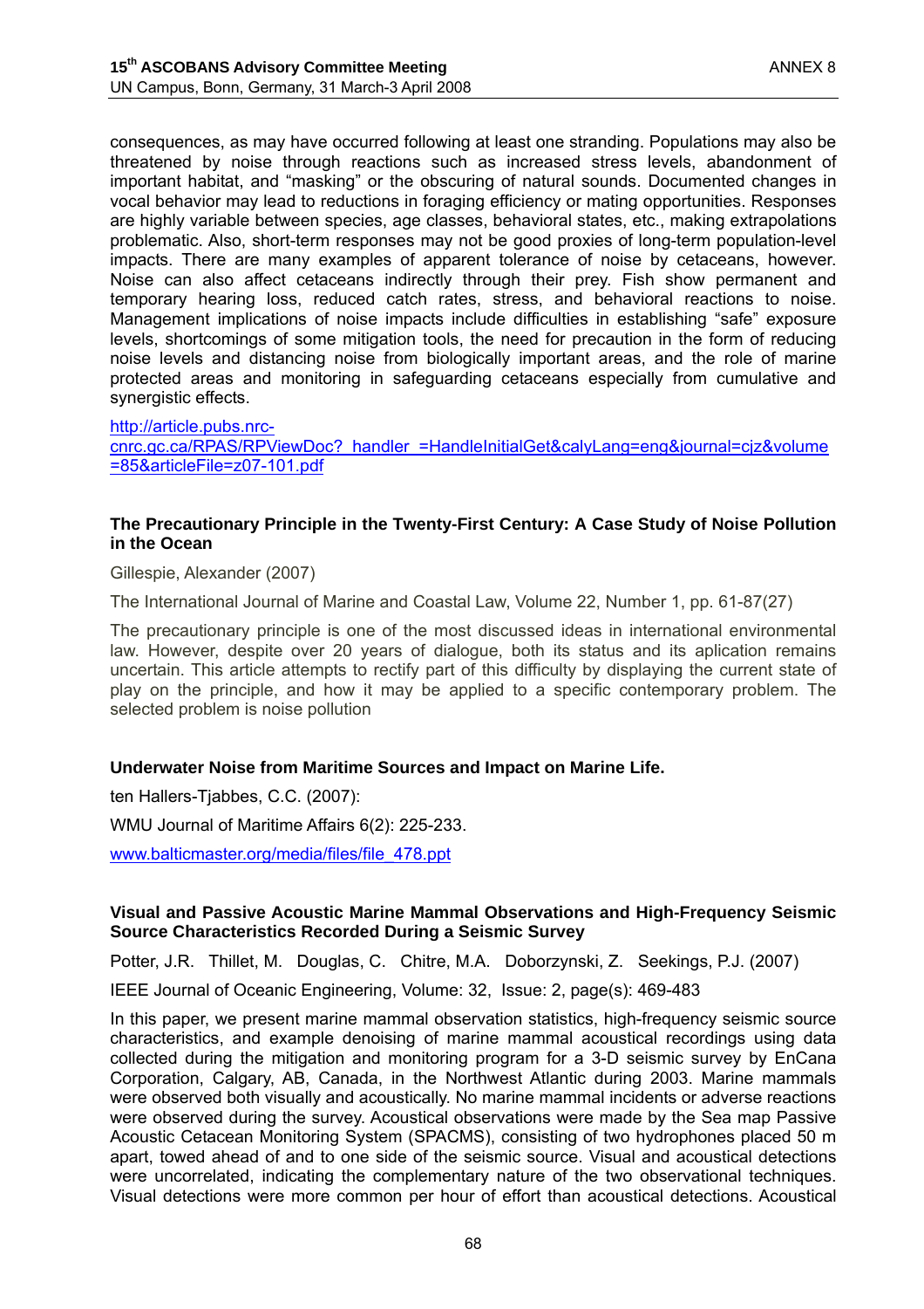consequences, as may have occurred following at least one stranding. Populations may also be threatened by noise through reactions such as increased stress levels, abandonment of important habitat, and "masking" or the obscuring of natural sounds. Documented changes in vocal behavior may lead to reductions in foraging efficiency or mating opportunities. Responses are highly variable between species, age classes, behavioral states, etc., making extrapolations problematic. Also, short-term responses may not be good proxies of long-term population-level impacts. There are many examples of apparent tolerance of noise by cetaceans, however. Noise can also affect cetaceans indirectly through their prey. Fish show permanent and temporary hearing loss, reduced catch rates, stress, and behavioral reactions to noise. Management implications of noise impacts include difficulties in establishing "safe" exposure levels, shortcomings of some mitigation tools, the need for precaution in the form of reducing noise levels and distancing noise from biologically important areas, and the role of marine protected areas and monitoring in safeguarding cetaceans especially from cumulative and synergistic effects.

http://article.pubs.nrc-cnrc.gc.ca/RPAS/RPViewDoc?_handler_=HandleInitialGet&calyLang=eng&journal=cjz&volume=85&articleFile=z07-101.pdf

**The Precautionary Principle in the Twenty-First Century: A Case Study of Noise Pollution in the Ocean**

Gillespie, Alexander (2007)

The International Journal of Marine and Coastal Law, Volume 22, Number 1, pp. 61-87(27)

The precautionary principle is one of the most discussed ideas in international environmental law. However, despite over 20 years of dialogue, both its status and its aplication remains uncertain. This article attempts to rectify part of this difficulty by displaying the current state of play on the principle, and how it may be applied to a specific contemporary problem. The selected problem is noise pollution

**Underwater Noise from Maritime Sources and Impact on Marine Life.**

ten Hallers-Tjabbes, C.C. (2007):

WMU Journal of Maritime Affairs 6(2): 225-233.

www.balticmaster.org/media/files/file_478.ppt

**Visual and Passive Acoustic Marine Mammal Observations and High-Frequency Seismic Source Characteristics Recorded During a Seismic Survey**

Potter, J.R. Thillet, M. Douglas, C. Chitre, M.A. Doborzynski, Z. Seekings, P.J. (2007)

IEEE Journal of Oceanic Engineering, Volume: 32, Issue: 2, page(s): 469-483

In this paper, we present marine mammal observation statistics, high-frequency seismic source characteristics, and example denoising of marine mammal acoustical recordings using data collected during the mitigation and monitoring program for a 3-D seismic survey by EnCana Corporation, Calgary, AB, Canada, in the Northwest Atlantic during 2003. Marine mammals were observed both visually and acoustically. No marine mammal incidents or adverse reactions were observed during the survey. Acoustical observations were made by the Sea map Passive Acoustic Cetacean Monitoring System (SPACMS), consisting of two hydrophones placed 50 m apart, towed ahead of and to one side of the seismic source. Visual and acoustical detections were uncorrelated, indicating the complementary nature of the two observational techniques. Visual detections were more common per hour of effort than acoustical detections. Acoustical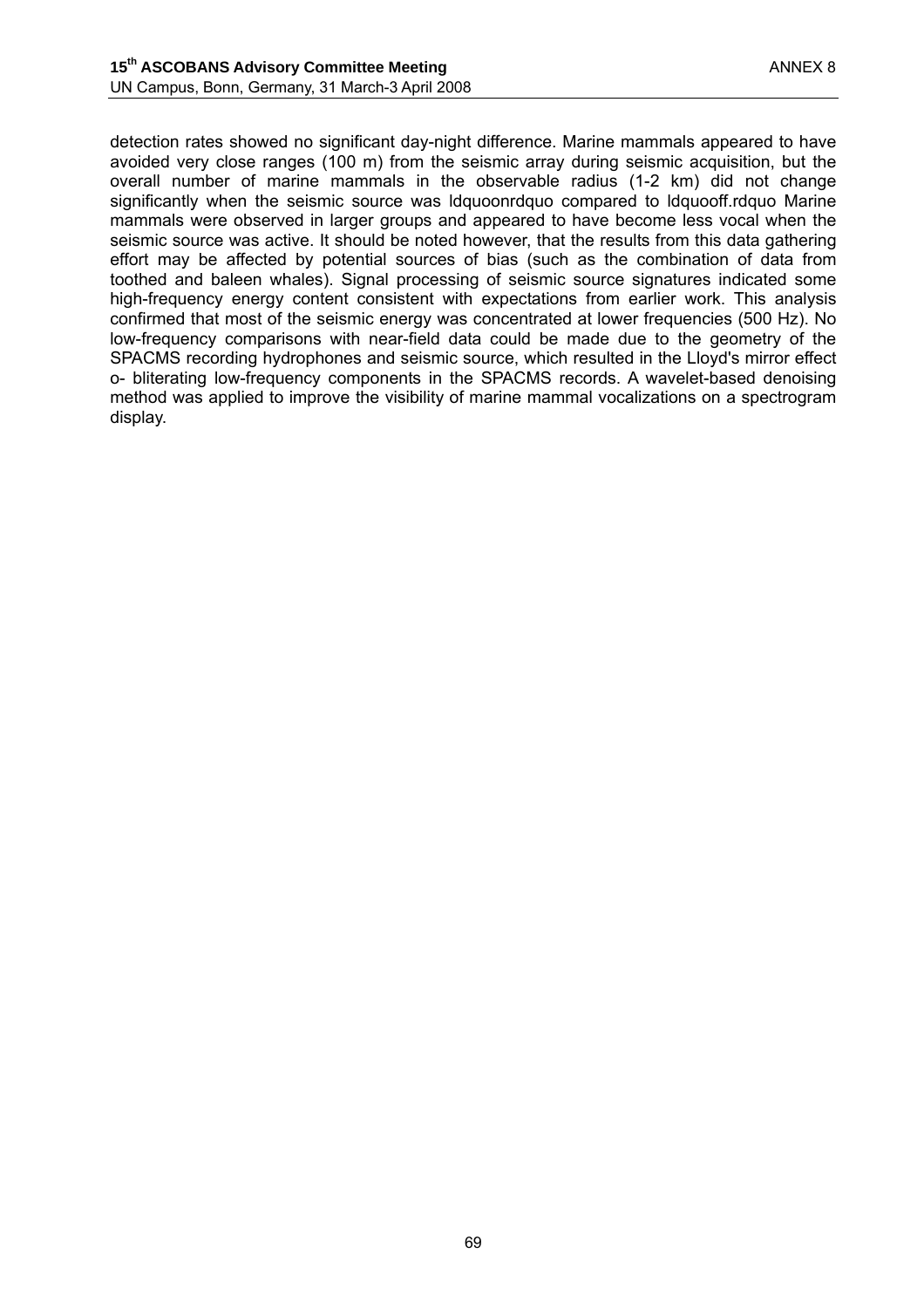detection rates showed no significant day-night difference. Marine mammals appeared to have avoided very close ranges (100 m) from the seismic array during seismic acquisition, but the overall number of marine mammals in the observable radius (1-2 km) did not change significantly when the seismic source was ldquoonrdquo compared to ldquooff.rdquo Marine mammals were observed in larger groups and appeared to have become less vocal when the seismic source was active. It should be noted however, that the results from this data gathering effort may be affected by potential sources of bias (such as the combination of data from toothed and baleen whales). Signal processing of seismic source signatures indicated some high-frequency energy content consistent with expectations from earlier work. This analysis confirmed that most of the seismic energy was concentrated at lower frequencies (500 Hz). No low-frequency comparisons with near-field data could be made due to the geometry of the SPACMS recording hydrophones and seismic source, which resulted in the Lloyd's mirror effect o- bliterating low-frequency components in the SPACMS records. A wavelet-based denoising method was applied to improve the visibility of marine mammal vocalizations on a spectrogram display.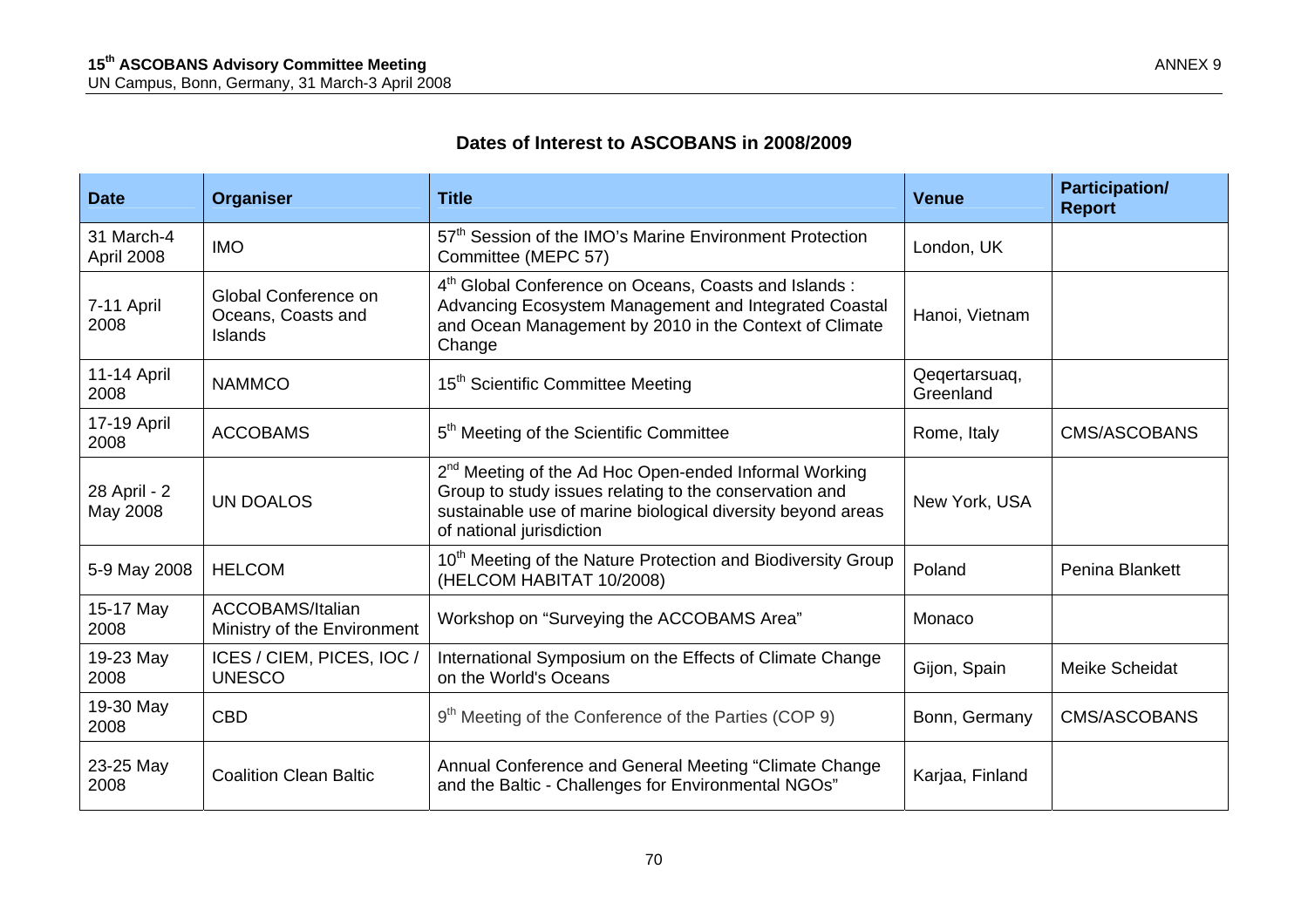## Dates of Interest to ASCOBANS in 2008/2009

| Date | Organiser | Title | Venue | Participation/ Report |
|---|---|---|---|---|
| 31 March-4 April 2008 | IMO | 57th Session of the IMO's Marine Environment Protection Committee (MEPC 57) | London, UK | |
| 7-11 April 2008 | Global Conference on Oceans, Coasts and Islands | 4th Global Conference on Oceans, Coasts and Islands : Advancing Ecosystem Management and Integrated Coastal and Ocean Management by 2010 in the Context of Climate Change | Hanoi, Vietnam | |
| 11-14 April 2008 | NAMMCO | 15th Scientific Committee Meeting | Qeqertarsuaq, Greenland | |
| 17-19 April 2008 | ACCOBAMS | 5th Meeting of the Scientific Committee | Rome, Italy | CMS/ASCOBANS |
| 28 April - 2 May 2008 | UN DOALOS | 2nd Meeting of the Ad Hoc Open-ended Informal Working Group to study issues relating to the conservation and sustainable use of marine biological diversity beyond areas of national jurisdiction | New York, USA | |
| 5-9 May 2008 | HELCOM | 10th Meeting of the Nature Protection and Biodiversity Group (HELCOM HABITAT 10/2008) | Poland | Penina Blankett |
| 15-17 May 2008 | ACCOBAMS/Italian Ministry of the Environment | Workshop on "Surveying the ACCOBAMS Area" | Monaco | |
| 19-23 May 2008 | ICES / CIEM, PICES, IOC / UNESCO | International Symposium on the Effects of Climate Change on the World's Oceans | Gijon, Spain | Meike Scheidat |
| 19-30 May 2008 | CBD | 9th Meeting of the Conference of the Parties (COP 9) | Bonn, Germany | CMS/ASCOBANS |
| 23-25 May 2008 | Coalition Clean Baltic | Annual Conference and General Meeting "Climate Change and the Baltic - Challenges for Environmental NGOs" | Karjaa, Finland | |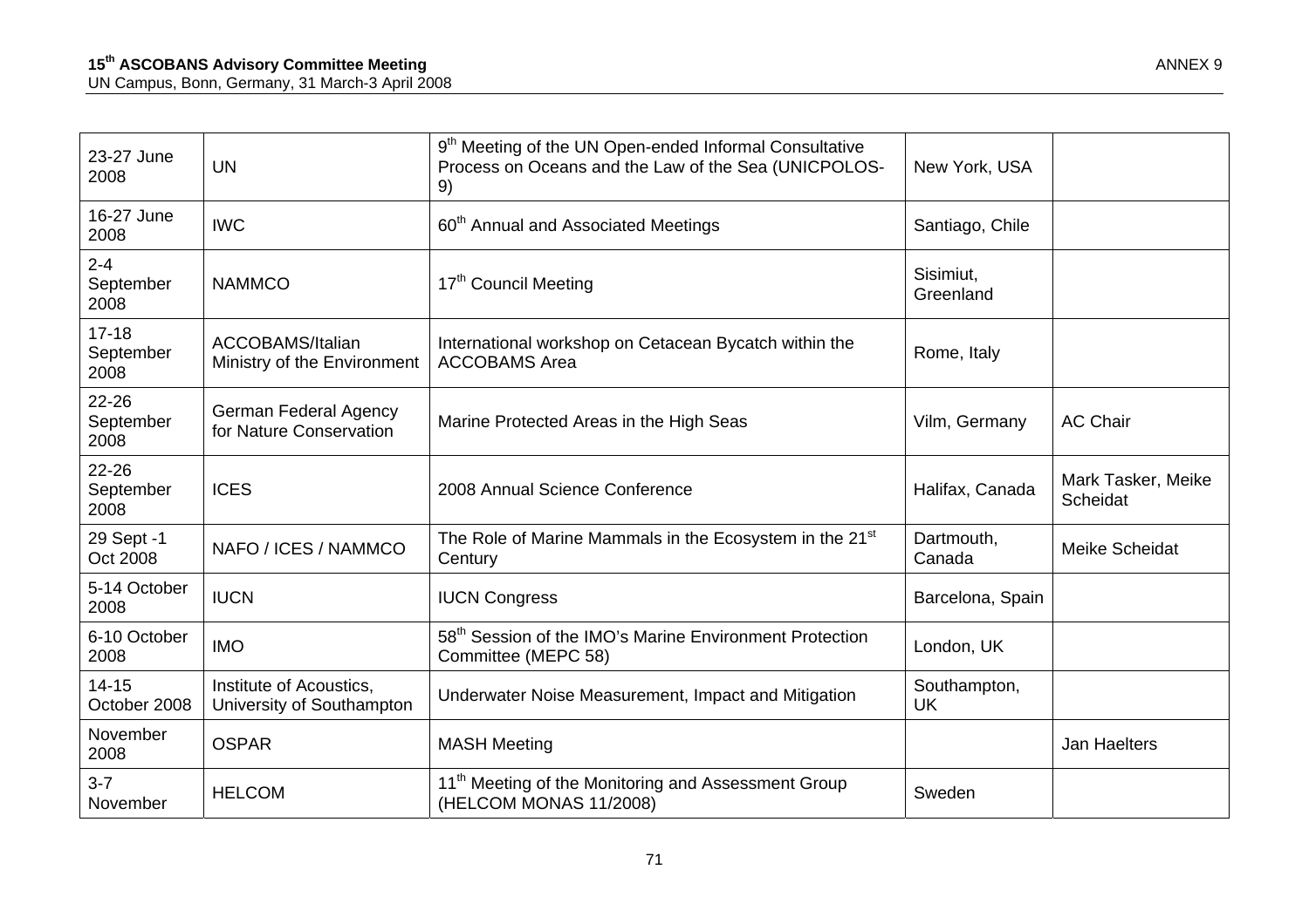| 23-27 June 2008 | UN | 9th Meeting of the UN Open-ended Informal Consultative Process on Oceans and the Law of the Sea (UNICPOLOS-9) | New York, USA | |
|---|---|---|---|---|
| 16-27 June 2008 | IWC | 60th Annual and Associated Meetings | Santiago, Chile | |
| 2-4 September 2008 | NAMMCO | 17th Council Meeting | Sisimiut, Greenland | |
| 17-18 September 2008 | ACCOBAMS/Italian Ministry of the Environment | International workshop on Cetacean Bycatch within the ACCOBAMS Area | Rome, Italy | |
| 22-26 September 2008 | German Federal Agency for Nature Conservation | Marine Protected Areas in the High Seas | Vilm, Germany | AC Chair |
| 22-26 September 2008 | ICES | 2008 Annual Science Conference | Halifax, Canada | Mark Tasker, Meike Scheidat |
| 29 Sept -1 Oct 2008 | NAFO / ICES / NAMMCO | The Role of Marine Mammals in the Ecosystem in the 21st Century | Dartmouth, Canada | Meike Scheidat |
| 5-14 October 2008 | IUCN | IUCN Congress | Barcelona, Spain | |
| 6-10 October 2008 | IMO | 58th Session of the IMO's Marine Environment Protection Committee (MEPC 58) | London, UK | |
| 14-15 October 2008 | Institute of Acoustics, University of Southampton | Underwater Noise Measurement, Impact and Mitigation | Southampton, UK | |
| November 2008 | OSPAR | MASH Meeting | | Jan Haelters |
| 3-7 November | HELCOM | 11th Meeting of the Monitoring and Assessment Group (HELCOM MONAS 11/2008) | Sweden | |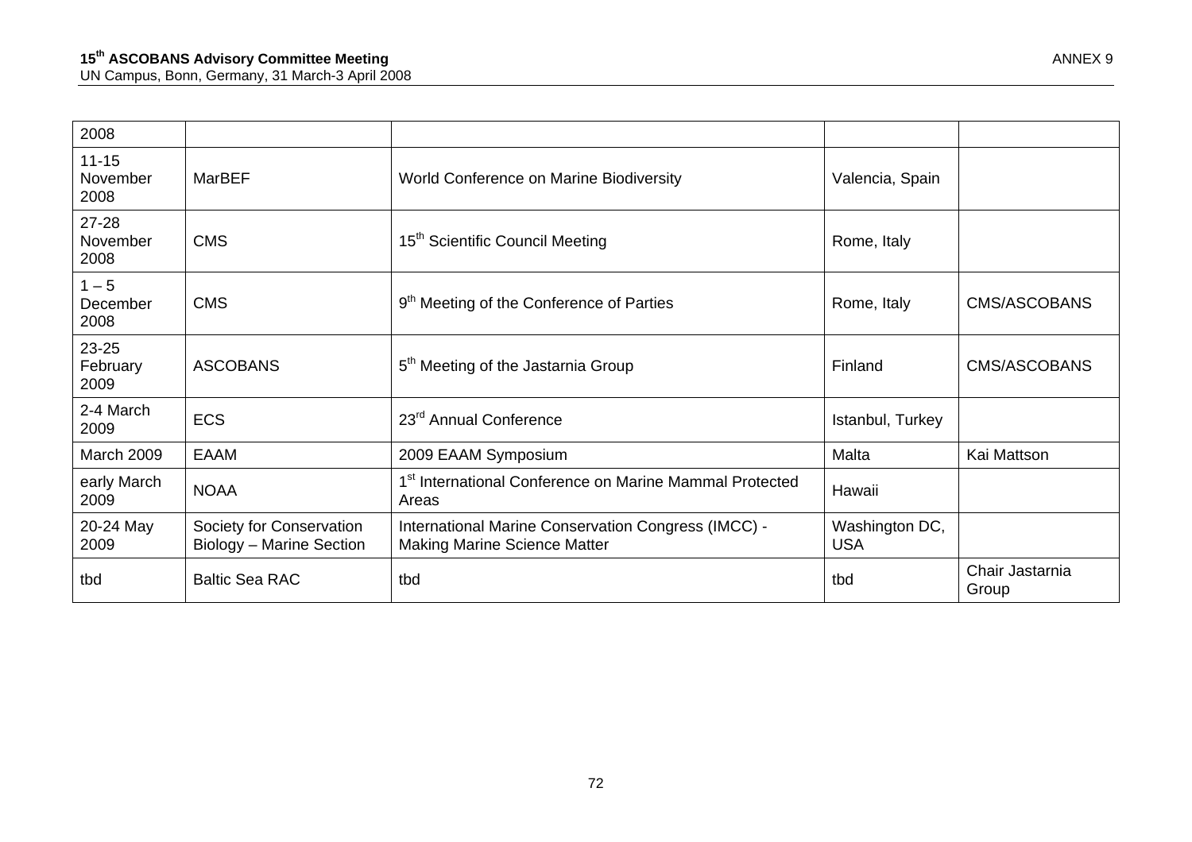| 2008 | | | | |
|---|---|---|---|---|
| 11-15 November 2008 | MarBEF | World Conference on Marine Biodiversity | Valencia, Spain | |
| 27-28 November 2008 | CMS | 15th Scientific Council Meeting | Rome, Italy | |
| 1 – 5 December 2008 | CMS | 9th Meeting of the Conference of Parties | Rome, Italy | CMS/ASCOBANS |
| 23-25 February 2009 | ASCOBANS | 5th Meeting of the Jastarnia Group | Finland | CMS/ASCOBANS |
| 2-4 March 2009 | ECS | 23rd Annual Conference | Istanbul, Turkey | |
| March 2009 | EAAM | 2009 EAAM Symposium | Malta | Kai Mattson |
| early March 2009 | NOAA | 1st International Conference on Marine Mammal Protected Areas | Hawaii | |
| 20-24 May 2009 | Society for Conservation Biology – Marine Section | International Marine Conservation Congress (IMCC) - Making Marine Science Matter | Washington DC, USA | |
| tbd | Baltic Sea RAC | tbd | tbd | Chair Jastarnia Group |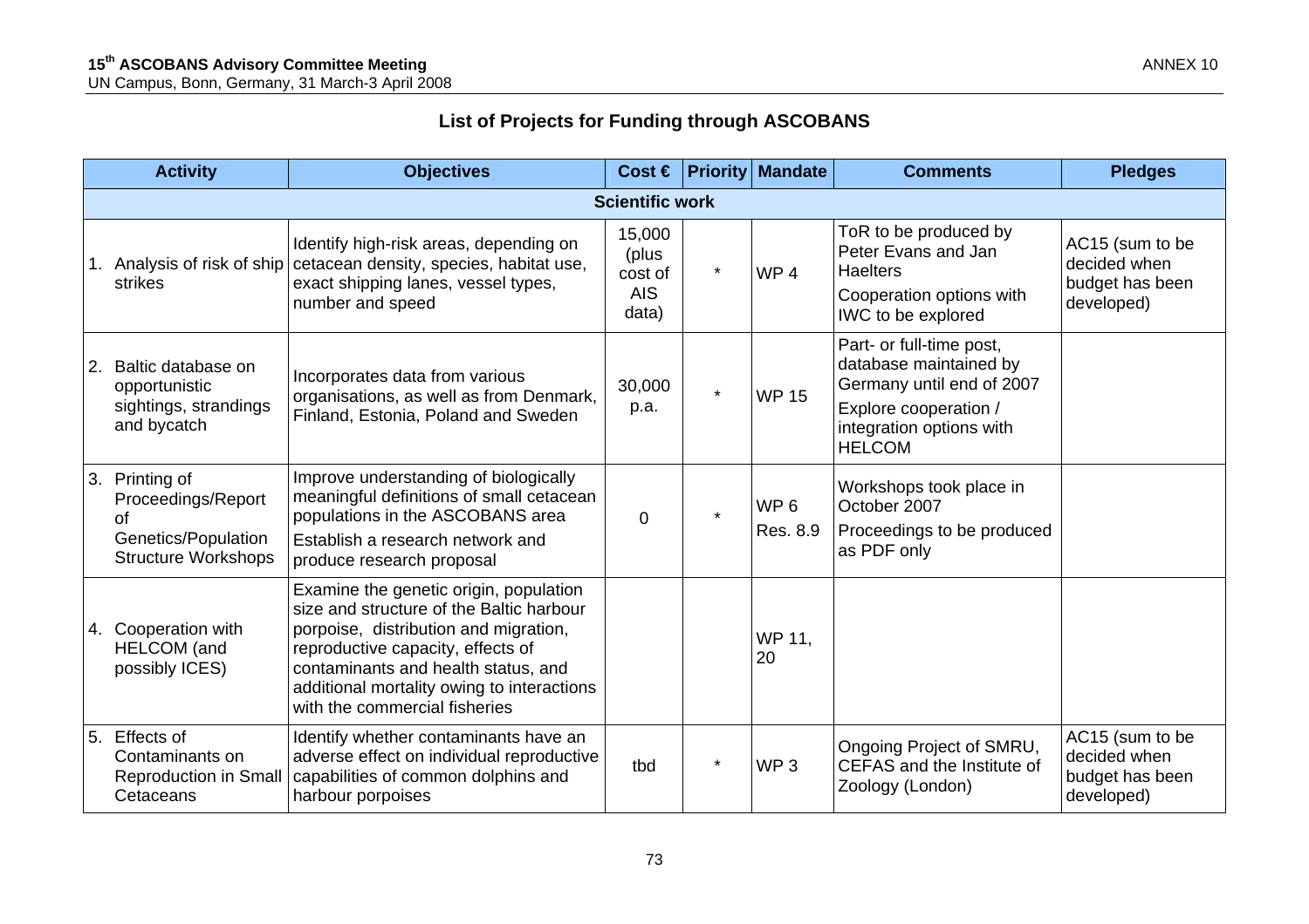## List of Projects for Funding through ASCOBANS

| Activity | Objectives | Cost € | Priority | Mandate | Comments | Pledges |
|---|---|---|---|---|---|---|
| **Scientific work** | | | | | | |
| 1. Analysis of risk of ship strikes | Identify high-risk areas, depending on cetacean density, species, habitat use, exact shipping lanes, vessel types, number and speed | 15,000 (plus cost of AIS data) | * | WP 4 | ToR to be produced by Peter Evans and Jan Haelters<br>Cooperation options with IWC to be explored | AC15 (sum to be decided when budget has been developed) |
| 2. Baltic database on opportunistic sightings, strandings and bycatch | Incorporates data from various organisations, as well as from Denmark, Finland, Estonia, Poland and Sweden | 30,000 p.a. | * | WP 15 | Part- or full-time post, database maintained by Germany until end of 2007<br>Explore cooperation / integration options with HELCOM | |
| 3. Printing of Proceedings/Report of Genetics/Population Structure Workshops | Improve understanding of biologically meaningful definitions of small cetacean populations in the ASCOBANS area<br>Establish a research network and produce research proposal | 0 | * | WP 6<br>Res. 8.9 | Workshops took place in October 2007<br>Proceedings to be produced as PDF only | |
| 4. Cooperation with HELCOM (and possibly ICES) | Examine the genetic origin, population size and structure of the Baltic harbour porpoise, distribution and migration, reproductive capacity, effects of contaminants and health status, and additional mortality owing to interactions with the commercial fisheries | | | WP 11, 20 | | |
| 5. Effects of Contaminants on Reproduction in Small Cetaceans | Identify whether contaminants have an adverse effect on individual reproductive capabilities of common dolphins and harbour porpoises | tbd | * | WP 3 | Ongoing Project of SMRU, CEFAS and the Institute of Zoology (London) | AC15 (sum to be decided when budget has been developed) |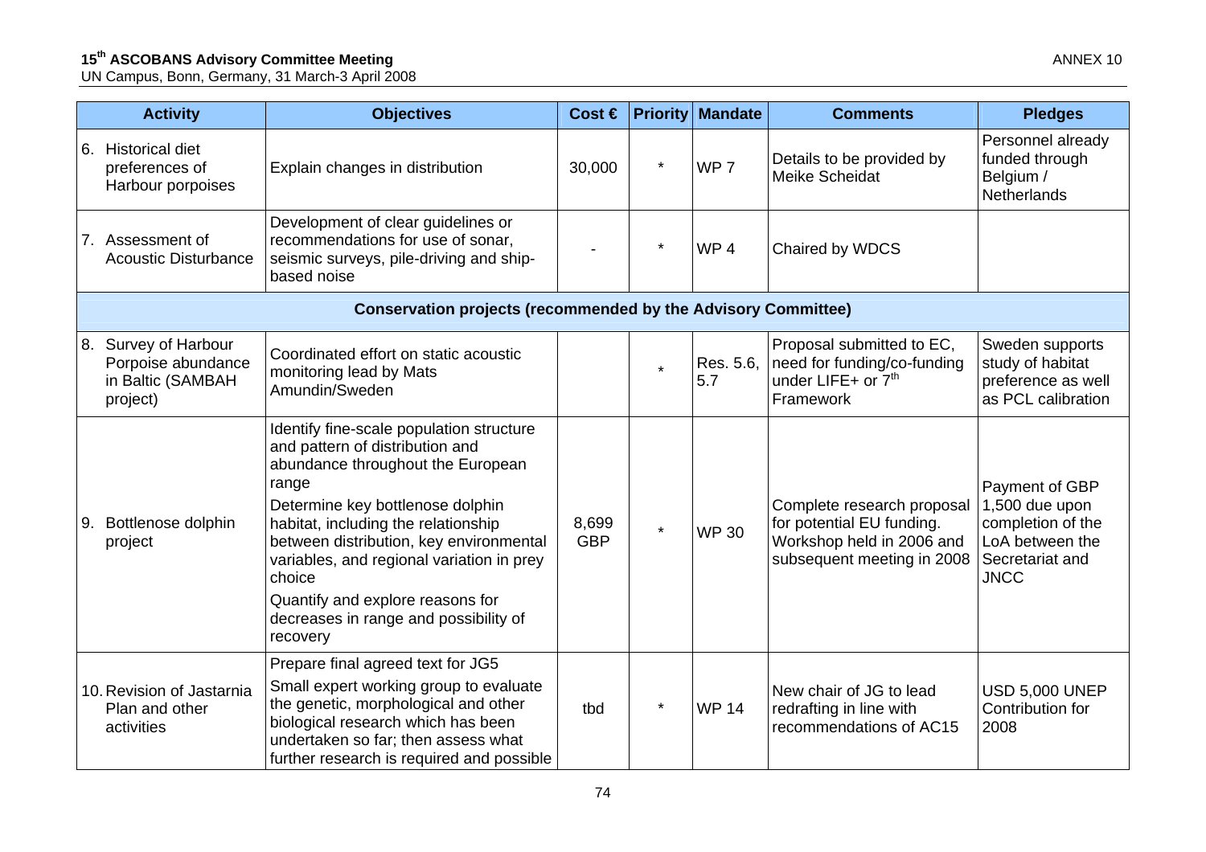| Activity | Objectives | Cost € | Priority | Mandate | Comments | Pledges |
|---|---|---|---|---|---|---|
| 6. Historical diet preferences of Harbour porpoises | Explain changes in distribution | 30,000 | * | WP 7 | Details to be provided by Meike Scheidat | Personnel already funded through Belgium / Netherlands |
| 7. Assessment of Acoustic Disturbance | Development of clear guidelines or recommendations for use of sonar, seismic surveys, pile-driving and ship-based noise | - | * | WP 4 | Chaired by WDCS | |
| **Conservation projects (recommended by the Advisory Committee)** | | | | | | |
| 8. Survey of Harbour Porpoise abundance in Baltic (SAMBAH project) | Coordinated effort on static acoustic monitoring lead by Mats Amundin/Sweden | | * | Res. 5.6, 5.7 | Proposal submitted to EC, need for funding/co-funding under LIFE+ or 7th Framework | Sweden supports study of habitat preference as well as PCL calibration |
| 9. Bottlenose dolphin project | Identify fine-scale population structure and pattern of distribution and abundance throughout the European range<br>Determine key bottlenose dolphin habitat, including the relationship between distribution, key environmental variables, and regional variation in prey choice<br>Quantify and explore reasons for decreases in range and possibility of recovery | 8,699 GBP | * | WP 30 | Complete research proposal for potential EU funding. Workshop held in 2006 and subsequent meeting in 2008 | Payment of GBP 1,500 due upon completion of the LoA between the Secretariat and JNCC |
| 10. Revision of Jastarnia Plan and other activities | Prepare final agreed text for JG5<br>Small expert working group to evaluate the genetic, morphological and other biological research which has been undertaken so far; then assess what further research is required and possible | tbd | * | WP 14 | New chair of JG to lead redrafting in line with recommendations of AC15 | USD 5,000 UNEP Contribution for 2008 |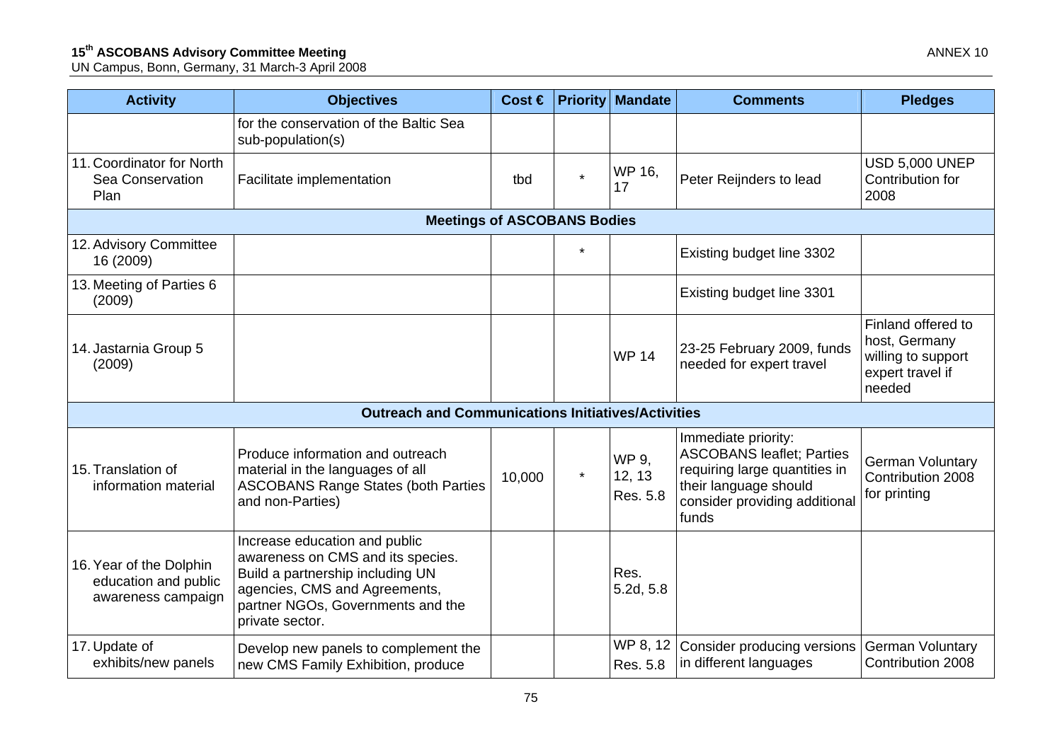| Activity | Objectives | Cost € | Priority | Mandate | Comments | Pledges |
|---|---|---|---|---|---|---|
| | for the conservation of the Baltic Sea sub-population(s) | | | | | |
| 11. Coordinator for North Sea Conservation Plan | Facilitate implementation | tbd | * | WP 16, 17 | Peter Reijnders to lead | USD 5,000 UNEP Contribution for 2008 |
| **Meetings of ASCOBANS Bodies** | | | | | | |
| 12. Advisory Committee 16 (2009) | | | * | | Existing budget line 3302 | |
| 13. Meeting of Parties 6 (2009) | | | | | Existing budget line 3301 | |
| 14. Jastarnia Group 5 (2009) | | | | WP 14 | 23-25 February 2009, funds needed for expert travel | Finland offered to host, Germany willing to support expert travel if needed |
| **Outreach and Communications Initiatives/Activities** | | | | | | |
| 15. Translation of information material | Produce information and outreach material in the languages of all ASCOBANS Range States (both Parties and non-Parties) | 10,000 | * | WP 9, 12, 13 Res. 5.8 | Immediate priority: ASCOBANS leaflet; Parties requiring large quantities in their language should consider providing additional funds | German Voluntary Contribution 2008 for printing |
| 16. Year of the Dolphin education and public awareness campaign | Increase education and public awareness on CMS and its species. Build a partnership including UN agencies, CMS and Agreements, partner NGOs, Governments and the private sector. | | | Res. 5.2d, 5.8 | | |
| 17. Update of exhibits/new panels | Develop new panels to complement the new CMS Family Exhibition, produce | | | WP 8, 12 Res. 5.8 | Consider producing versions in different languages | German Voluntary Contribution 2008 |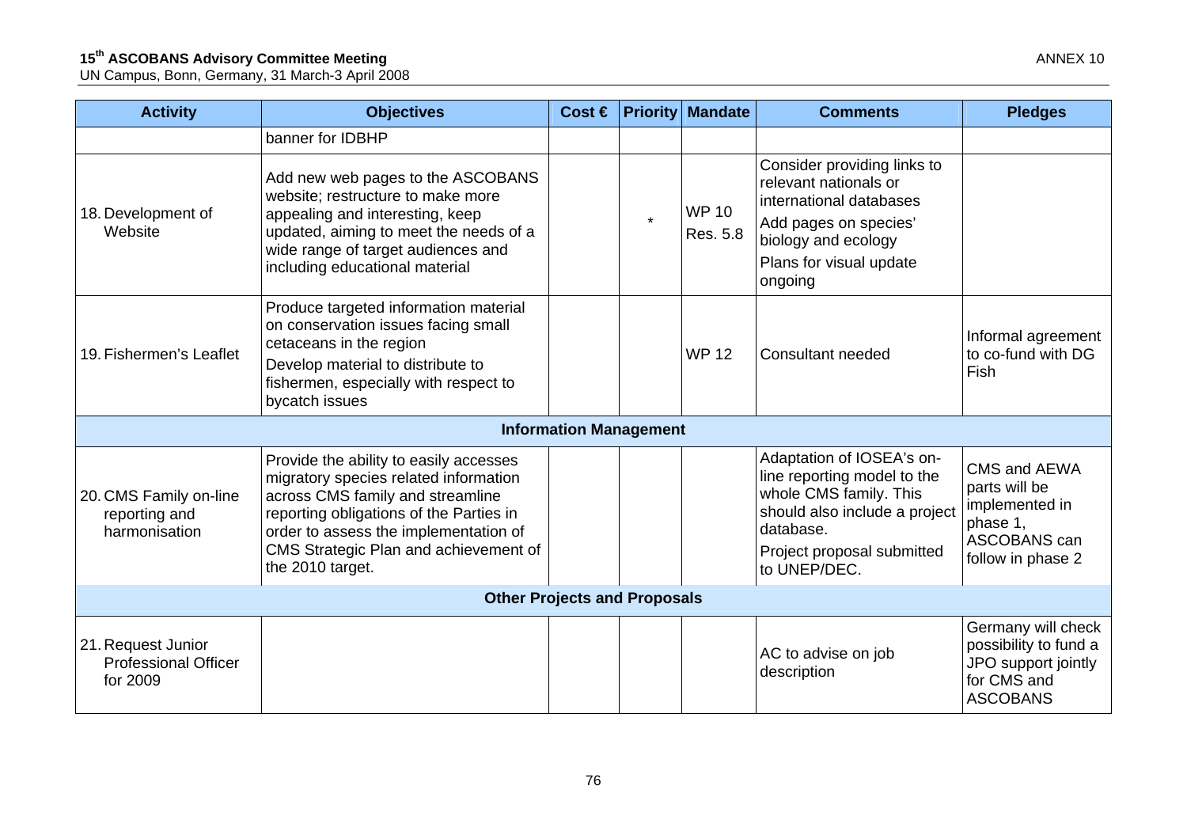| Activity | Objectives | Cost € | Priority | Mandate | Comments | Pledges |
|---|---|---|---|---|---|---|
| | banner for IDBHP | | | | | |
| 18. Development of Website | Add new web pages to the ASCOBANS website; restructure to make more appealing and interesting, keep updated, aiming to meet the needs of a wide range of target audiences and including educational material | | * | WP 10 Res. 5.8 | Consider providing links to relevant nationals or international databases<br>Add pages on species' biology and ecology<br>Plans for visual update ongoing | |
| 19. Fishermen's Leaflet | Produce targeted information material on conservation issues facing small cetaceans in the region<br>Develop material to distribute to fishermen, especially with respect to bycatch issues | | | WP 12 | Consultant needed | Informal agreement to co-fund with DG Fish |
| **Information Management** | | | | | | |
| 20. CMS Family on-line reporting and harmonisation | Provide the ability to easily accesses migratory species related information across CMS family and streamline reporting obligations of the Parties in order to assess the implementation of CMS Strategic Plan and achievement of the 2010 target. | | | | Adaptation of IOSEA's on-line reporting model to the whole CMS family. This should also include a project database.<br>Project proposal submitted to UNEP/DEC. | CMS and AEWA parts will be implemented in phase 1, ASCOBANS can follow in phase 2 |
| **Other Projects and Proposals** | | | | | | |
| 21. Request Junior Professional Officer for 2009 | | | | | AC to advise on job description | Germany will check possibility to fund a JPO support jointly for CMS and ASCOBANS |